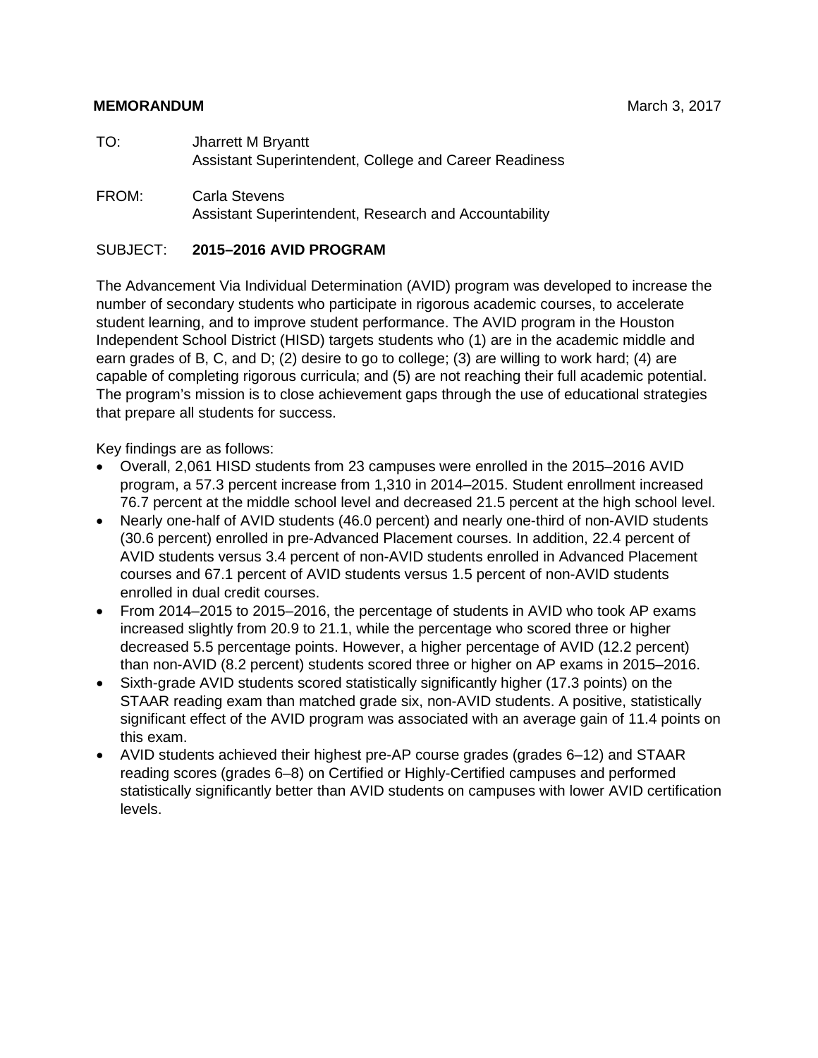**MEMORANDUM** March 3, 2017

TO: Jharrett M Bryantt
Assistant Superintendent, College and Career Readiness

FROM: Carla Stevens
Assistant Superintendent, Research and Accountability

SUBJECT: **2015–2016 AVID PROGRAM**

The Advancement Via Individual Determination (AVID) program was developed to increase the number of secondary students who participate in rigorous academic courses, to accelerate student learning, and to improve student performance. The AVID program in the Houston Independent School District (HISD) targets students who (1) are in the academic middle and earn grades of B, C, and D; (2) desire to go to college; (3) are willing to work hard; (4) are capable of completing rigorous curricula; and (5) are not reaching their full academic potential. The program's mission is to close achievement gaps through the use of educational strategies that prepare all students for success.

Key findings are as follows:

- Overall, 2,061 HISD students from 23 campuses were enrolled in the 2015–2016 AVID program, a 57.3 percent increase from 1,310 in 2014–2015. Student enrollment increased 76.7 percent at the middle school level and decreased 21.5 percent at the high school level.
- Nearly one-half of AVID students (46.0 percent) and nearly one-third of non-AVID students (30.6 percent) enrolled in pre-Advanced Placement courses. In addition, 22.4 percent of AVID students versus 3.4 percent of non-AVID students enrolled in Advanced Placement courses and 67.1 percent of AVID students versus 1.5 percent of non-AVID students enrolled in dual credit courses.
- From 2014–2015 to 2015–2016, the percentage of students in AVID who took AP exams increased slightly from 20.9 to 21.1, while the percentage who scored three or higher decreased 5.5 percentage points. However, a higher percentage of AVID (12.2 percent) than non-AVID (8.2 percent) students scored three or higher on AP exams in 2015–2016.
- Sixth-grade AVID students scored statistically significantly higher (17.3 points) on the STAAR reading exam than matched grade six, non-AVID students. A positive, statistically significant effect of the AVID program was associated with an average gain of 11.4 points on this exam.
- AVID students achieved their highest pre-AP course grades (grades 6–12) and STAAR reading scores (grades 6–8) on Certified or Highly-Certified campuses and performed statistically significantly better than AVID students on campuses with lower AVID certification levels.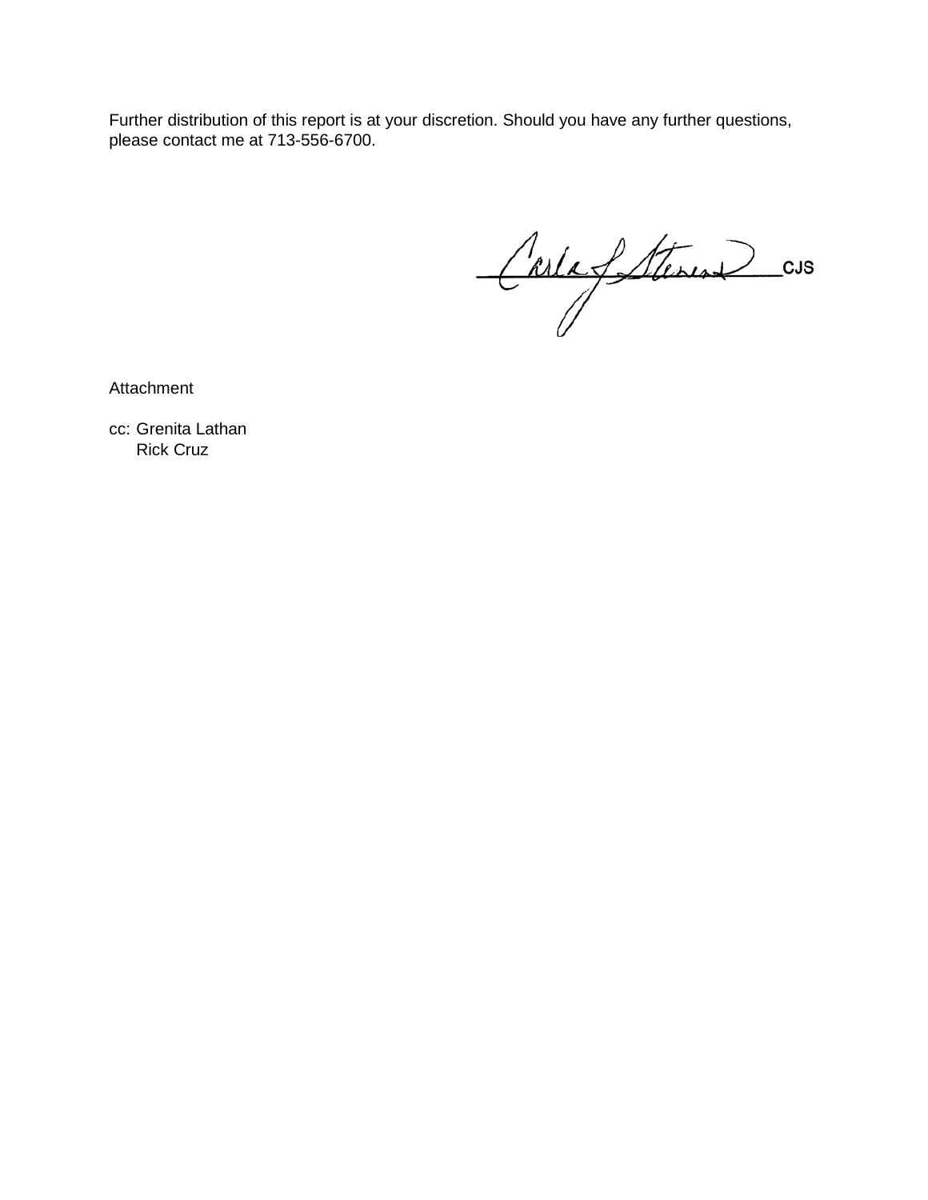Further distribution of this report is at your discretion. Should you have any further questions, please contact me at 713-556-6700.

CJS

Attachment

cc: Grenita Lathan
    Rick Cruz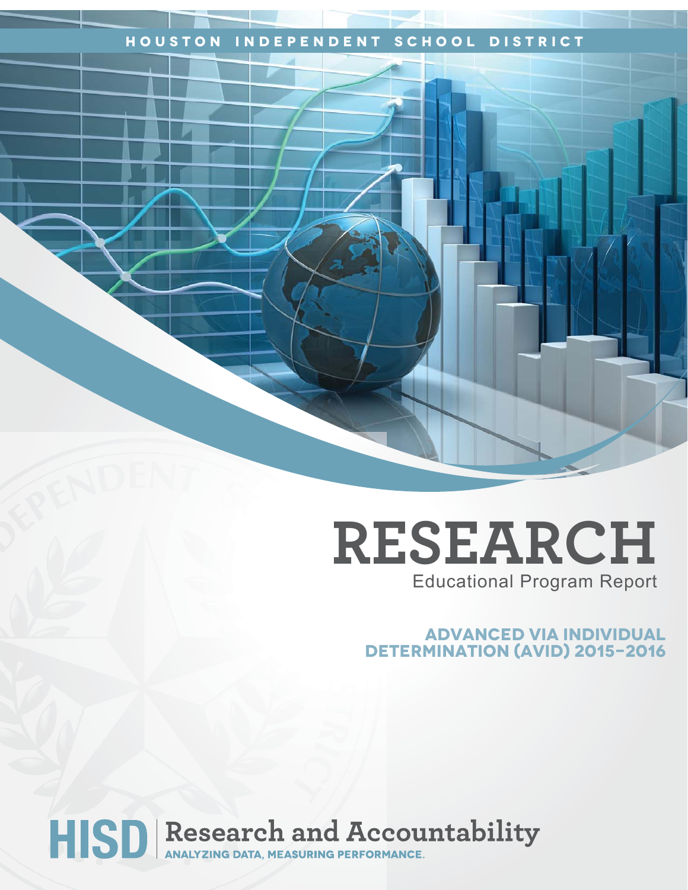HOUSTON INDEPENDENT SCHOOL DISTRICT

# RESEARCH

Educational Program Report

## ADVANCED VIA INDIVIDUAL DETERMINATION (AVID) 2015–2016

**HISD** | **Research and Accountability**

ANALYZING DATA, MEASURING PERFORMANCE.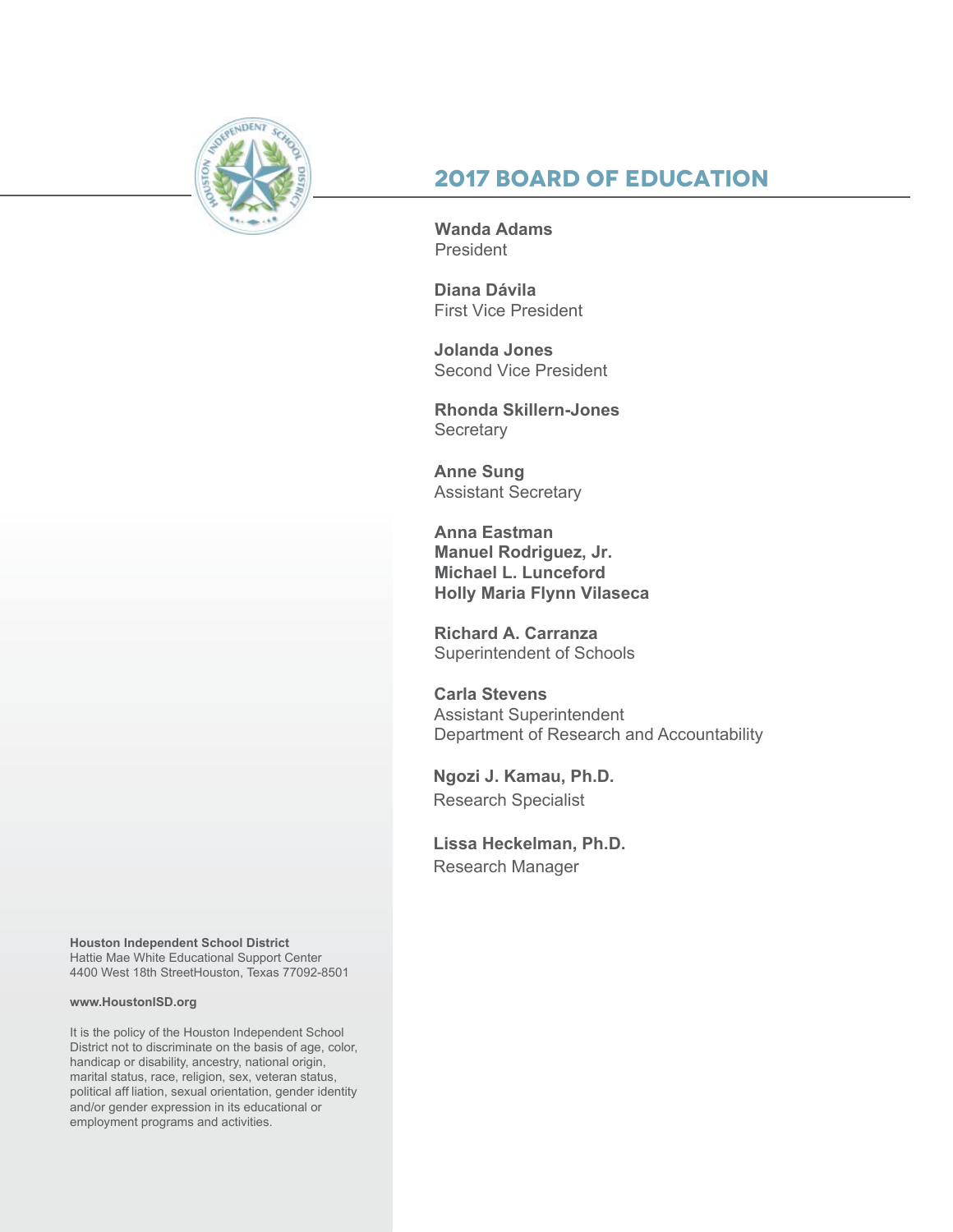# 2017 BOARD OF EDUCATION

**Wanda Adams**
President

**Diana Dávila**
First Vice President

**Jolanda Jones**
Second Vice President

**Rhonda Skillern-Jones**
Secretary

**Anne Sung**
Assistant Secretary

**Anna Eastman**
**Manuel Rodriguez, Jr.**
**Michael L. Lunceford**
**Holly Maria Flynn Vilaseca**

**Richard A. Carranza**
Superintendent of Schools

**Carla Stevens**
Assistant Superintendent
Department of Research and Accountability

**Ngozi J. Kamau, Ph.D.**
Research Specialist

**Lissa Heckelman, Ph.D.**
Research Manager

**Houston Independent School District**
Hattie Mae White Educational Support Center
4400 West 18th StreetHouston, Texas 77092-8501

**www.HoustonISD.org**

It is the policy of the Houston Independent School District not to discriminate on the basis of age, color, handicap or disability, ancestry, national origin, marital status, race, religion, sex, veteran status, political aff liation, sexual orientation, gender identity and/or gender expression in its educational or employment programs and activities.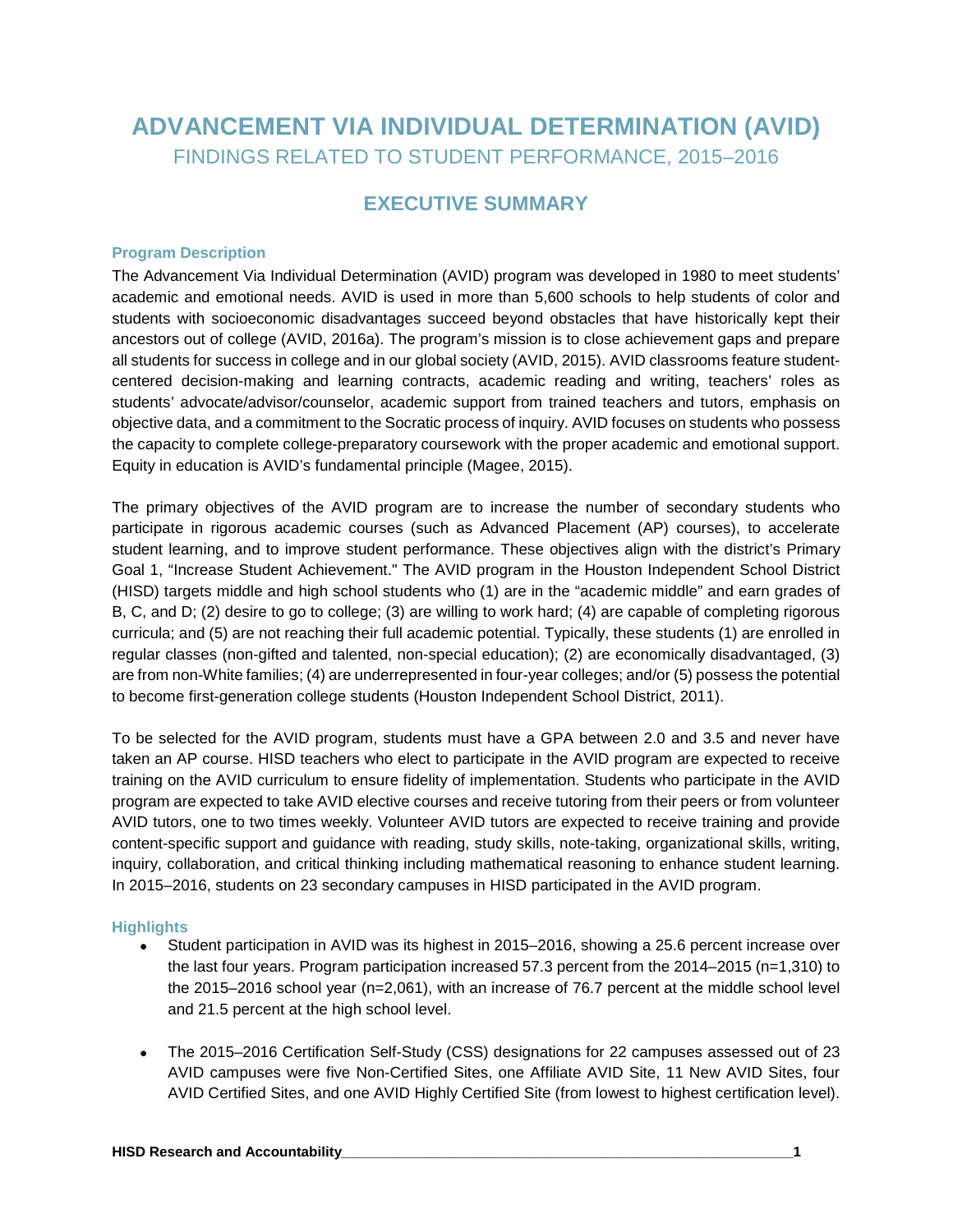# ADVANCEMENT VIA INDIVIDUAL DETERMINATION (AVID)

FINDINGS RELATED TO STUDENT PERFORMANCE, 2015–2016

## EXECUTIVE SUMMARY

### Program Description

The Advancement Via Individual Determination (AVID) program was developed in 1980 to meet students' academic and emotional needs. AVID is used in more than 5,600 schools to help students of color and students with socioeconomic disadvantages succeed beyond obstacles that have historically kept their ancestors out of college (AVID, 2016a). The program's mission is to close achievement gaps and prepare all students for success in college and in our global society (AVID, 2015). AVID classrooms feature student-centered decision-making and learning contracts, academic reading and writing, teachers' roles as students' advocate/advisor/counselor, academic support from trained teachers and tutors, emphasis on objective data, and a commitment to the Socratic process of inquiry. AVID focuses on students who possess the capacity to complete college-preparatory coursework with the proper academic and emotional support. Equity in education is AVID's fundamental principle (Magee, 2015).

The primary objectives of the AVID program are to increase the number of secondary students who participate in rigorous academic courses (such as Advanced Placement (AP) courses), to accelerate student learning, and to improve student performance. These objectives align with the district's Primary Goal 1, "Increase Student Achievement." The AVID program in the Houston Independent School District (HISD) targets middle and high school students who (1) are in the "academic middle" and earn grades of B, C, and D; (2) desire to go to college; (3) are willing to work hard; (4) are capable of completing rigorous curricula; and (5) are not reaching their full academic potential. Typically, these students (1) are enrolled in regular classes (non-gifted and talented, non-special education); (2) are economically disadvantaged, (3) are from non-White families; (4) are underrepresented in four-year colleges; and/or (5) possess the potential to become first-generation college students (Houston Independent School District, 2011).

To be selected for the AVID program, students must have a GPA between 2.0 and 3.5 and never have taken an AP course. HISD teachers who elect to participate in the AVID program are expected to receive training on the AVID curriculum to ensure fidelity of implementation. Students who participate in the AVID program are expected to take AVID elective courses and receive tutoring from their peers or from volunteer AVID tutors, one to two times weekly. Volunteer AVID tutors are expected to receive training and provide content-specific support and guidance with reading, study skills, note-taking, organizational skills, writing, inquiry, collaboration, and critical thinking including mathematical reasoning to enhance student learning. In 2015–2016, students on 23 secondary campuses in HISD participated in the AVID program.

### Highlights

- Student participation in AVID was its highest in 2015–2016, showing a 25.6 percent increase over the last four years. Program participation increased 57.3 percent from the 2014–2015 (n=1,310) to the 2015–2016 school year (n=2,061), with an increase of 76.7 percent at the middle school level and 21.5 percent at the high school level.

- The 2015–2016 Certification Self-Study (CSS) designations for 22 campuses assessed out of 23 AVID campuses were five Non-Certified Sites, one Affiliate AVID Site, 11 New AVID Sites, four AVID Certified Sites, and one AVID Highly Certified Site (from lowest to highest certification level).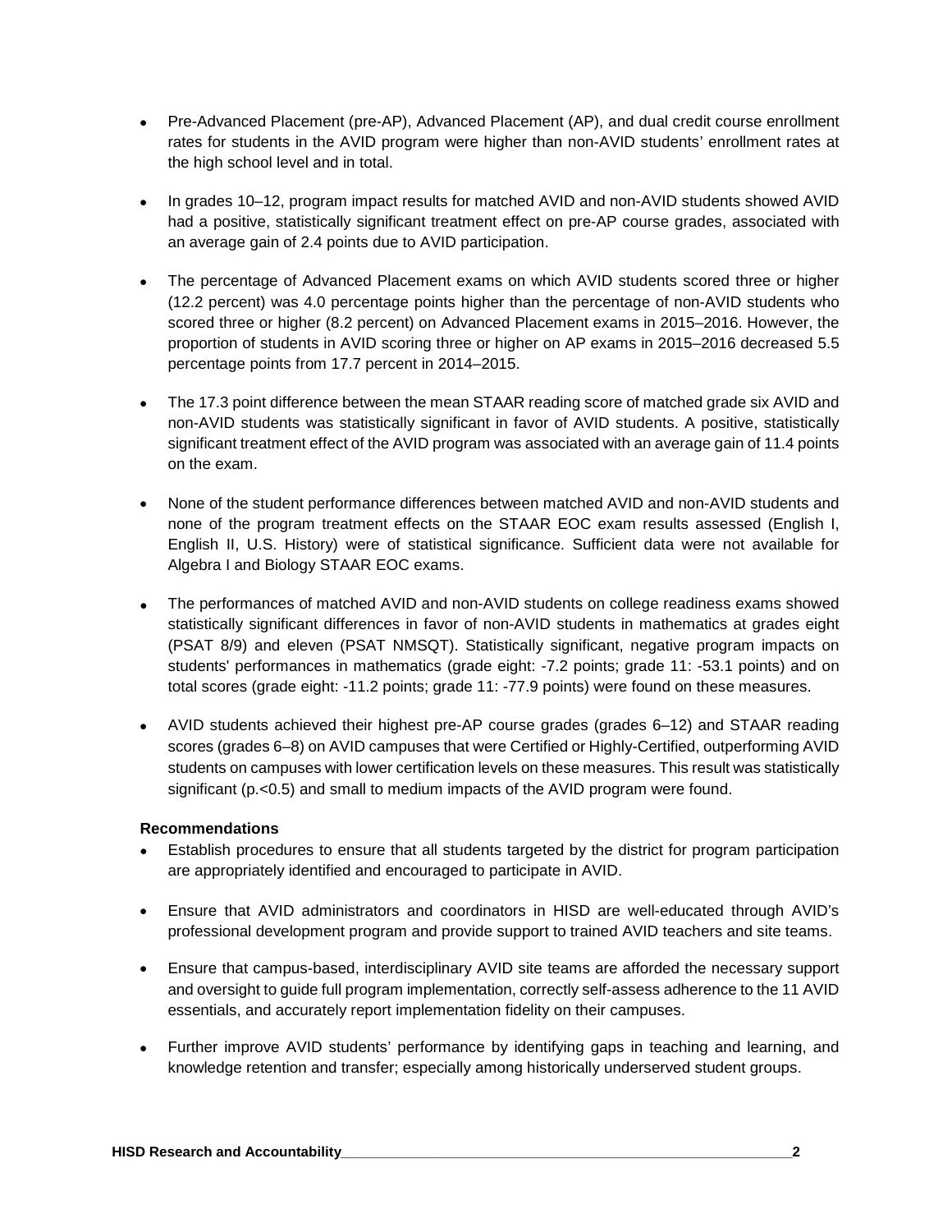- Pre-Advanced Placement (pre-AP), Advanced Placement (AP), and dual credit course enrollment rates for students in the AVID program were higher than non-AVID students' enrollment rates at the high school level and in total.

- In grades 10–12, program impact results for matched AVID and non-AVID students showed AVID had a positive, statistically significant treatment effect on pre-AP course grades, associated with an average gain of 2.4 points due to AVID participation.

- The percentage of Advanced Placement exams on which AVID students scored three or higher (12.2 percent) was 4.0 percentage points higher than the percentage of non-AVID students who scored three or higher (8.2 percent) on Advanced Placement exams in 2015–2016. However, the proportion of students in AVID scoring three or higher on AP exams in 2015–2016 decreased 5.5 percentage points from 17.7 percent in 2014–2015.

- The 17.3 point difference between the mean STAAR reading score of matched grade six AVID and non-AVID students was statistically significant in favor of AVID students. A positive, statistically significant treatment effect of the AVID program was associated with an average gain of 11.4 points on the exam.

- None of the student performance differences between matched AVID and non-AVID students and none of the program treatment effects on the STAAR EOC exam results assessed (English I, English II, U.S. History) were of statistical significance. Sufficient data were not available for Algebra I and Biology STAAR EOC exams.

- The performances of matched AVID and non-AVID students on college readiness exams showed statistically significant differences in favor of non-AVID students in mathematics at grades eight (PSAT 8/9) and eleven (PSAT NMSQT). Statistically significant, negative program impacts on students' performances in mathematics (grade eight: -7.2 points; grade 11: -53.1 points) and on total scores (grade eight: -11.2 points; grade 11: -77.9 points) were found on these measures.

- AVID students achieved their highest pre-AP course grades (grades 6–12) and STAAR reading scores (grades 6–8) on AVID campuses that were Certified or Highly-Certified, outperforming AVID students on campuses with lower certification levels on these measures. This result was statistically significant (p.<0.5) and small to medium impacts of the AVID program were found.

**Recommendations**

- Establish procedures to ensure that all students targeted by the district for program participation are appropriately identified and encouraged to participate in AVID.

- Ensure that AVID administrators and coordinators in HISD are well-educated through AVID's professional development program and provide support to trained AVID teachers and site teams.

- Ensure that campus-based, interdisciplinary AVID site teams are afforded the necessary support and oversight to guide full program implementation, correctly self-assess adherence to the 11 AVID essentials, and accurately report implementation fidelity on their campuses.

- Further improve AVID students' performance by identifying gaps in teaching and learning, and knowledge retention and transfer; especially among historically underserved student groups.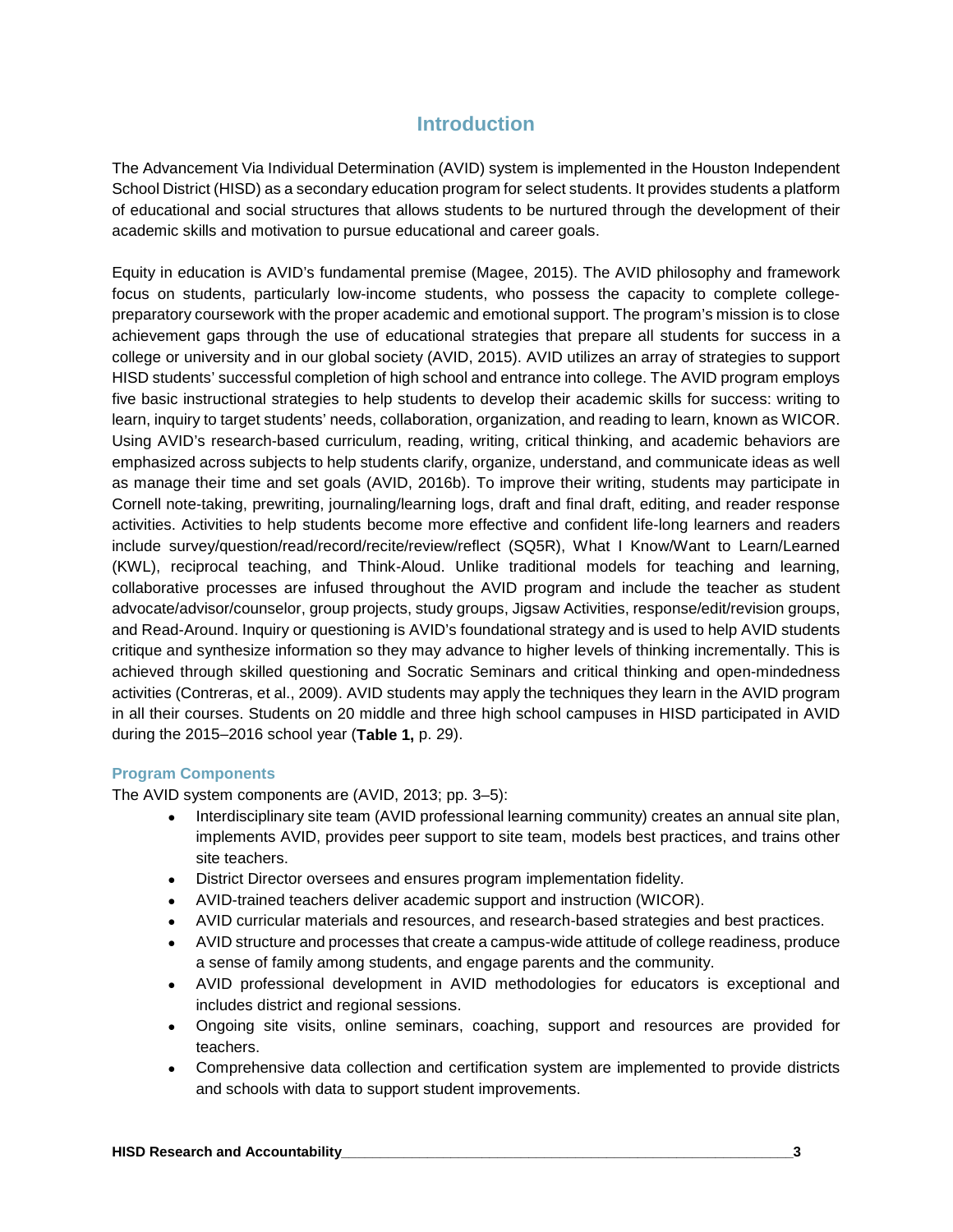# Introduction

The Advancement Via Individual Determination (AVID) system is implemented in the Houston Independent School District (HISD) as a secondary education program for select students. It provides students a platform of educational and social structures that allows students to be nurtured through the development of their academic skills and motivation to pursue educational and career goals.

Equity in education is AVID's fundamental premise (Magee, 2015). The AVID philosophy and framework focus on students, particularly low-income students, who possess the capacity to complete college-preparatory coursework with the proper academic and emotional support. The program's mission is to close achievement gaps through the use of educational strategies that prepare all students for success in a college or university and in our global society (AVID, 2015). AVID utilizes an array of strategies to support HISD students' successful completion of high school and entrance into college. The AVID program employs five basic instructional strategies to help students to develop their academic skills for success: writing to learn, inquiry to target students' needs, collaboration, organization, and reading to learn, known as WICOR. Using AVID's research-based curriculum, reading, writing, critical thinking, and academic behaviors are emphasized across subjects to help students clarify, organize, understand, and communicate ideas as well as manage their time and set goals (AVID, 2016b). To improve their writing, students may participate in Cornell note-taking, prewriting, journaling/learning logs, draft and final draft, editing, and reader response activities. Activities to help students become more effective and confident life-long learners and readers include survey/question/read/record/recite/review/reflect (SQ5R), What I Know/Want to Learn/Learned (KWL), reciprocal teaching, and Think-Aloud. Unlike traditional models for teaching and learning, collaborative processes are infused throughout the AVID program and include the teacher as student advocate/advisor/counselor, group projects, study groups, Jigsaw Activities, response/edit/revision groups, and Read-Around. Inquiry or questioning is AVID's foundational strategy and is used to help AVID students critique and synthesize information so they may advance to higher levels of thinking incrementally. This is achieved through skilled questioning and Socratic Seminars and critical thinking and open-mindedness activities (Contreras, et al., 2009). AVID students may apply the techniques they learn in the AVID program in all their courses. Students on 20 middle and three high school campuses in HISD participated in AVID during the 2015–2016 school year (**Table 1,** p. 29).

### Program Components

The AVID system components are (AVID, 2013; pp. 3–5):

- Interdisciplinary site team (AVID professional learning community) creates an annual site plan, implements AVID, provides peer support to site team, models best practices, and trains other site teachers.
- District Director oversees and ensures program implementation fidelity.
- AVID-trained teachers deliver academic support and instruction (WICOR).
- AVID curricular materials and resources, and research-based strategies and best practices.
- AVID structure and processes that create a campus-wide attitude of college readiness, produce a sense of family among students, and engage parents and the community.
- AVID professional development in AVID methodologies for educators is exceptional and includes district and regional sessions.
- Ongoing site visits, online seminars, coaching, support and resources are provided for teachers.
- Comprehensive data collection and certification system are implemented to provide districts and schools with data to support student improvements.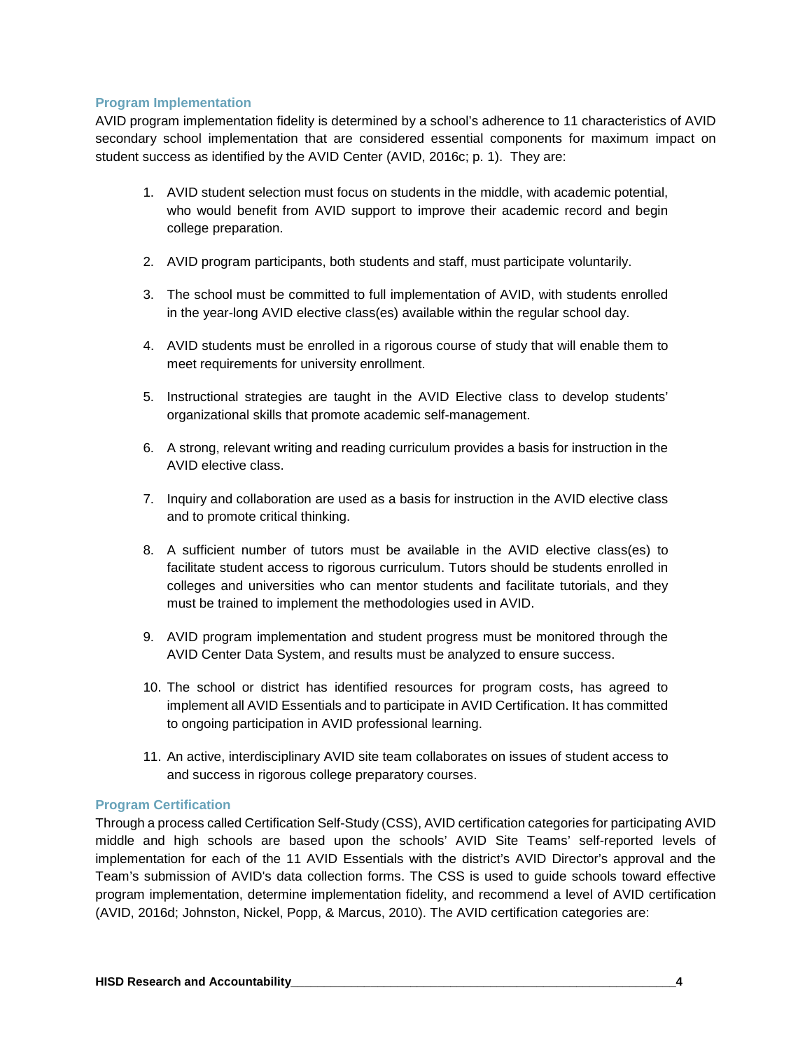### Program Implementation

AVID program implementation fidelity is determined by a school's adherence to 11 characteristics of AVID secondary school implementation that are considered essential components for maximum impact on student success as identified by the AVID Center (AVID, 2016c; p. 1). They are:

1. AVID student selection must focus on students in the middle, with academic potential, who would benefit from AVID support to improve their academic record and begin college preparation.
2. AVID program participants, both students and staff, must participate voluntarily.
3. The school must be committed to full implementation of AVID, with students enrolled in the year-long AVID elective class(es) available within the regular school day.
4. AVID students must be enrolled in a rigorous course of study that will enable them to meet requirements for university enrollment.
5. Instructional strategies are taught in the AVID Elective class to develop students' organizational skills that promote academic self-management.
6. A strong, relevant writing and reading curriculum provides a basis for instruction in the AVID elective class.
7. Inquiry and collaboration are used as a basis for instruction in the AVID elective class and to promote critical thinking.
8. A sufficient number of tutors must be available in the AVID elective class(es) to facilitate student access to rigorous curriculum. Tutors should be students enrolled in colleges and universities who can mentor students and facilitate tutorials, and they must be trained to implement the methodologies used in AVID.
9. AVID program implementation and student progress must be monitored through the AVID Center Data System, and results must be analyzed to ensure success.
10. The school or district has identified resources for program costs, has agreed to implement all AVID Essentials and to participate in AVID Certification. It has committed to ongoing participation in AVID professional learning.
11. An active, interdisciplinary AVID site team collaborates on issues of student access to and success in rigorous college preparatory courses.

### Program Certification

Through a process called Certification Self-Study (CSS), AVID certification categories for participating AVID middle and high schools are based upon the schools' AVID Site Teams' self-reported levels of implementation for each of the 11 AVID Essentials with the district's AVID Director's approval and the Team's submission of AVID's data collection forms. The CSS is used to guide schools toward effective program implementation, determine implementation fidelity, and recommend a level of AVID certification (AVID, 2016d; Johnston, Nickel, Popp, & Marcus, 2010). The AVID certification categories are: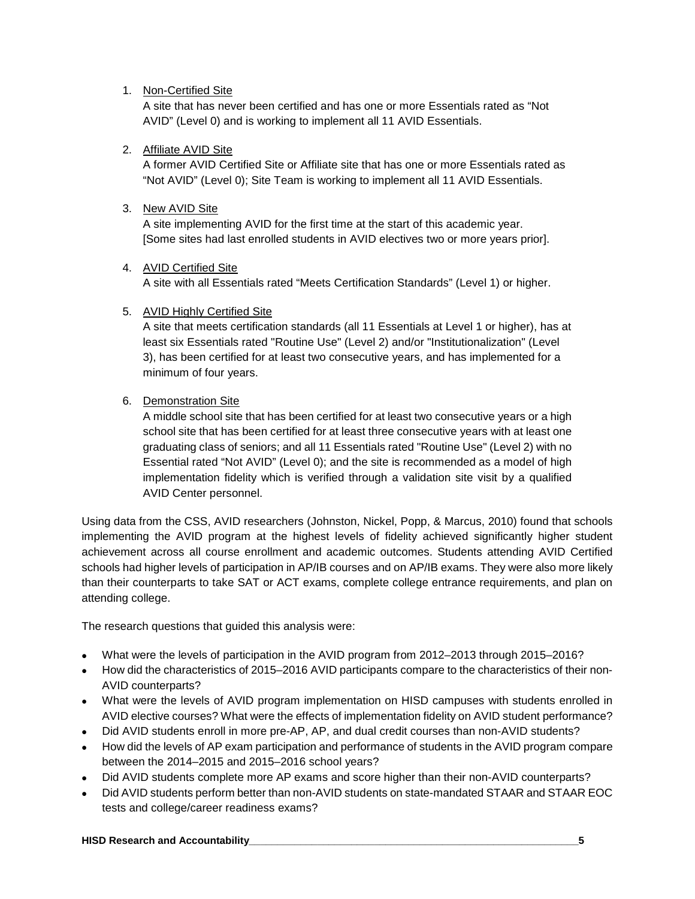1. Non-Certified Site
   A site that has never been certified and has one or more Essentials rated as "Not AVID" (Level 0) and is working to implement all 11 AVID Essentials.

2. Affiliate AVID Site
   A former AVID Certified Site or Affiliate site that has one or more Essentials rated as "Not AVID" (Level 0); Site Team is working to implement all 11 AVID Essentials.

3. New AVID Site
   A site implementing AVID for the first time at the start of this academic year. [Some sites had last enrolled students in AVID electives two or more years prior].

4. AVID Certified Site
   A site with all Essentials rated "Meets Certification Standards" (Level 1) or higher.

5. AVID Highly Certified Site
   A site that meets certification standards (all 11 Essentials at Level 1 or higher), has at least six Essentials rated "Routine Use" (Level 2) and/or "Institutionalization" (Level 3), has been certified for at least two consecutive years, and has implemented for a minimum of four years.

6. Demonstration Site
   A middle school site that has been certified for at least two consecutive years or a high school site that has been certified for at least three consecutive years with at least one graduating class of seniors; and all 11 Essentials rated "Routine Use" (Level 2) with no Essential rated "Not AVID" (Level 0); and the site is recommended as a model of high implementation fidelity which is verified through a validation site visit by a qualified AVID Center personnel.

Using data from the CSS, AVID researchers (Johnston, Nickel, Popp, & Marcus, 2010) found that schools implementing the AVID program at the highest levels of fidelity achieved significantly higher student achievement across all course enrollment and academic outcomes. Students attending AVID Certified schools had higher levels of participation in AP/IB courses and on AP/IB exams. They were also more likely than their counterparts to take SAT or ACT exams, complete college entrance requirements, and plan on attending college.

The research questions that guided this analysis were:

- What were the levels of participation in the AVID program from 2012–2013 through 2015–2016?
- How did the characteristics of 2015–2016 AVID participants compare to the characteristics of their non-AVID counterparts?
- What were the levels of AVID program implementation on HISD campuses with students enrolled in AVID elective courses? What were the effects of implementation fidelity on AVID student performance?
- Did AVID students enroll in more pre-AP, AP, and dual credit courses than non-AVID students?
- How did the levels of AP exam participation and performance of students in the AVID program compare between the 2014–2015 and 2015–2016 school years?
- Did AVID students complete more AP exams and score higher than their non-AVID counterparts?
- Did AVID students perform better than non-AVID students on state-mandated STAAR and STAAR EOC tests and college/career readiness exams?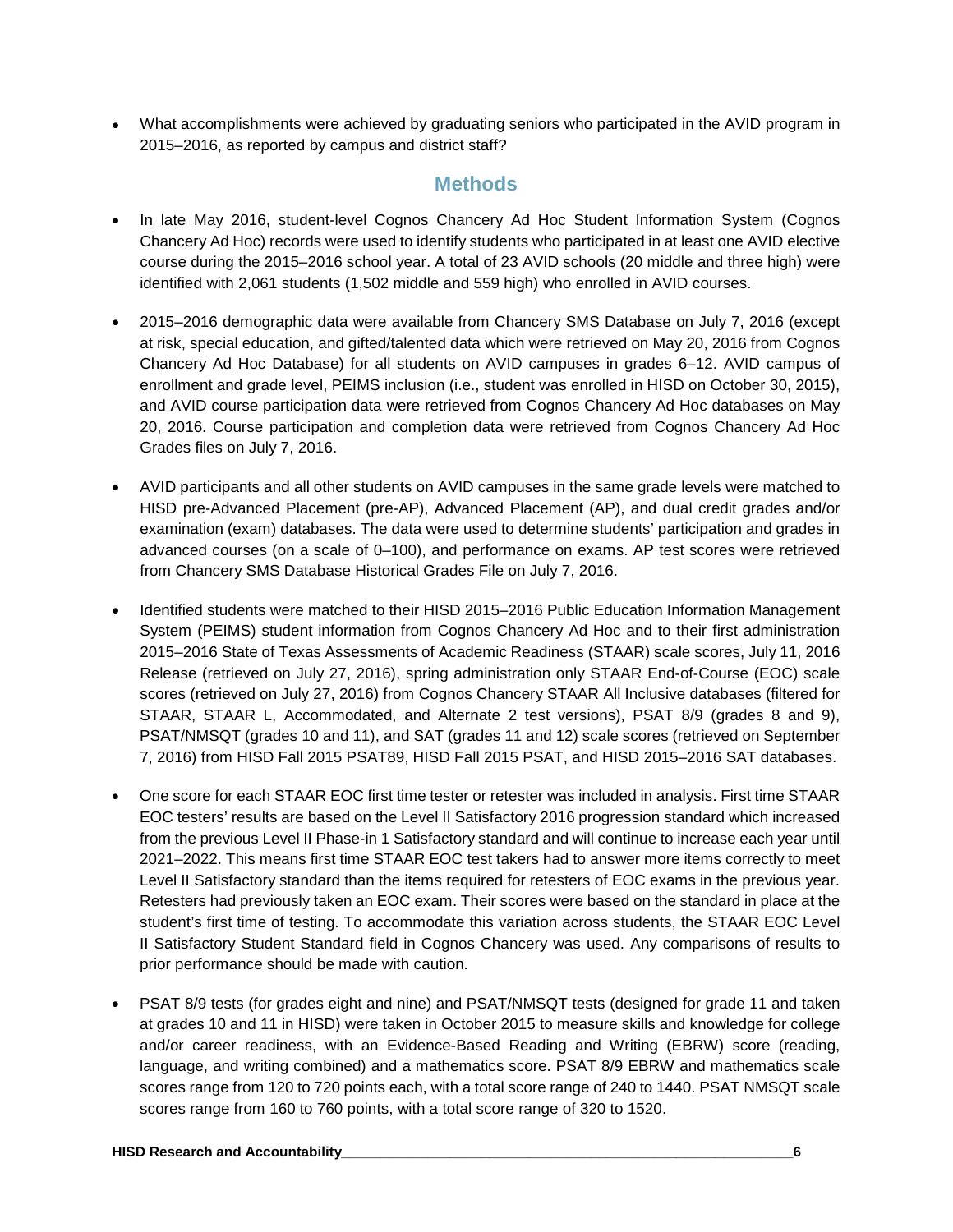- What accomplishments were achieved by graduating seniors who participated in the AVID program in 2015–2016, as reported by campus and district staff?

## Methods

- In late May 2016, student-level Cognos Chancery Ad Hoc Student Information System (Cognos Chancery Ad Hoc) records were used to identify students who participated in at least one AVID elective course during the 2015–2016 school year. A total of 23 AVID schools (20 middle and three high) were identified with 2,061 students (1,502 middle and 559 high) who enrolled in AVID courses.

- 2015–2016 demographic data were available from Chancery SMS Database on July 7, 2016 (except at risk, special education, and gifted/talented data which were retrieved on May 20, 2016 from Cognos Chancery Ad Hoc Database) for all students on AVID campuses in grades 6–12. AVID campus of enrollment and grade level, PEIMS inclusion (i.e., student was enrolled in HISD on October 30, 2015), and AVID course participation data were retrieved from Cognos Chancery Ad Hoc databases on May 20, 2016. Course participation and completion data were retrieved from Cognos Chancery Ad Hoc Grades files on July 7, 2016.

- AVID participants and all other students on AVID campuses in the same grade levels were matched to HISD pre-Advanced Placement (pre-AP), Advanced Placement (AP), and dual credit grades and/or examination (exam) databases. The data were used to determine students' participation and grades in advanced courses (on a scale of 0–100), and performance on exams. AP test scores were retrieved from Chancery SMS Database Historical Grades File on July 7, 2016.

- Identified students were matched to their HISD 2015–2016 Public Education Information Management System (PEIMS) student information from Cognos Chancery Ad Hoc and to their first administration 2015–2016 State of Texas Assessments of Academic Readiness (STAAR) scale scores, July 11, 2016 Release (retrieved on July 27, 2016), spring administration only STAAR End-of-Course (EOC) scale scores (retrieved on July 27, 2016) from Cognos Chancery STAAR All Inclusive databases (filtered for STAAR, STAAR L, Accommodated, and Alternate 2 test versions), PSAT 8/9 (grades 8 and 9), PSAT/NMSQT (grades 10 and 11), and SAT (grades 11 and 12) scale scores (retrieved on September 7, 2016) from HISD Fall 2015 PSAT89, HISD Fall 2015 PSAT, and HISD 2015–2016 SAT databases.

- One score for each STAAR EOC first time tester or retester was included in analysis. First time STAAR EOC testers' results are based on the Level II Satisfactory 2016 progression standard which increased from the previous Level II Phase-in 1 Satisfactory standard and will continue to increase each year until 2021–2022. This means first time STAAR EOC test takers had to answer more items correctly to meet Level II Satisfactory standard than the items required for retesters of EOC exams in the previous year. Retesters had previously taken an EOC exam. Their scores were based on the standard in place at the student's first time of testing. To accommodate this variation across students, the STAAR EOC Level II Satisfactory Student Standard field in Cognos Chancery was used. Any comparisons of results to prior performance should be made with caution.

- PSAT 8/9 tests (for grades eight and nine) and PSAT/NMSQT tests (designed for grade 11 and taken at grades 10 and 11 in HISD) were taken in October 2015 to measure skills and knowledge for college and/or career readiness, with an Evidence-Based Reading and Writing (EBRW) score (reading, language, and writing combined) and a mathematics score. PSAT 8/9 EBRW and mathematics scale scores range from 120 to 720 points each, with a total score range of 240 to 1440. PSAT NMSQT scale scores range from 160 to 760 points, with a total score range of 320 to 1520.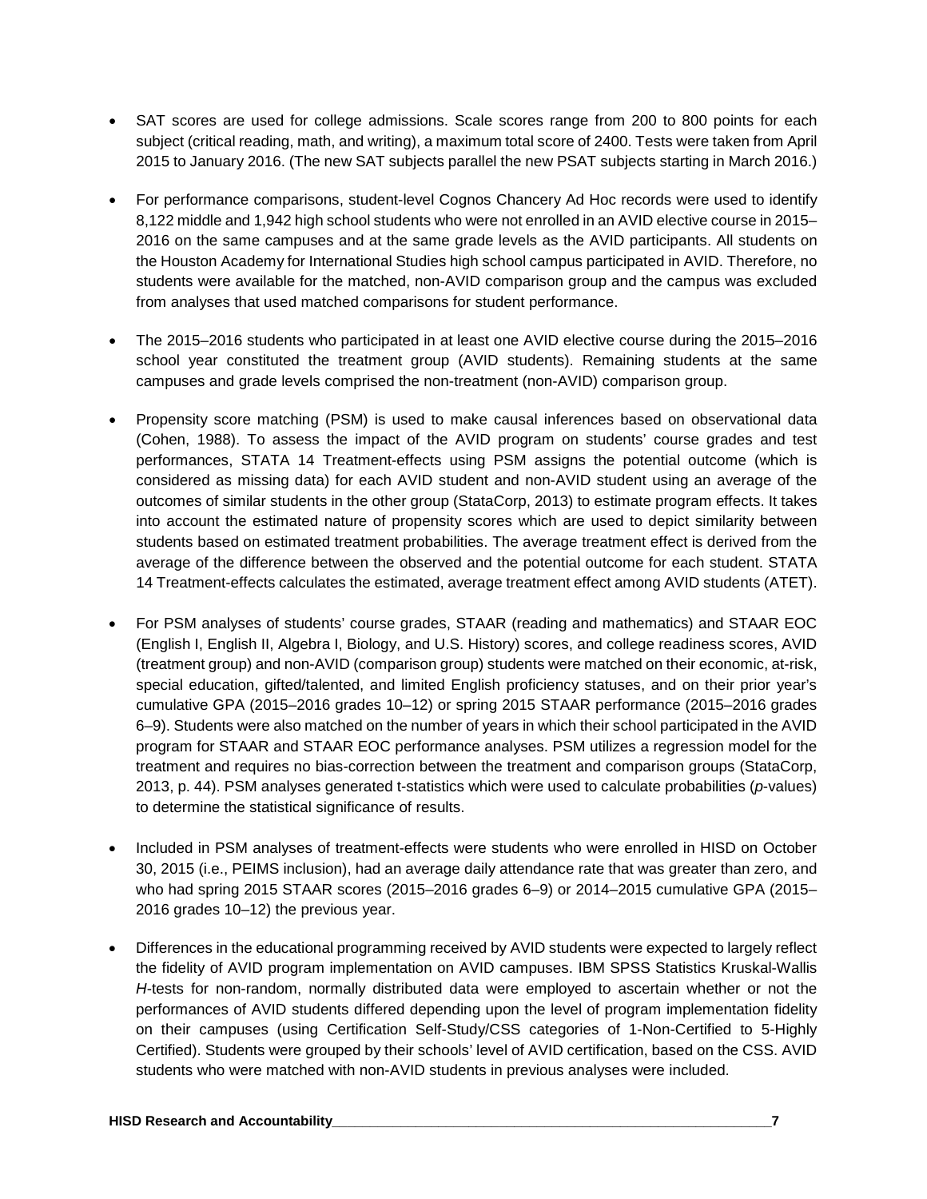- SAT scores are used for college admissions. Scale scores range from 200 to 800 points for each subject (critical reading, math, and writing), a maximum total score of 2400. Tests were taken from April 2015 to January 2016. (The new SAT subjects parallel the new PSAT subjects starting in March 2016.)

- For performance comparisons, student-level Cognos Chancery Ad Hoc records were used to identify 8,122 middle and 1,942 high school students who were not enrolled in an AVID elective course in 2015–2016 on the same campuses and at the same grade levels as the AVID participants. All students on the Houston Academy for International Studies high school campus participated in AVID. Therefore, no students were available for the matched, non-AVID comparison group and the campus was excluded from analyses that used matched comparisons for student performance.

- The 2015–2016 students who participated in at least one AVID elective course during the 2015–2016 school year constituted the treatment group (AVID students). Remaining students at the same campuses and grade levels comprised the non-treatment (non-AVID) comparison group.

- Propensity score matching (PSM) is used to make causal inferences based on observational data (Cohen, 1988). To assess the impact of the AVID program on students' course grades and test performances, STATA 14 Treatment-effects using PSM assigns the potential outcome (which is considered as missing data) for each AVID student and non-AVID student using an average of the outcomes of similar students in the other group (StataCorp, 2013) to estimate program effects. It takes into account the estimated nature of propensity scores which are used to depict similarity between students based on estimated treatment probabilities. The average treatment effect is derived from the average of the difference between the observed and the potential outcome for each student. STATA 14 Treatment-effects calculates the estimated, average treatment effect among AVID students (ATET).

- For PSM analyses of students' course grades, STAAR (reading and mathematics) and STAAR EOC (English I, English II, Algebra I, Biology, and U.S. History) scores, and college readiness scores, AVID (treatment group) and non-AVID (comparison group) students were matched on their economic, at-risk, special education, gifted/talented, and limited English proficiency statuses, and on their prior year's cumulative GPA (2015–2016 grades 10–12) or spring 2015 STAAR performance (2015–2016 grades 6–9). Students were also matched on the number of years in which their school participated in the AVID program for STAAR and STAAR EOC performance analyses. PSM utilizes a regression model for the treatment and requires no bias-correction between the treatment and comparison groups (StataCorp, 2013, p. 44). PSM analyses generated t-statistics which were used to calculate probabilities (*p*-values) to determine the statistical significance of results.

- Included in PSM analyses of treatment-effects were students who were enrolled in HISD on October 30, 2015 (i.e., PEIMS inclusion), had an average daily attendance rate that was greater than zero, and who had spring 2015 STAAR scores (2015–2016 grades 6–9) or 2014–2015 cumulative GPA (2015–2016 grades 10–12) the previous year.

- Differences in the educational programming received by AVID students were expected to largely reflect the fidelity of AVID program implementation on AVID campuses. IBM SPSS Statistics Kruskal-Wallis *H*-tests for non-random, normally distributed data were employed to ascertain whether or not the performances of AVID students differed depending upon the level of program implementation fidelity on their campuses (using Certification Self-Study/CSS categories of 1-Non-Certified to 5-Highly Certified). Students were grouped by their schools' level of AVID certification, based on the CSS. AVID students who were matched with non-AVID students in previous analyses were included.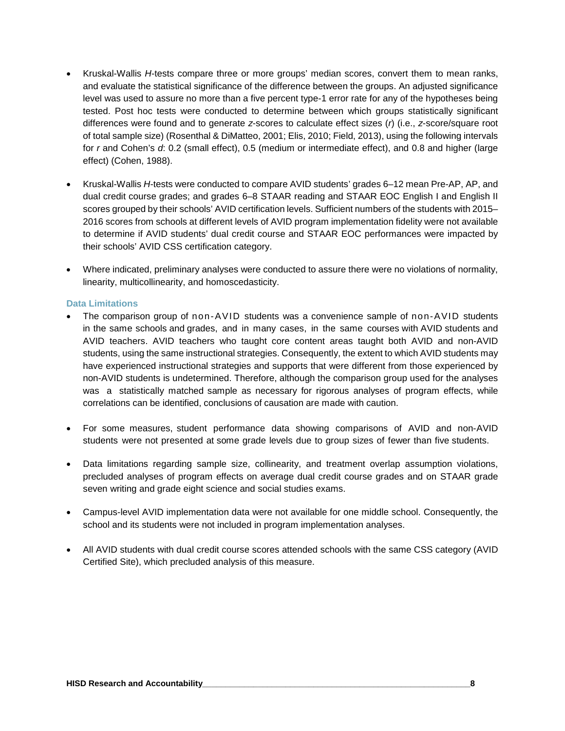- Kruskal-Wallis *H*-tests compare three or more groups' median scores, convert them to mean ranks, and evaluate the statistical significance of the difference between the groups. An adjusted significance level was used to assure no more than a five percent type-1 error rate for any of the hypotheses being tested. Post hoc tests were conducted to determine between which groups statistically significant differences were found and to generate *z*-scores to calculate effect sizes (*r*) (i.e., *z*-score/square root of total sample size) (Rosenthal & DiMatteo, 2001; Elis, 2010; Field, 2013), using the following intervals for *r* and Cohen's *d*: 0.2 (small effect), 0.5 (medium or intermediate effect), and 0.8 and higher (large effect) (Cohen, 1988).

- Kruskal-Wallis *H*-tests were conducted to compare AVID students' grades 6–12 mean Pre-AP, AP, and dual credit course grades; and grades 6–8 STAAR reading and STAAR EOC English I and English II scores grouped by their schools' AVID certification levels. Sufficient numbers of the students with 2015–2016 scores from schools at different levels of AVID program implementation fidelity were not available to determine if AVID students' dual credit course and STAAR EOC performances were impacted by their schools' AVID CSS certification category.

- Where indicated, preliminary analyses were conducted to assure there were no violations of normality, linearity, multicollinearity, and homoscedasticity.

### Data Limitations

- The comparison group of non-AVID students was a convenience sample of non-AVID students in the same schools and grades, and in many cases, in the same courses with AVID students and AVID teachers. AVID teachers who taught core content areas taught both AVID and non-AVID students, using the same instructional strategies. Consequently, the extent to which AVID students may have experienced instructional strategies and supports that were different from those experienced by non-AVID students is undetermined. Therefore, although the comparison group used for the analyses was a statistically matched sample as necessary for rigorous analyses of program effects, while correlations can be identified, conclusions of causation are made with caution.

- For some measures, student performance data showing comparisons of AVID and non-AVID students were not presented at some grade levels due to group sizes of fewer than five students.

- Data limitations regarding sample size, collinearity, and treatment overlap assumption violations, precluded analyses of program effects on average dual credit course grades and on STAAR grade seven writing and grade eight science and social studies exams.

- Campus-level AVID implementation data were not available for one middle school. Consequently, the school and its students were not included in program implementation analyses.

- All AVID students with dual credit course scores attended schools with the same CSS category (AVID Certified Site), which precluded analysis of this measure.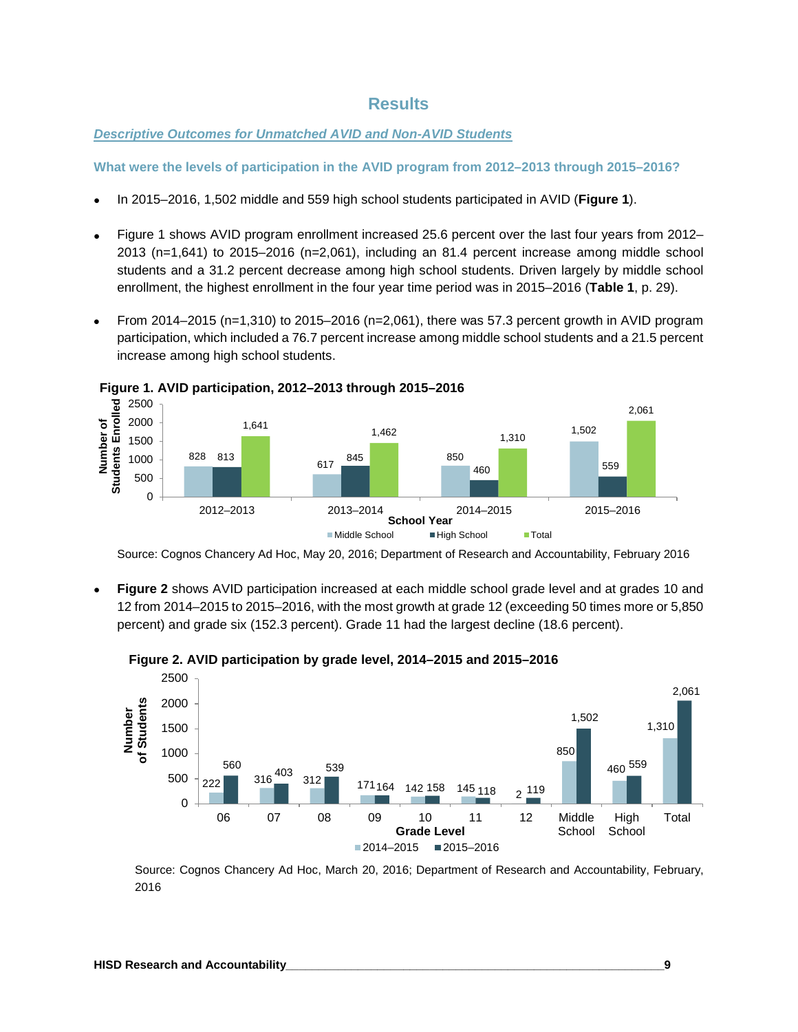# Results

***Descriptive Outcomes for Unmatched AVID and Non-AVID Students***

### What were the levels of participation in the AVID program from 2012–2013 through 2015–2016?

- In 2015–2016, 1,502 middle and 559 high school students participated in AVID (**Figure 1**).
- Figure 1 shows AVID program enrollment increased 25.6 percent over the last four years from 2012–2013 (n=1,641) to 2015–2016 (n=2,061), including an 81.4 percent increase among middle school students and a 31.2 percent decrease among high school students. Driven largely by middle school enrollment, the highest enrollment in the four year time period was in 2015–2016 (**Table 1**, p. 29).
- From 2014–2015 (n=1,310) to 2015–2016 (n=2,061), there was 57.3 percent growth in AVID program participation, which included a 76.7 percent increase among middle school students and a 21.5 percent increase among high school students.

**Figure 1. AVID participation, 2012–2013 through 2015–2016**

| School Year | Middle School | High School | Total |
|---|---|---|---|
| 2012–2013 | 828 | 813 | 1,641 |
| 2013–2014 | 617 | 845 | 1,462 |
| 2014–2015 | 850 | 460 | 1,310 |
| 2015–2016 | 1,502 | 559 | 2,061 |

Source: Cognos Chancery Ad Hoc, May 20, 2016; Department of Research and Accountability, February 2016

- **Figure 2** shows AVID participation increased at each middle school grade level and at grades 10 and 12 from 2014–2015 to 2015–2016, with the most growth at grade 12 (exceeding 50 times more or 5,850 percent) and grade six (152.3 percent). Grade 11 had the largest decline (18.6 percent).

**Figure 2. AVID participation by grade level, 2014–2015 and 2015–2016**

| Grade Level | 2014–2015 | 2015–2016 |
|---|---|---|
| 06 | 222 | 560 |
| 07 | 316 | 403 |
| 08 | 312 | 539 |
| 09 | 171 | 164 |
| 10 | 142 | 158 |
| 11 | 145 | 118 |
| 12 | 2 | 119 |
| Middle School | 850 | 1,502 |
| High School | 460 | 559 |
| Total | 1,310 | 2,061 |

Source: Cognos Chancery Ad Hoc, March 20, 2016; Department of Research and Accountability, February, 2016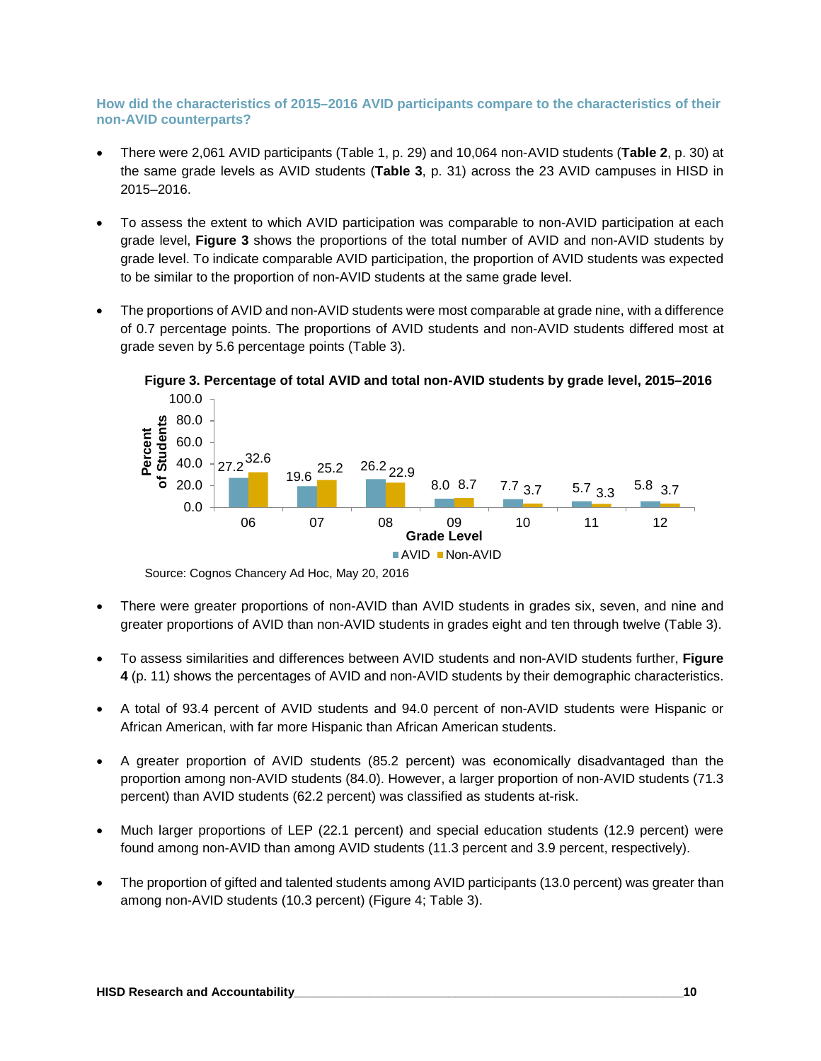**How did the characteristics of 2015–2016 AVID participants compare to the characteristics of their non-AVID counterparts?**

- There were 2,061 AVID participants (Table 1, p. 29) and 10,064 non-AVID students (**Table 2**, p. 30) at the same grade levels as AVID students (**Table 3**, p. 31) across the 23 AVID campuses in HISD in 2015–2016.
- To assess the extent to which AVID participation was comparable to non-AVID participation at each grade level, **Figure 3** shows the proportions of the total number of AVID and non-AVID students by grade level. To indicate comparable AVID participation, the proportion of AVID students was expected to be similar to the proportion of non-AVID students at the same grade level.
- The proportions of AVID and non-AVID students were most comparable at grade nine, with a difference of 0.7 percentage points. The proportions of AVID students and non-AVID students differed most at grade seven by 5.6 percentage points (Table 3).

**Figure 3. Percentage of total AVID and total non-AVID students by grade level, 2015–2016**

| Grade Level | AVID | Non-AVID |
|---|---|---|
| 06 | 27.2 | 32.6 |
| 07 | 19.6 | 25.2 |
| 08 | 26.2 | 22.9 |
| 09 | 8.0 | 8.7 |
| 10 | 7.7 | 3.7 |
| 11 | 5.7 | 3.3 |
| 12 | 5.8 | 3.7 |

Source: Cognos Chancery Ad Hoc, May 20, 2016

- There were greater proportions of non-AVID than AVID students in grades six, seven, and nine and greater proportions of AVID than non-AVID students in grades eight and ten through twelve (Table 3).
- To assess similarities and differences between AVID students and non-AVID students further, **Figure 4** (p. 11) shows the percentages of AVID and non-AVID students by their demographic characteristics.
- A total of 93.4 percent of AVID students and 94.0 percent of non-AVID students were Hispanic or African American, with far more Hispanic than African American students.
- A greater proportion of AVID students (85.2 percent) was economically disadvantaged than the proportion among non-AVID students (84.0). However, a larger proportion of non-AVID students (71.3 percent) than AVID students (62.2 percent) was classified as students at-risk.
- Much larger proportions of LEP (22.1 percent) and special education students (12.9 percent) were found among non-AVID than among AVID students (11.3 percent and 3.9 percent, respectively).
- The proportion of gifted and talented students among AVID participants (13.0 percent) was greater than among non-AVID students (10.3 percent) (Figure 4; Table 3).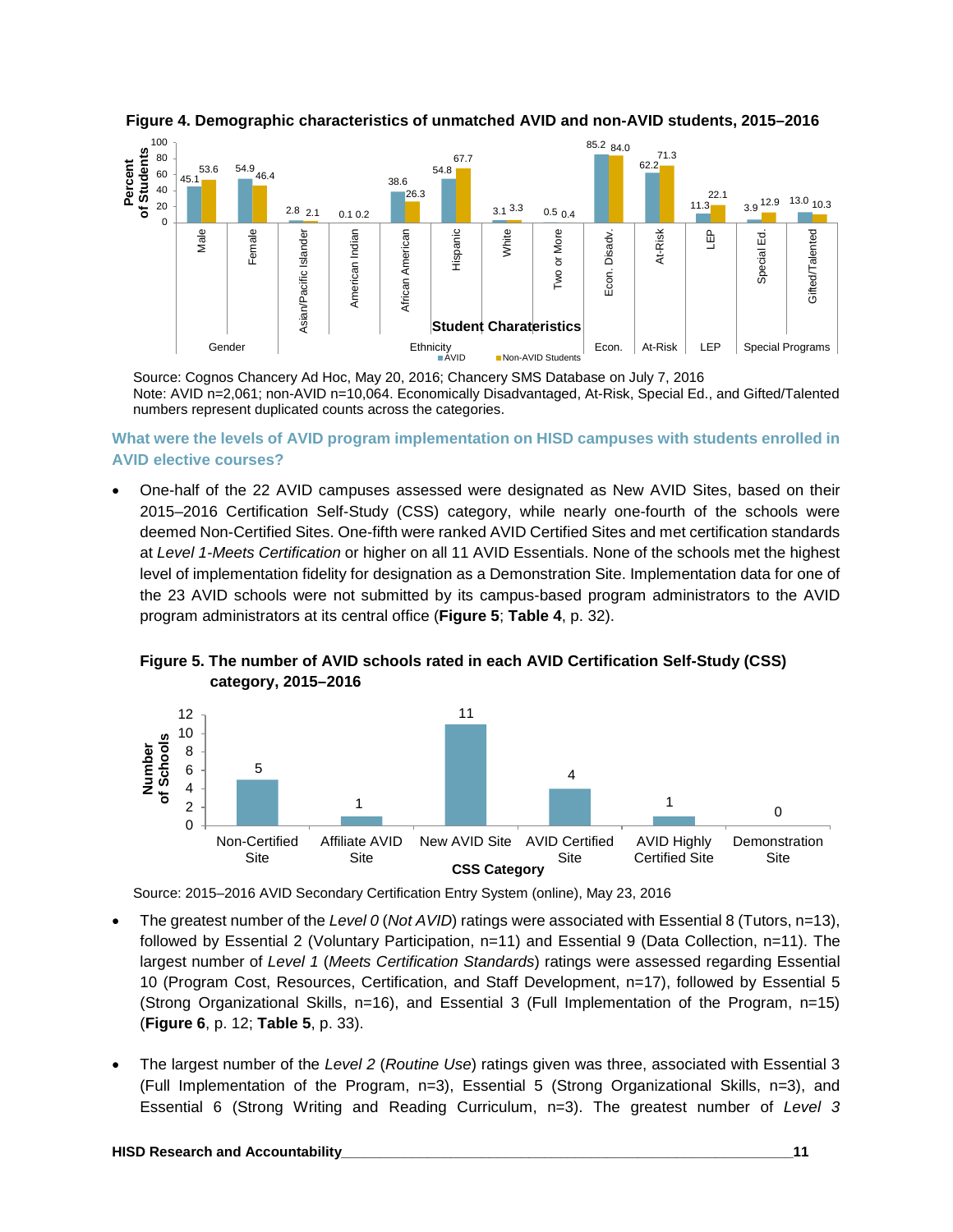**Figure 4. Demographic characteristics of unmatched AVID and non-AVID students, 2015–2016**

| Category | Student Characteristic | AVID | Non-AVID Students |
|---|---|---|---|
| Gender | Male | 45.1 | 53.6 |
| Gender | Female | 54.9 | 46.4 |
| Ethnicity | Asian/Pacific Islander | 2.8 | 2.1 |
| Ethnicity | American Indian | 0.1 | 0.2 |
| Ethnicity | African American | 38.6 | 26.3 |
| Ethnicity | Hispanic | 54.8 | 67.7 |
| Ethnicity | White | 3.1 | 3.3 |
| Ethnicity | Two or More | 0.5 | 0.4 |
| Econ. | Econ. Disadv. | 85.2 | 84.0 |
| At-Risk | At-Risk | 62.2 | 71.3 |
| LEP | LEP | 11.3 | 22.1 |
| Special Programs | Special Ed. | 3.9 | 12.9 |
| Special Programs | Gifted/Talented | 13.0 | 10.3 |

Source: Cognos Chancery Ad Hoc, May 20, 2016; Chancery SMS Database on July 7, 2016
Note: AVID n=2,061; non-AVID n=10,064. Economically Disadvantaged, At-Risk, Special Ed., and Gifted/Talented numbers represent duplicated counts across the categories.

### What were the levels of AVID program implementation on HISD campuses with students enrolled in AVID elective courses?

- One-half of the 22 AVID campuses assessed were designated as New AVID Sites, based on their 2015–2016 Certification Self-Study (CSS) category, while nearly one-fourth of the schools were deemed Non-Certified Sites. One-fifth were ranked AVID Certified Sites and met certification standards at *Level 1-Meets Certification* or higher on all 11 AVID Essentials. None of the schools met the highest level of implementation fidelity for designation as a Demonstration Site. Implementation data for one of the 23 AVID schools were not submitted by its campus-based program administrators to the AVID program administrators at its central office (**Figure 5**; **Table 4**, p. 32).

**Figure 5. The number of AVID schools rated in each AVID Certification Self-Study (CSS) category, 2015–2016**

| CSS Category | Number of Schools |
|---|---|
| Non-Certified Site | 5 |
| Affiliate AVID Site | 1 |
| New AVID Site | 11 |
| AVID Certified Site | 4 |
| AVID Highly Certified Site | 1 |
| Demonstration Site | 0 |

Source: 2015–2016 AVID Secondary Certification Entry System (online), May 23, 2016

- The greatest number of the *Level 0* (*Not AVID*) ratings were associated with Essential 8 (Tutors, n=13), followed by Essential 2 (Voluntary Participation, n=11) and Essential 9 (Data Collection, n=11). The largest number of *Level 1* (*Meets Certification Standards*) ratings were assessed regarding Essential 10 (Program Cost, Resources, Certification, and Staff Development, n=17), followed by Essential 5 (Strong Organizational Skills, n=16), and Essential 3 (Full Implementation of the Program, n=15) (**Figure 6**, p. 12; **Table 5**, p. 33).

- The largest number of the *Level 2* (*Routine Use*) ratings given was three, associated with Essential 3 (Full Implementation of the Program, n=3), Essential 5 (Strong Organizational Skills, n=3), and Essential 6 (Strong Writing and Reading Curriculum, n=3). The greatest number of *Level 3*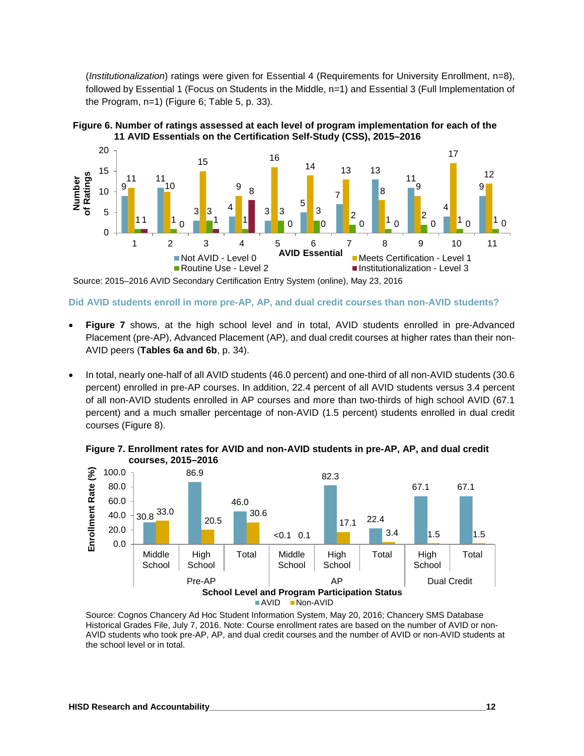(*Institutionalization*) ratings were given for Essential 4 (Requirements for University Enrollment, n=8), followed by Essential 1 (Focus on Students in the Middle, n=1) and Essential 3 (Full Implementation of the Program, n=1) (Figure 6; Table 5, p. 33).

**Figure 6. Number of ratings assessed at each level of program implementation for each of the 11 AVID Essentials on the Certification Self-Study (CSS), 2015–2016**

| AVID Essential | Not AVID - Level 0 | Meets Certification - Level 1 | Routine Use - Level 2 | Institutionalization - Level 3 |
|---|---|---|---|---|
| 1 | 9 | 11 | 1 | 1 |
| 2 | 11 | 10 | 1 | 0 |
| 3 | 3 | 15 | 3 | 1 |
| 4 | 4 | 9 | 1 | 8 |
| 5 | 3 | 16 | 3 | 0 |
| 6 | 5 | 14 | 3 | 0 |
| 7 | 7 | 13 | 2 | 0 |
| 8 | 13 | 8 | 1 | 0 |
| 9 | 11 | 9 | 2 | 0 |
| 10 | 4 | 17 | 1 | 0 |
| 11 | 9 | 12 | 1 | 0 |

Source: 2015–2016 AVID Secondary Certification Entry System (online), May 23, 2016

## Did AVID students enroll in more pre-AP, AP, and dual credit courses than non-AVID students?

- **Figure 7** shows, at the high school level and in total, AVID students enrolled in pre-Advanced Placement (pre-AP), Advanced Placement (AP), and dual credit courses at higher rates than their non-AVID peers (**Tables 6a and 6b**, p. 34).
- In total, nearly one-half of all AVID students (46.0 percent) and one-third of all non-AVID students (30.6 percent) enrolled in pre-AP courses. In addition, 22.4 percent of all AVID students versus 3.4 percent of all non-AVID students enrolled in AP courses and more than two-thirds of high school AVID (67.1 percent) and a much smaller percentage of non-AVID (1.5 percent) students enrolled in dual credit courses (Figure 8).

**Figure 7. Enrollment rates for AVID and non-AVID students in pre-AP, AP, and dual credit courses, 2015–2016**

| Program | School Level | AVID (%) | Non-AVID (%) |
|---|---|---|---|
| Pre-AP | Middle School | 30.8 | 33.0 |
| Pre-AP | High School | 86.9 | 20.5 |
| Pre-AP | Total | 46.0 | 30.6 |
| AP | Middle School | <0.1 | 0.1 |
| AP | High School | 82.3 | 17.1 |
| AP | Total | 22.4 | 3.4 |
| Dual Credit | High School | 67.1 | 1.5 |
| Dual Credit | Total | 67.1 | 1.5 |

Source: Cognos Chancery Ad Hoc Student Information System, May 20, 2016; Chancery SMS Database Historical Grades File, July 7, 2016. Note: Course enrollment rates are based on the number of AVID or non-AVID students who took pre-AP, AP, and dual credit courses and the number of AVID or non-AVID students at the school level or in total.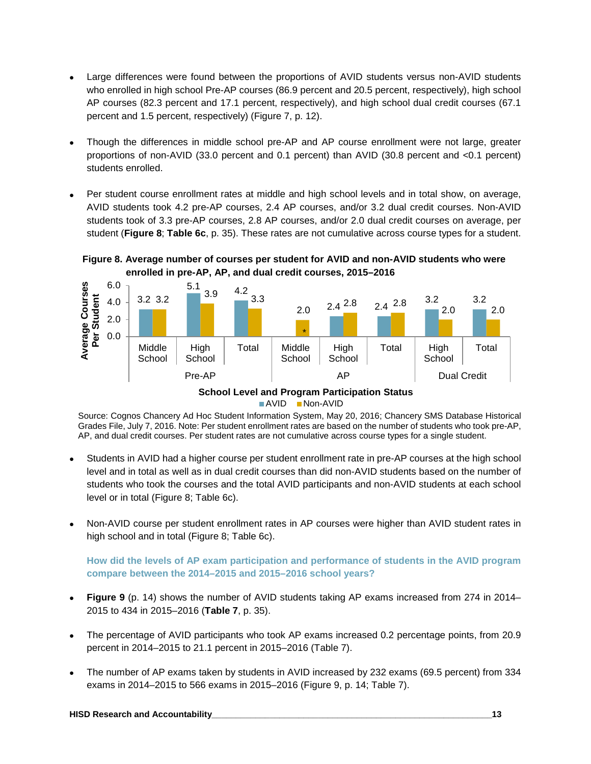- Large differences were found between the proportions of AVID students versus non-AVID students who enrolled in high school Pre-AP courses (86.9 percent and 20.5 percent, respectively), high school AP courses (82.3 percent and 17.1 percent, respectively), and high school dual credit courses (67.1 percent and 1.5 percent, respectively) (Figure 7, p. 12).

- Though the differences in middle school pre-AP and AP course enrollment were not large, greater proportions of non-AVID (33.0 percent and 0.1 percent) than AVID (30.8 percent and <0.1 percent) students enrolled.

- Per student course enrollment rates at middle and high school levels and in total show, on average, AVID students took 4.2 pre-AP courses, 2.4 AP courses, and/or 3.2 dual credit courses. Non-AVID students took of 3.3 pre-AP courses, 2.8 AP courses, and/or 2.0 dual credit courses on average, per student (**Figure 8**; **Table 6c**, p. 35). These rates are not cumulative across course types for a student.

**Figure 8. Average number of courses per student for AVID and non-AVID students who were enrolled in pre-AP, AP, and dual credit courses, 2015–2016**

| Program Participation Status | School Level | AVID | Non-AVID |
|---|---|---|---|
| Pre-AP | Middle School | 3.2 | 3.2 |
| | High School | 5.1 | 3.9 |
| | Total | 4.2 | 3.3 |
| AP | Middle School | * | 2.0 |
| | High School | 2.4 | 2.8 |
| | Total | 2.4 | 2.8 |
| Dual Credit | High School | 3.2 | 2.0 |
| | Total | 3.2 | 2.0 |

Source: Cognos Chancery Ad Hoc Student Information System, May 20, 2016; Chancery SMS Database Historical Grades File, July 7, 2016. Note: Per student enrollment rates are based on the number of students who took pre-AP, AP, and dual credit courses. Per student rates are not cumulative across course types for a single student.

- Students in AVID had a higher course per student enrollment rate in pre-AP courses at the high school level and in total as well as in dual credit courses than did non-AVID students based on the number of students who took the courses and the total AVID participants and non-AVID students at each school level or in total (Figure 8; Table 6c).

- Non-AVID course per student enrollment rates in AP courses were higher than AVID student rates in high school and in total (Figure 8; Table 6c).

### How did the levels of AP exam participation and performance of students in the AVID program compare between the 2014–2015 and 2015–2016 school years?

- **Figure 9** (p. 14) shows the number of AVID students taking AP exams increased from 274 in 2014–2015 to 434 in 2015–2016 (**Table 7**, p. 35).

- The percentage of AVID participants who took AP exams increased 0.2 percentage points, from 20.9 percent in 2014–2015 to 21.1 percent in 2015–2016 (Table 7).

- The number of AP exams taken by students in AVID increased by 232 exams (69.5 percent) from 334 exams in 2014–2015 to 566 exams in 2015–2016 (Figure 9, p. 14; Table 7).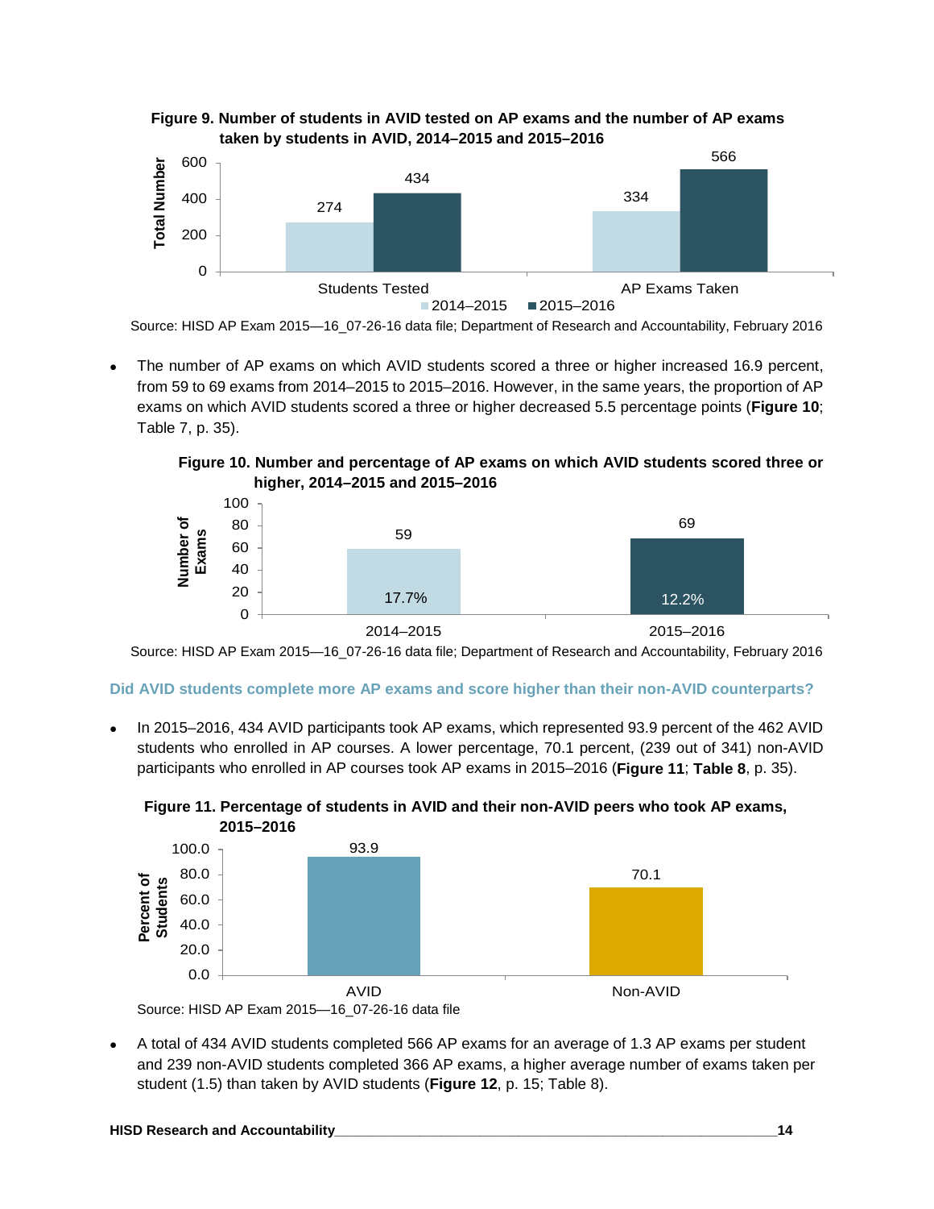**Figure 9. Number of students in AVID tested on AP exams and the number of AP exams taken by students in AVID, 2014–2015 and 2015–2016**

| | 2014–2015 | 2015–2016 |
|---|---|---|
| Students Tested | 274 | 434 |
| AP Exams Taken | 334 | 566 |

Source: HISD AP Exam 2015—16_07-26-16 data file; Department of Research and Accountability, February 2016

- The number of AP exams on which AVID students scored a three or higher increased 16.9 percent, from 59 to 69 exams from 2014–2015 to 2015–2016. However, in the same years, the proportion of AP exams on which AVID students scored a three or higher decreased 5.5 percentage points (**Figure 10**; Table 7, p. 35).

**Figure 10. Number and percentage of AP exams on which AVID students scored three or higher, 2014–2015 and 2015–2016**

| | Number of Exams | Percentage |
|---|---|---|
| 2014–2015 | 59 | 17.7% |
| 2015–2016 | 69 | 12.2% |

Source: HISD AP Exam 2015—16_07-26-16 data file; Department of Research and Accountability, February 2016

## Did AVID students complete more AP exams and score higher than their non-AVID counterparts?

- In 2015–2016, 434 AVID participants took AP exams, which represented 93.9 percent of the 462 AVID students who enrolled in AP courses. A lower percentage, 70.1 percent, (239 out of 341) non-AVID participants who enrolled in AP courses took AP exams in 2015–2016 (**Figure 11**; **Table 8**, p. 35).

**Figure 11. Percentage of students in AVID and their non-AVID peers who took AP exams, 2015–2016**

| | Percent of Students |
|---|---|
| AVID | 93.9 |
| Non-AVID | 70.1 |

Source: HISD AP Exam 2015—16_07-26-16 data file

- A total of 434 AVID students completed 566 AP exams for an average of 1.3 AP exams per student and 239 non-AVID students completed 366 AP exams, a higher average number of exams taken per student (1.5) than taken by AVID students (**Figure 12**, p. 15; Table 8).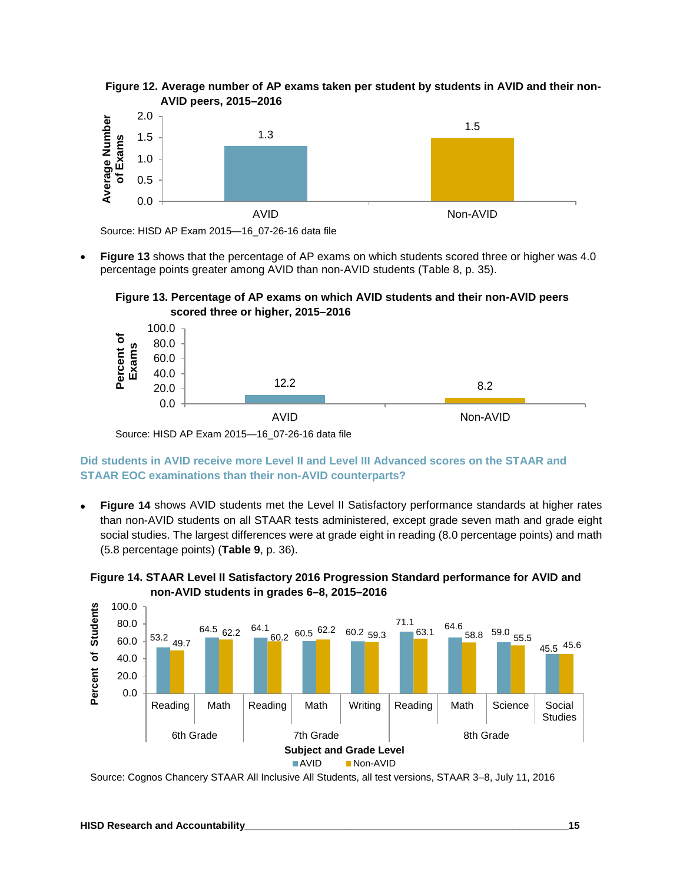**Figure 12. Average number of AP exams taken per student by students in AVID and their non-AVID peers, 2015–2016**

| | AVID | Non-AVID |
|---|---|---|
| Average Number of Exams | 1.3 | 1.5 |

Source: HISD AP Exam 2015—16_07-26-16 data file

- **Figure 13** shows that the percentage of AP exams on which students scored three or higher was 4.0 percentage points greater among AVID than non-AVID students (Table 8, p. 35).

**Figure 13. Percentage of AP exams on which AVID students and their non-AVID peers scored three or higher, 2015–2016**

| | AVID | Non-AVID |
|---|---|---|
| Percent of Exams | 12.2 | 8.2 |

Source: HISD AP Exam 2015—16_07-26-16 data file

### Did students in AVID receive more Level II and Level III Advanced scores on the STAAR and STAAR EOC examinations than their non-AVID counterparts?

- **Figure 14** shows AVID students met the Level II Satisfactory performance standards at higher rates than non-AVID students on all STAAR tests administered, except grade seven math and grade eight social studies. The largest differences were at grade eight in reading (8.0 percentage points) and math (5.8 percentage points) (**Table 9**, p. 36).

**Figure 14. STAAR Level II Satisfactory 2016 Progression Standard performance for AVID and non-AVID students in grades 6–8, 2015–2016**

| Grade | Subject | AVID | Non-AVID |
|---|---|---|---|
| 6th Grade | Reading | 53.2 | 49.7 |
| 6th Grade | Math | 64.5 | 62.2 |
| 7th Grade | Reading | 64.1 | 60.2 |
| 7th Grade | Math | 60.5 | 62.2 |
| 7th Grade | Writing | 60.2 | 59.3 |
| 8th Grade | Reading | 71.1 | 63.1 |
| 8th Grade | Math | 64.6 | 58.8 |
| 8th Grade | Science | 59.0 | 55.5 |
| 8th Grade | Social Studies | 45.5 | 45.6 |

Source: Cognos Chancery STAAR All Inclusive All Students, all test versions, STAAR 3–8, July 11, 2016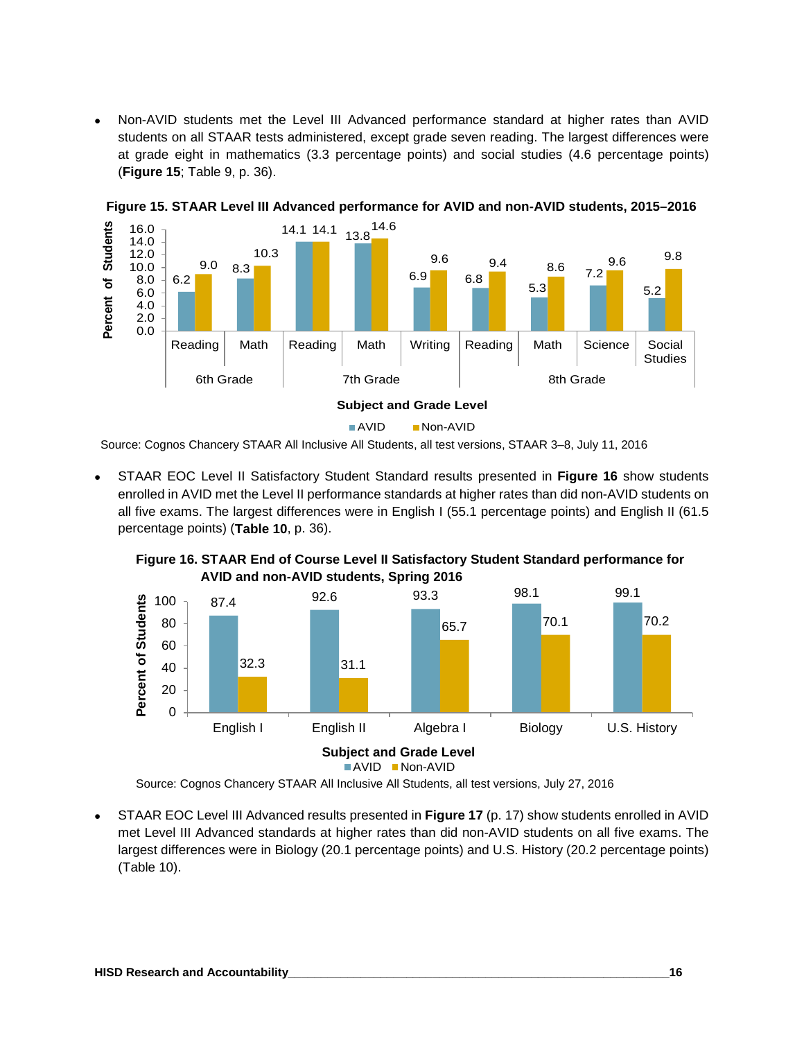- Non-AVID students met the Level III Advanced performance standard at higher rates than AVID students on all STAAR tests administered, except grade seven reading. The largest differences were at grade eight in mathematics (3.3 percentage points) and social studies (4.6 percentage points) (**Figure 15**; Table 9, p. 36).

**Figure 15. STAAR Level III Advanced performance for AVID and non-AVID students, 2015–2016**

| Grade | Subject | AVID | Non-AVID |
|---|---|---|---|
| 6th Grade | Reading | 6.2 | 9.0 |
| 6th Grade | Math | 8.3 | 10.3 |
| 7th Grade | Reading | 14.1 | 14.1 |
| 7th Grade | Math | 13.8 | 14.6 |
| 7th Grade | Writing | 6.9 | 9.6 |
| 8th Grade | Reading | 6.8 | 9.4 |
| 8th Grade | Math | 5.3 | 8.6 |
| 8th Grade | Science | 7.2 | 9.6 |
| 8th Grade | Social Studies | 5.2 | 9.8 |

Source: Cognos Chancery STAAR All Inclusive All Students, all test versions, STAAR 3–8, July 11, 2016

- STAAR EOC Level II Satisfactory Student Standard results presented in **Figure 16** show students enrolled in AVID met the Level II performance standards at higher rates than did non-AVID students on all five exams. The largest differences were in English I (55.1 percentage points) and English II (61.5 percentage points) (**Table 10**, p. 36).

**Figure 16. STAAR End of Course Level II Satisfactory Student Standard performance for AVID and non-AVID students, Spring 2016**

| Subject | AVID | Non-AVID |
|---|---|---|
| English I | 87.4 | 32.3 |
| English II | 92.6 | 31.1 |
| Algebra I | 93.3 | 65.7 |
| Biology | 98.1 | 70.1 |
| U.S. History | 99.1 | 70.2 |

Source: Cognos Chancery STAAR All Inclusive All Students, all test versions, July 27, 2016

- STAAR EOC Level III Advanced results presented in **Figure 17** (p. 17) show students enrolled in AVID met Level III Advanced standards at higher rates than did non-AVID students on all five exams. The largest differences were in Biology (20.1 percentage points) and U.S. History (20.2 percentage points) (Table 10).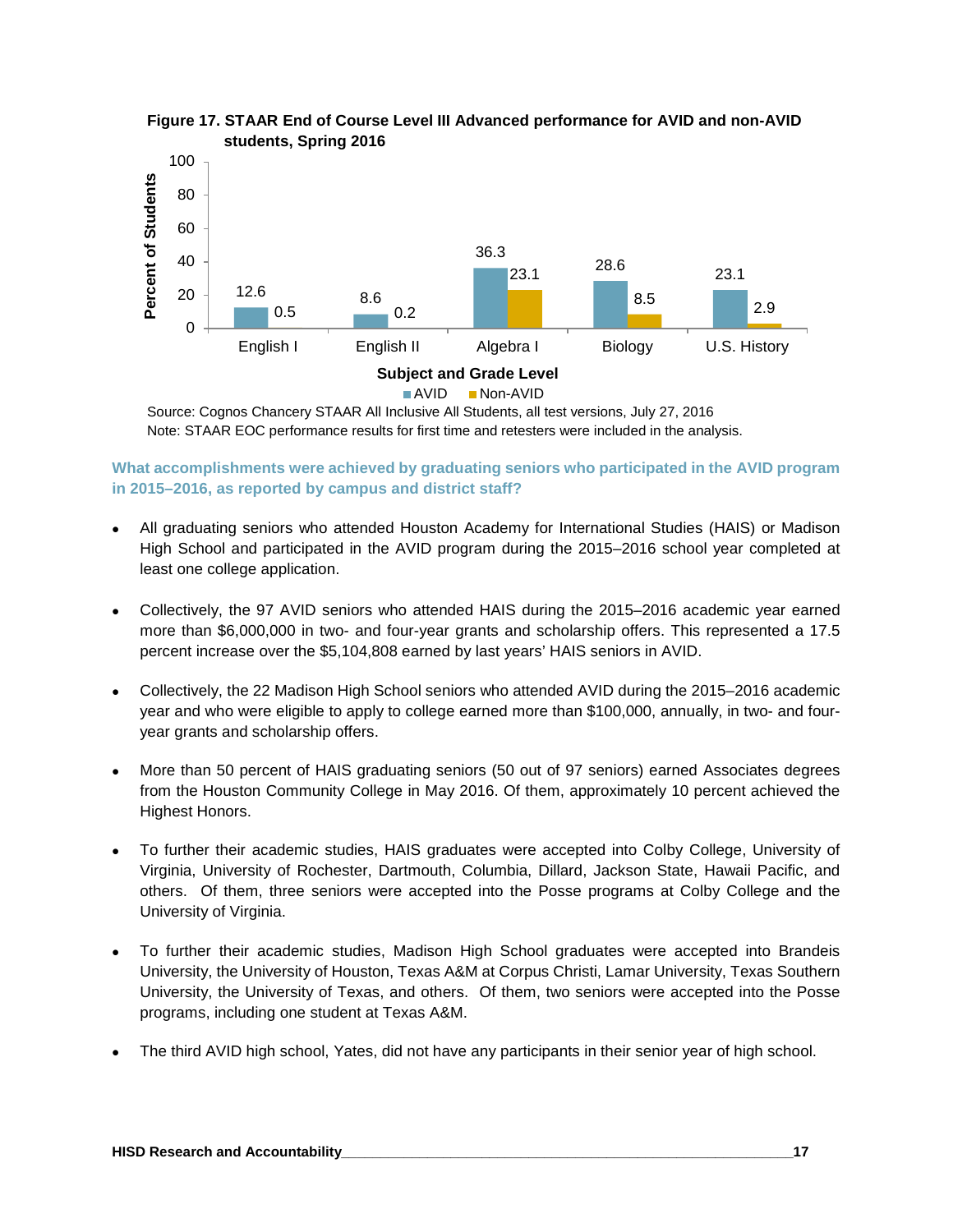**Figure 17. STAAR End of Course Level III Advanced performance for AVID and non-AVID students, Spring 2016**

| Subject and Grade Level | AVID | Non-AVID |
|---|---|---|
| English I | 12.6 | 0.5 |
| English II | 8.6 | 0.2 |
| Algebra I | 36.3 | 23.1 |
| Biology | 28.6 | 8.5 |
| U.S. History | 23.1 | 2.9 |

Source: Cognos Chancery STAAR All Inclusive All Students, all test versions, July 27, 2016
Note: STAAR EOC performance results for first time and retesters were included in the analysis.

### What accomplishments were achieved by graduating seniors who participated in the AVID program in 2015–2016, as reported by campus and district staff?

- All graduating seniors who attended Houston Academy for International Studies (HAIS) or Madison High School and participated in the AVID program during the 2015–2016 school year completed at least one college application.
- Collectively, the 97 AVID seniors who attended HAIS during the 2015–2016 academic year earned more than $6,000,000 in two- and four-year grants and scholarship offers. This represented a 17.5 percent increase over the $5,104,808 earned by last years' HAIS seniors in AVID.
- Collectively, the 22 Madison High School seniors who attended AVID during the 2015–2016 academic year and who were eligible to apply to college earned more than $100,000, annually, in two- and four-year grants and scholarship offers.
- More than 50 percent of HAIS graduating seniors (50 out of 97 seniors) earned Associates degrees from the Houston Community College in May 2016. Of them, approximately 10 percent achieved the Highest Honors.
- To further their academic studies, HAIS graduates were accepted into Colby College, University of Virginia, University of Rochester, Dartmouth, Columbia, Dillard, Jackson State, Hawaii Pacific, and others. Of them, three seniors were accepted into the Posse programs at Colby College and the University of Virginia.
- To further their academic studies, Madison High School graduates were accepted into Brandeis University, the University of Houston, Texas A&M at Corpus Christi, Lamar University, Texas Southern University, the University of Texas, and others. Of them, two seniors were accepted into the Posse programs, including one student at Texas A&M.
- The third AVID high school, Yates, did not have any participants in their senior year of high school.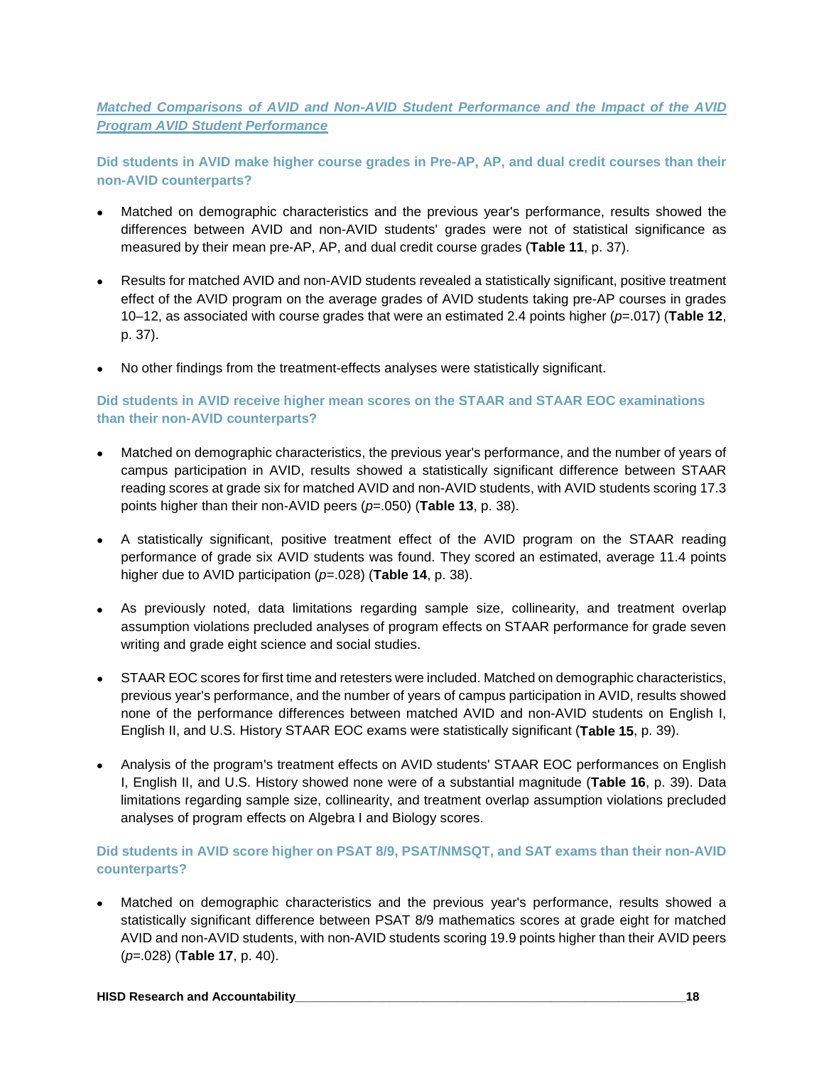***Matched Comparisons of AVID and Non-AVID Student Performance and the Impact of the AVID Program AVID Student Performance***

### Did students in AVID make higher course grades in Pre-AP, AP, and dual credit courses than their non-AVID counterparts?

- Matched on demographic characteristics and the previous year's performance, results showed the differences between AVID and non-AVID students' grades were not of statistical significance as measured by their mean pre-AP, AP, and dual credit course grades (**Table 11**, p. 37).

- Results for matched AVID and non-AVID students revealed a statistically significant, positive treatment effect of the AVID program on the average grades of AVID students taking pre-AP courses in grades 10–12, as associated with course grades that were an estimated 2.4 points higher ($p$=.017) (**Table 12**, p. 37).

- No other findings from the treatment-effects analyses were statistically significant.

### Did students in AVID receive higher mean scores on the STAAR and STAAR EOC examinations than their non-AVID counterparts?

- Matched on demographic characteristics, the previous year's performance, and the number of years of campus participation in AVID, results showed a statistically significant difference between STAAR reading scores at grade six for matched AVID and non-AVID students, with AVID students scoring 17.3 points higher than their non-AVID peers ($p$=.050) (**Table 13**, p. 38).

- A statistically significant, positive treatment effect of the AVID program on the STAAR reading performance of grade six AVID students was found. They scored an estimated, average 11.4 points higher due to AVID participation ($p$=.028) (**Table 14**, p. 38).

- As previously noted, data limitations regarding sample size, collinearity, and treatment overlap assumption violations precluded analyses of program effects on STAAR performance for grade seven writing and grade eight science and social studies.

- STAAR EOC scores for first time and retesters were included. Matched on demographic characteristics, previous year's performance, and the number of years of campus participation in AVID, results showed none of the performance differences between matched AVID and non-AVID students on English I, English II, and U.S. History STAAR EOC exams were statistically significant (**Table 15**, p. 39).

- Analysis of the program's treatment effects on AVID students' STAAR EOC performances on English I, English II, and U.S. History showed none were of a substantial magnitude (**Table 16**, p. 39). Data limitations regarding sample size, collinearity, and treatment overlap assumption violations precluded analyses of program effects on Algebra I and Biology scores.

### Did students in AVID score higher on PSAT 8/9, PSAT/NMSQT, and SAT exams than their non-AVID counterparts?

- Matched on demographic characteristics and the previous year's performance, results showed a statistically significant difference between PSAT 8/9 mathematics scores at grade eight for matched AVID and non-AVID students, with non-AVID students scoring 19.9 points higher than their AVID peers ($p$=.028) (**Table 17**, p. 40).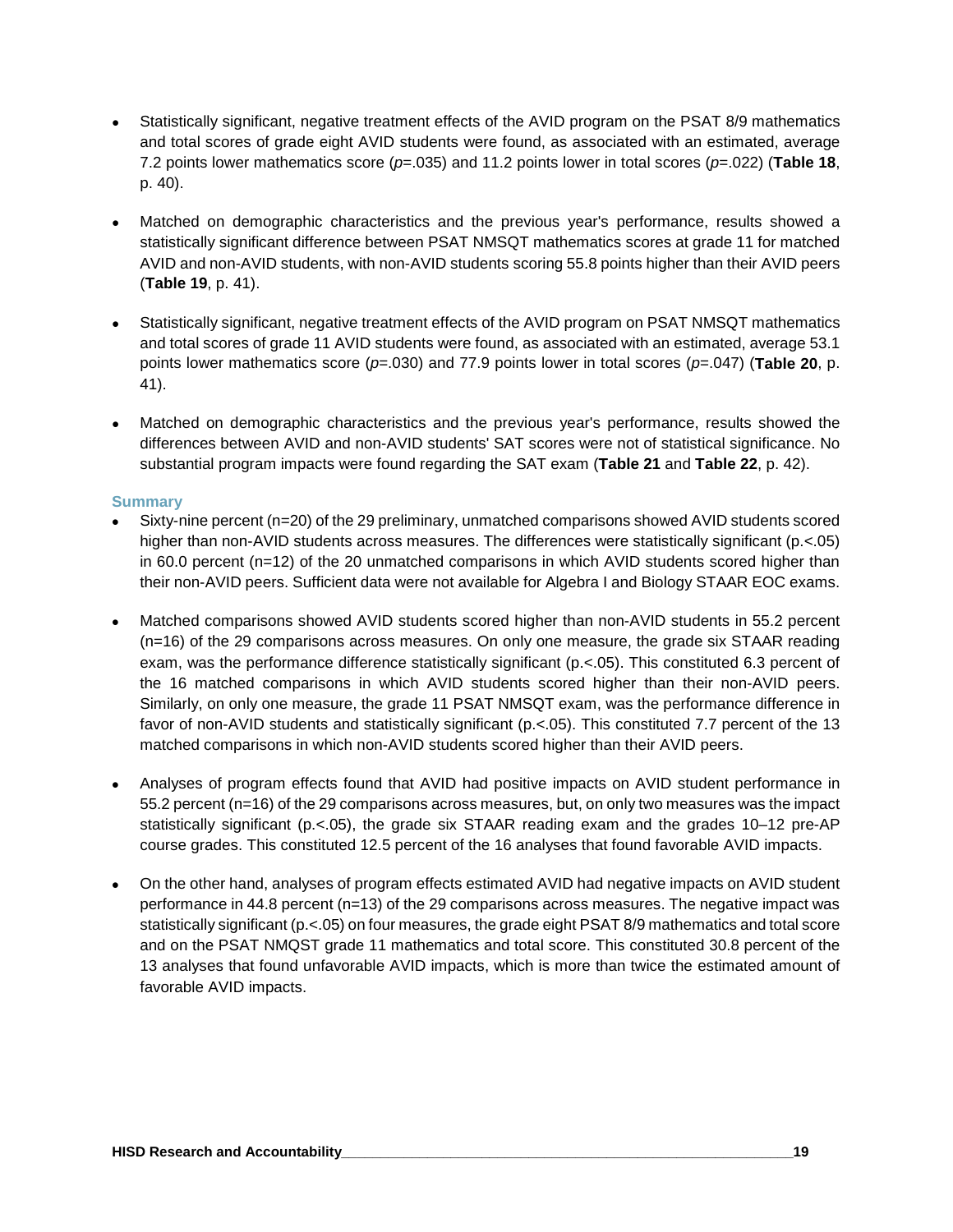- Statistically significant, negative treatment effects of the AVID program on the PSAT 8/9 mathematics and total scores of grade eight AVID students were found, as associated with an estimated, average 7.2 points lower mathematics score (*p*=.035) and 11.2 points lower in total scores (*p*=.022) (**Table 18**, p. 40).

- Matched on demographic characteristics and the previous year's performance, results showed a statistically significant difference between PSAT NMSQT mathematics scores at grade 11 for matched AVID and non-AVID students, with non-AVID students scoring 55.8 points higher than their AVID peers (**Table 19**, p. 41).

- Statistically significant, negative treatment effects of the AVID program on PSAT NMSQT mathematics and total scores of grade 11 AVID students were found, as associated with an estimated, average 53.1 points lower mathematics score (*p*=.030) and 77.9 points lower in total scores (*p*=.047) (**Table 20**, p. 41).

- Matched on demographic characteristics and the previous year's performance, results showed the differences between AVID and non-AVID students' SAT scores were not of statistical significance. No substantial program impacts were found regarding the SAT exam (**Table 21** and **Table 22**, p. 42).

### Summary

- Sixty-nine percent (n=20) of the 29 preliminary, unmatched comparisons showed AVID students scored higher than non-AVID students across measures. The differences were statistically significant (p.<.05) in 60.0 percent (n=12) of the 20 unmatched comparisons in which AVID students scored higher than their non-AVID peers. Sufficient data were not available for Algebra I and Biology STAAR EOC exams.

- Matched comparisons showed AVID students scored higher than non-AVID students in 55.2 percent (n=16) of the 29 comparisons across measures. On only one measure, the grade six STAAR reading exam, was the performance difference statistically significant (p.<.05). This constituted 6.3 percent of the 16 matched comparisons in which AVID students scored higher than their non-AVID peers. Similarly, on only one measure, the grade 11 PSAT NMSQT exam, was the performance difference in favor of non-AVID students and statistically significant (p.<.05). This constituted 7.7 percent of the 13 matched comparisons in which non-AVID students scored higher than their AVID peers.

- Analyses of program effects found that AVID had positive impacts on AVID student performance in 55.2 percent (n=16) of the 29 comparisons across measures, but, on only two measures was the impact statistically significant (p.<.05), the grade six STAAR reading exam and the grades 10–12 pre-AP course grades. This constituted 12.5 percent of the 16 analyses that found favorable AVID impacts.

- On the other hand, analyses of program effects estimated AVID had negative impacts on AVID student performance in 44.8 percent (n=13) of the 29 comparisons across measures. The negative impact was statistically significant (p.<.05) on four measures, the grade eight PSAT 8/9 mathematics and total score and on the PSAT NMQST grade 11 mathematics and total score. This constituted 30.8 percent of the 13 analyses that found unfavorable AVID impacts, which is more than twice the estimated amount of favorable AVID impacts.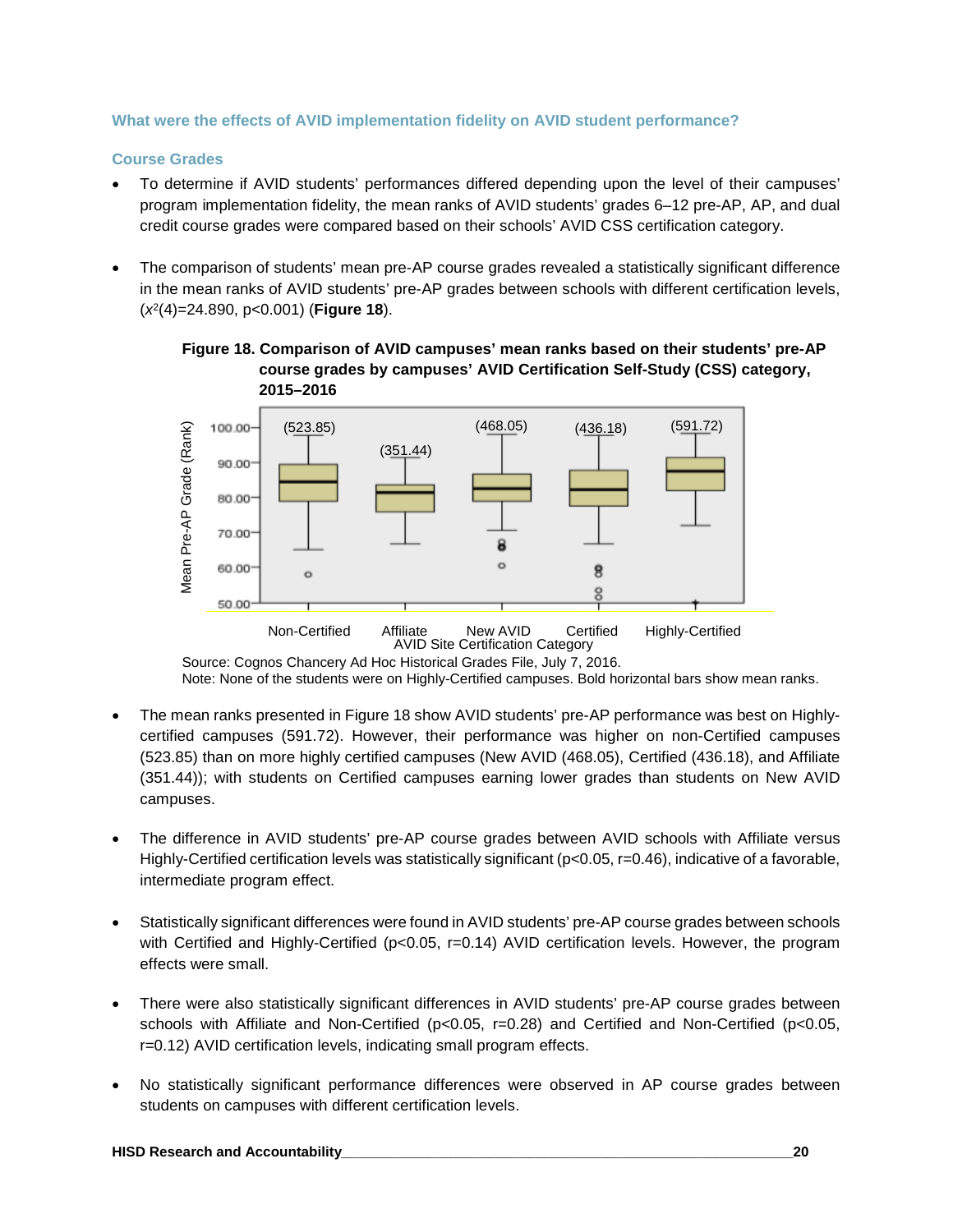### What were the effects of AVID implementation fidelity on AVID student performance?

#### Course Grades

- To determine if AVID students' performances differed depending upon the level of their campuses' program implementation fidelity, the mean ranks of AVID students' grades 6–12 pre-AP, AP, and dual credit course grades were compared based on their schools' AVID CSS certification category.

- The comparison of students' mean pre-AP course grades revealed a statistically significant difference in the mean ranks of AVID students' pre-AP grades between schools with different certification levels, ($x^2(4)=24.890$, $p<0.001$) (**Figure 18**).

**Figure 18. Comparison of AVID campuses' mean ranks based on their students' pre-AP course grades by campuses' AVID Certification Self-Study (CSS) category, 2015–2016**

Source: Cognos Chancery Ad Hoc Historical Grades File, July 7, 2016.
Note: None of the students were on Highly-Certified campuses. Bold horizontal bars show mean ranks.

- The mean ranks presented in Figure 18 show AVID students' pre-AP performance was best on Highly-certified campuses (591.72). However, their performance was higher on non-Certified campuses (523.85) than on more highly certified campuses (New AVID (468.05), Certified (436.18), and Affiliate (351.44)); with students on Certified campuses earning lower grades than students on New AVID campuses.

- The difference in AVID students' pre-AP course grades between AVID schools with Affiliate versus Highly-Certified certification levels was statistically significant ($p<0.05$, $r=0.46$), indicative of a favorable, intermediate program effect.

- Statistically significant differences were found in AVID students' pre-AP course grades between schools with Certified and Highly-Certified ($p<0.05$, $r=0.14$) AVID certification levels. However, the program effects were small.

- There were also statistically significant differences in AVID students' pre-AP course grades between schools with Affiliate and Non-Certified ($p<0.05$, $r=0.28$) and Certified and Non-Certified ($p<0.05$, $r=0.12$) AVID certification levels, indicating small program effects.

- No statistically significant performance differences were observed in AP course grades between students on campuses with different certification levels.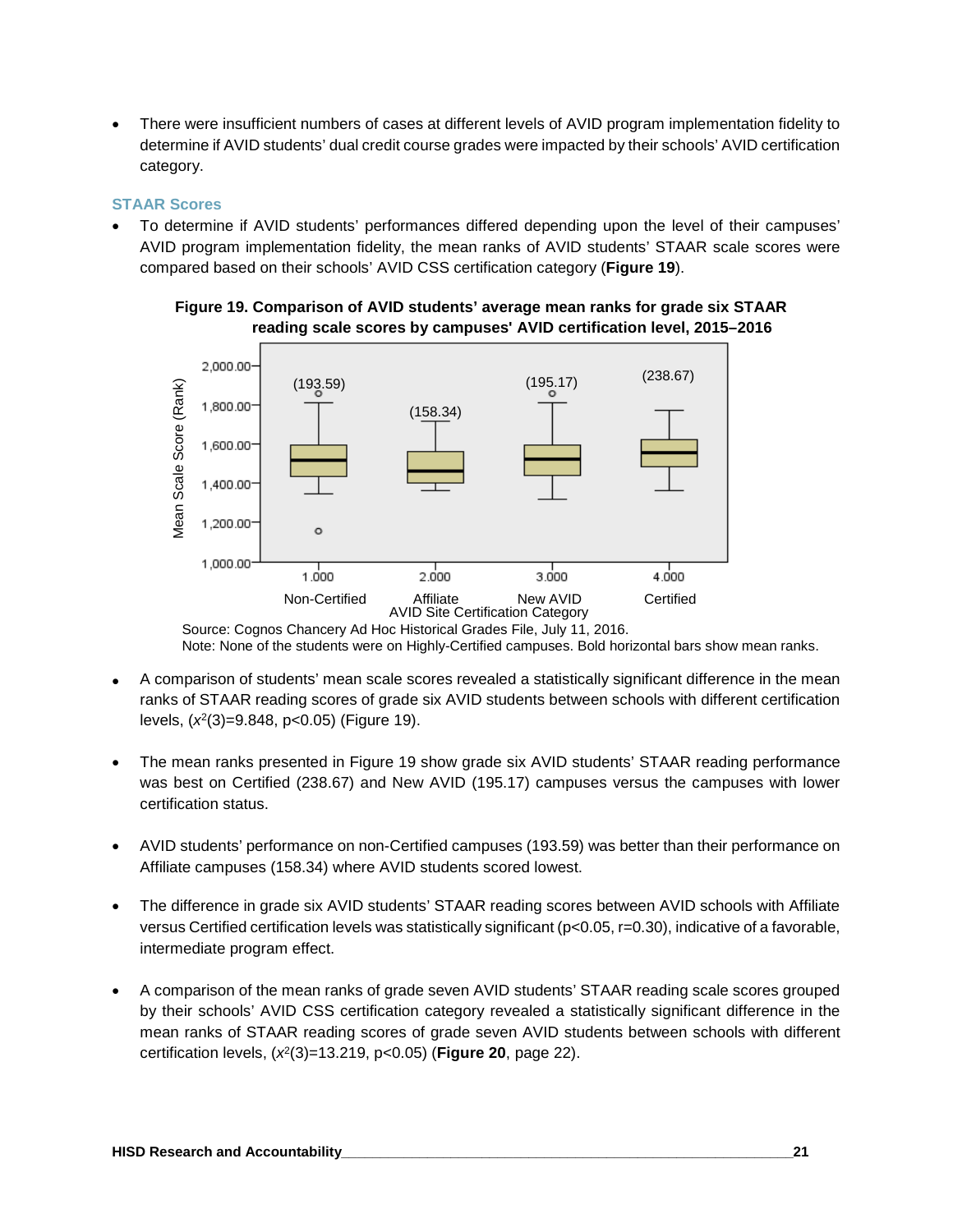- There were insufficient numbers of cases at different levels of AVID program implementation fidelity to determine if AVID students' dual credit course grades were impacted by their schools' AVID certification category.

### STAAR Scores

- To determine if AVID students' performances differed depending upon the level of their campuses' AVID program implementation fidelity, the mean ranks of AVID students' STAAR scale scores were compared based on their schools' AVID CSS certification category (**Figure 19**).

**Figure 19. Comparison of AVID students' average mean ranks for grade six STAAR reading scale scores by campuses' AVID certification level, 2015–2016**

Source: Cognos Chancery Ad Hoc Historical Grades File, July 11, 2016.
Note: None of the students were on Highly-Certified campuses. Bold horizontal bars show mean ranks.

- A comparison of students' mean scale scores revealed a statistically significant difference in the mean ranks of STAAR reading scores of grade six AVID students between schools with different certification levels, ($x^2(3)=9.848$, $p<0.05$) (Figure 19).

- The mean ranks presented in Figure 19 show grade six AVID students' STAAR reading performance was best on Certified (238.67) and New AVID (195.17) campuses versus the campuses with lower certification status.

- AVID students' performance on non-Certified campuses (193.59) was better than their performance on Affiliate campuses (158.34) where AVID students scored lowest.

- The difference in grade six AVID students' STAAR reading scores between AVID schools with Affiliate versus Certified certification levels was statistically significant ($p<0.05$, $r=0.30$), indicative of a favorable, intermediate program effect.

- A comparison of the mean ranks of grade seven AVID students' STAAR reading scale scores grouped by their schools' AVID CSS certification category revealed a statistically significant difference in the mean ranks of STAAR reading scores of grade seven AVID students between schools with different certification levels, ($x^2(3)=13.219$, $p<0.05$) (**Figure 20**, page 22).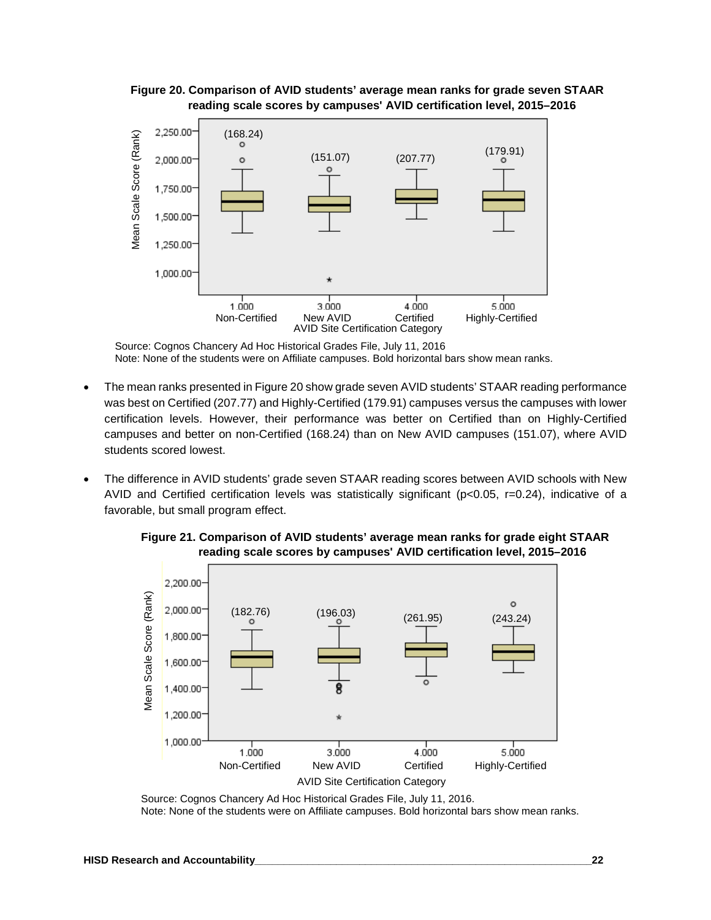**Figure 20. Comparison of AVID students' average mean ranks for grade seven STAAR reading scale scores by campuses' AVID certification level, 2015–2016**

Source: Cognos Chancery Ad Hoc Historical Grades File, July 11, 2016
Note: None of the students were on Affiliate campuses. Bold horizontal bars show mean ranks.

- The mean ranks presented in Figure 20 show grade seven AVID students' STAAR reading performance was best on Certified (207.77) and Highly-Certified (179.91) campuses versus the campuses with lower certification levels. However, their performance was better on Certified than on Highly-Certified campuses and better on non-Certified (168.24) than on New AVID campuses (151.07), where AVID students scored lowest.
- The difference in AVID students' grade seven STAAR reading scores between AVID schools with New AVID and Certified certification levels was statistically significant ($p<0.05$, $r=0.24$), indicative of a favorable, but small program effect.

**Figure 21. Comparison of AVID students' average mean ranks for grade eight STAAR reading scale scores by campuses' AVID certification level, 2015–2016**

Source: Cognos Chancery Ad Hoc Historical Grades File, July 11, 2016.
Note: None of the students were on Affiliate campuses. Bold horizontal bars show mean ranks.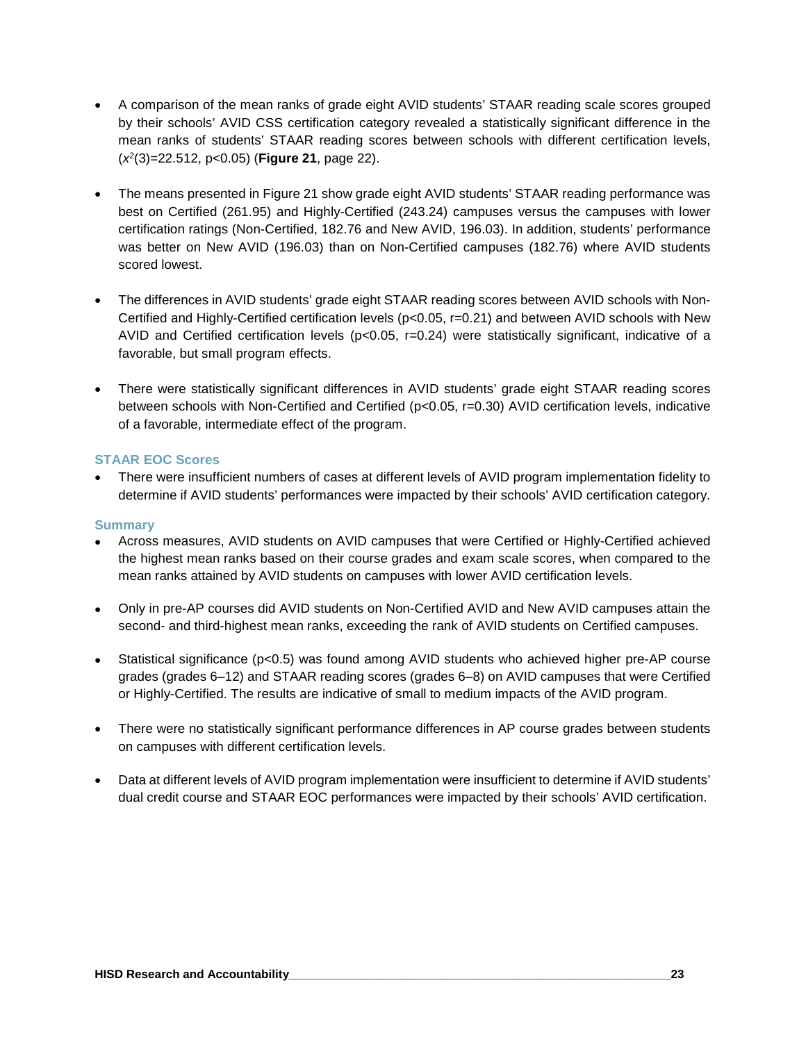- A comparison of the mean ranks of grade eight AVID students' STAAR reading scale scores grouped by their schools' AVID CSS certification category revealed a statistically significant difference in the mean ranks of students' STAAR reading scores between schools with different certification levels, ($x^2(3)=22.512$, $p<0.05$) (**Figure 21**, page 22).

- The means presented in Figure 21 show grade eight AVID students' STAAR reading performance was best on Certified (261.95) and Highly-Certified (243.24) campuses versus the campuses with lower certification ratings (Non-Certified, 182.76 and New AVID, 196.03). In addition, students' performance was better on New AVID (196.03) than on Non-Certified campuses (182.76) where AVID students scored lowest.

- The differences in AVID students' grade eight STAAR reading scores between AVID schools with Non-Certified and Highly-Certified certification levels ($p<0.05$, $r=0.21$) and between AVID schools with New AVID and Certified certification levels ($p<0.05$, $r=0.24$) were statistically significant, indicative of a favorable, but small program effects.

- There were statistically significant differences in AVID students' grade eight STAAR reading scores between schools with Non-Certified and Certified ($p<0.05$, $r=0.30$) AVID certification levels, indicative of a favorable, intermediate effect of the program.

### STAAR EOC Scores

- There were insufficient numbers of cases at different levels of AVID program implementation fidelity to determine if AVID students' performances were impacted by their schools' AVID certification category.

### Summary

- Across measures, AVID students on AVID campuses that were Certified or Highly-Certified achieved the highest mean ranks based on their course grades and exam scale scores, when compared to the mean ranks attained by AVID students on campuses with lower AVID certification levels.

- Only in pre-AP courses did AVID students on Non-Certified AVID and New AVID campuses attain the second- and third-highest mean ranks, exceeding the rank of AVID students on Certified campuses.

- Statistical significance ($p<0.5$) was found among AVID students who achieved higher pre-AP course grades (grades 6–12) and STAAR reading scores (grades 6–8) on AVID campuses that were Certified or Highly-Certified. The results are indicative of small to medium impacts of the AVID program.

- There were no statistically significant performance differences in AP course grades between students on campuses with different certification levels.

- Data at different levels of AVID program implementation were insufficient to determine if AVID students' dual credit course and STAAR EOC performances were impacted by their schools' AVID certification.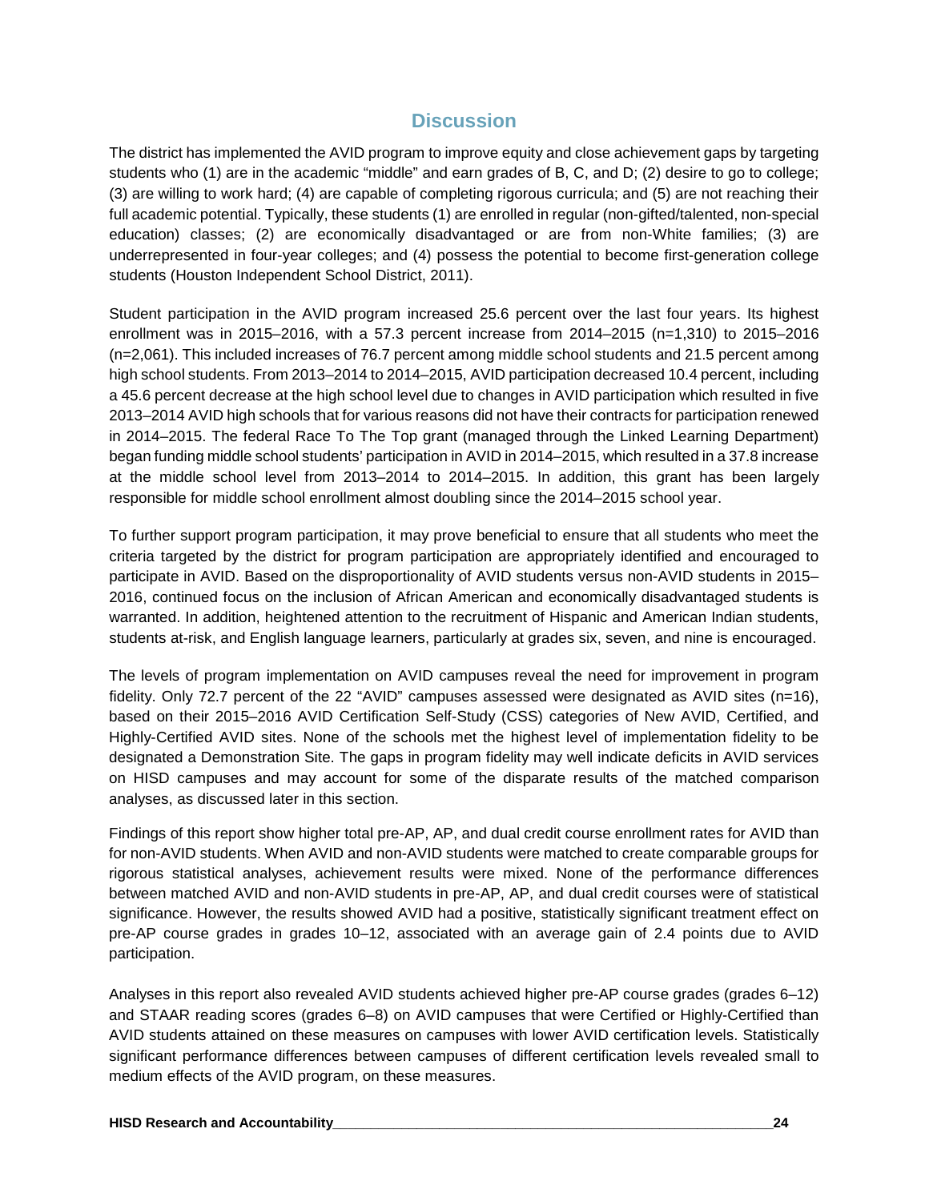## Discussion

The district has implemented the AVID program to improve equity and close achievement gaps by targeting students who (1) are in the academic "middle" and earn grades of B, C, and D; (2) desire to go to college; (3) are willing to work hard; (4) are capable of completing rigorous curricula; and (5) are not reaching their full academic potential. Typically, these students (1) are enrolled in regular (non-gifted/talented, non-special education) classes; (2) are economically disadvantaged or are from non-White families; (3) are underrepresented in four-year colleges; and (4) possess the potential to become first-generation college students (Houston Independent School District, 2011).

Student participation in the AVID program increased 25.6 percent over the last four years. Its highest enrollment was in 2015–2016, with a 57.3 percent increase from 2014–2015 (n=1,310) to 2015–2016 (n=2,061). This included increases of 76.7 percent among middle school students and 21.5 percent among high school students. From 2013–2014 to 2014–2015, AVID participation decreased 10.4 percent, including a 45.6 percent decrease at the high school level due to changes in AVID participation which resulted in five 2013–2014 AVID high schools that for various reasons did not have their contracts for participation renewed in 2014–2015. The federal Race To The Top grant (managed through the Linked Learning Department) began funding middle school students' participation in AVID in 2014–2015, which resulted in a 37.8 increase at the middle school level from 2013–2014 to 2014–2015. In addition, this grant has been largely responsible for middle school enrollment almost doubling since the 2014–2015 school year.

To further support program participation, it may prove beneficial to ensure that all students who meet the criteria targeted by the district for program participation are appropriately identified and encouraged to participate in AVID. Based on the disproportionality of AVID students versus non-AVID students in 2015–2016, continued focus on the inclusion of African American and economically disadvantaged students is warranted. In addition, heightened attention to the recruitment of Hispanic and American Indian students, students at-risk, and English language learners, particularly at grades six, seven, and nine is encouraged.

The levels of program implementation on AVID campuses reveal the need for improvement in program fidelity. Only 72.7 percent of the 22 "AVID" campuses assessed were designated as AVID sites (n=16), based on their 2015–2016 AVID Certification Self-Study (CSS) categories of New AVID, Certified, and Highly-Certified AVID sites. None of the schools met the highest level of implementation fidelity to be designated a Demonstration Site. The gaps in program fidelity may well indicate deficits in AVID services on HISD campuses and may account for some of the disparate results of the matched comparison analyses, as discussed later in this section.

Findings of this report show higher total pre-AP, AP, and dual credit course enrollment rates for AVID than for non-AVID students. When AVID and non-AVID students were matched to create comparable groups for rigorous statistical analyses, achievement results were mixed. None of the performance differences between matched AVID and non-AVID students in pre-AP, AP, and dual credit courses were of statistical significance. However, the results showed AVID had a positive, statistically significant treatment effect on pre-AP course grades in grades 10–12, associated with an average gain of 2.4 points due to AVID participation.

Analyses in this report also revealed AVID students achieved higher pre-AP course grades (grades 6–12) and STAAR reading scores (grades 6–8) on AVID campuses that were Certified or Highly-Certified than AVID students attained on these measures on campuses with lower AVID certification levels. Statistically significant performance differences between campuses of different certification levels revealed small to medium effects of the AVID program, on these measures.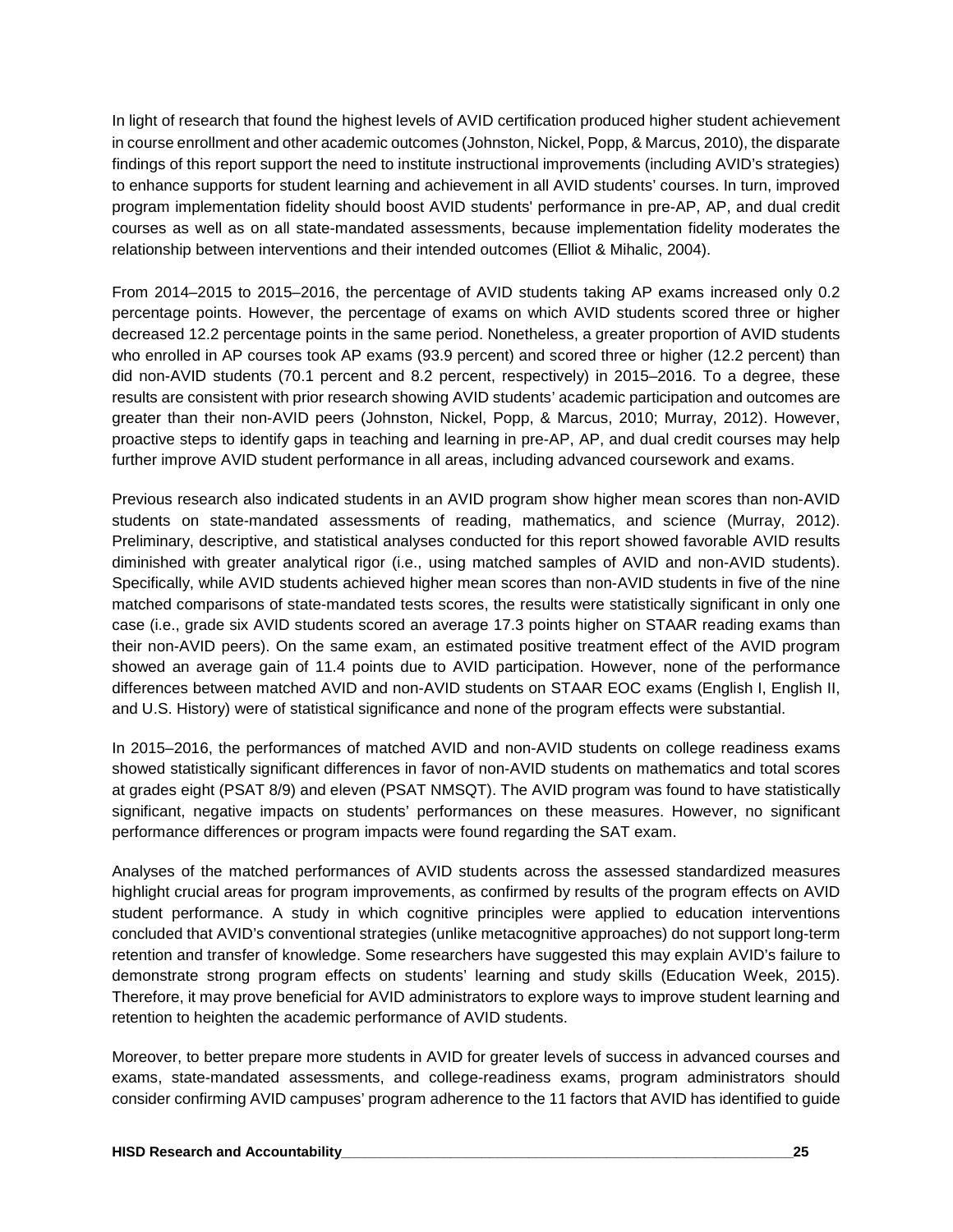In light of research that found the highest levels of AVID certification produced higher student achievement in course enrollment and other academic outcomes (Johnston, Nickel, Popp, & Marcus, 2010), the disparate findings of this report support the need to institute instructional improvements (including AVID's strategies) to enhance supports for student learning and achievement in all AVID students' courses. In turn, improved program implementation fidelity should boost AVID students' performance in pre-AP, AP, and dual credit courses as well as on all state-mandated assessments, because implementation fidelity moderates the relationship between interventions and their intended outcomes (Elliot & Mihalic, 2004).

From 2014–2015 to 2015–2016, the percentage of AVID students taking AP exams increased only 0.2 percentage points. However, the percentage of exams on which AVID students scored three or higher decreased 12.2 percentage points in the same period. Nonetheless, a greater proportion of AVID students who enrolled in AP courses took AP exams (93.9 percent) and scored three or higher (12.2 percent) than did non-AVID students (70.1 percent and 8.2 percent, respectively) in 2015–2016. To a degree, these results are consistent with prior research showing AVID students' academic participation and outcomes are greater than their non-AVID peers (Johnston, Nickel, Popp, & Marcus, 2010; Murray, 2012). However, proactive steps to identify gaps in teaching and learning in pre-AP, AP, and dual credit courses may help further improve AVID student performance in all areas, including advanced coursework and exams.

Previous research also indicated students in an AVID program show higher mean scores than non-AVID students on state-mandated assessments of reading, mathematics, and science (Murray, 2012). Preliminary, descriptive, and statistical analyses conducted for this report showed favorable AVID results diminished with greater analytical rigor (i.e., using matched samples of AVID and non-AVID students). Specifically, while AVID students achieved higher mean scores than non-AVID students in five of the nine matched comparisons of state-mandated tests scores, the results were statistically significant in only one case (i.e., grade six AVID students scored an average 17.3 points higher on STAAR reading exams than their non-AVID peers). On the same exam, an estimated positive treatment effect of the AVID program showed an average gain of 11.4 points due to AVID participation. However, none of the performance differences between matched AVID and non-AVID students on STAAR EOC exams (English I, English II, and U.S. History) were of statistical significance and none of the program effects were substantial.

In 2015–2016, the performances of matched AVID and non-AVID students on college readiness exams showed statistically significant differences in favor of non-AVID students on mathematics and total scores at grades eight (PSAT 8/9) and eleven (PSAT NMSQT). The AVID program was found to have statistically significant, negative impacts on students' performances on these measures. However, no significant performance differences or program impacts were found regarding the SAT exam.

Analyses of the matched performances of AVID students across the assessed standardized measures highlight crucial areas for program improvements, as confirmed by results of the program effects on AVID student performance. A study in which cognitive principles were applied to education interventions concluded that AVID's conventional strategies (unlike metacognitive approaches) do not support long-term retention and transfer of knowledge. Some researchers have suggested this may explain AVID's failure to demonstrate strong program effects on students' learning and study skills (Education Week, 2015). Therefore, it may prove beneficial for AVID administrators to explore ways to improve student learning and retention to heighten the academic performance of AVID students.

Moreover, to better prepare more students in AVID for greater levels of success in advanced courses and exams, state-mandated assessments, and college-readiness exams, program administrators should consider confirming AVID campuses' program adherence to the 11 factors that AVID has identified to guide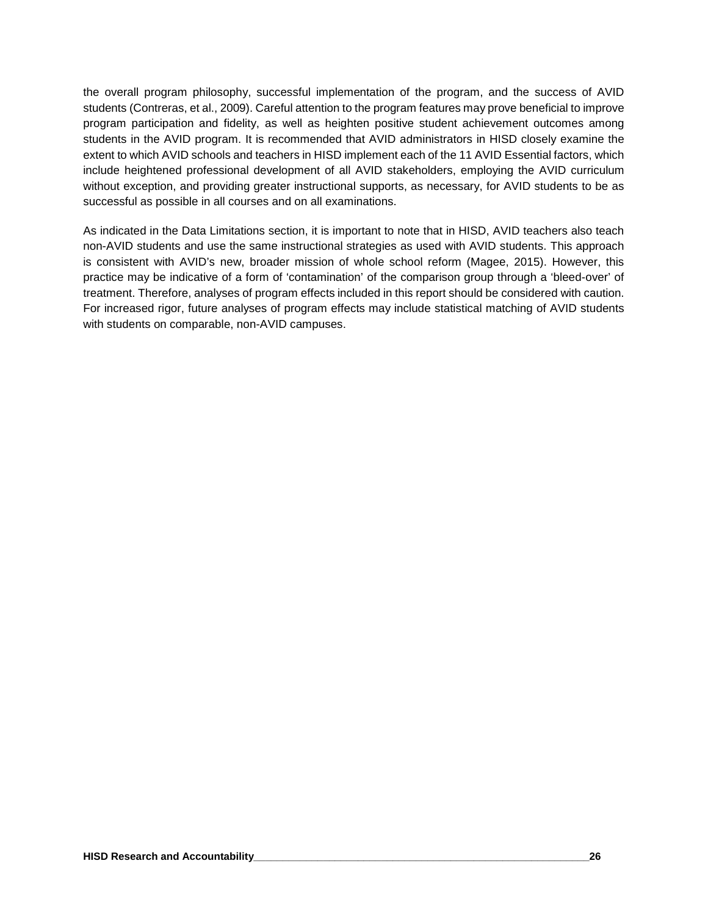the overall program philosophy, successful implementation of the program, and the success of AVID students (Contreras, et al., 2009). Careful attention to the program features may prove beneficial to improve program participation and fidelity, as well as heighten positive student achievement outcomes among students in the AVID program. It is recommended that AVID administrators in HISD closely examine the extent to which AVID schools and teachers in HISD implement each of the 11 AVID Essential factors, which include heightened professional development of all AVID stakeholders, employing the AVID curriculum without exception, and providing greater instructional supports, as necessary, for AVID students to be as successful as possible in all courses and on all examinations.

As indicated in the Data Limitations section, it is important to note that in HISD, AVID teachers also teach non-AVID students and use the same instructional strategies as used with AVID students. This approach is consistent with AVID's new, broader mission of whole school reform (Magee, 2015). However, this practice may be indicative of a form of 'contamination' of the comparison group through a 'bleed-over' of treatment. Therefore, analyses of program effects included in this report should be considered with caution. For increased rigor, future analyses of program effects may include statistical matching of AVID students with students on comparable, non-AVID campuses.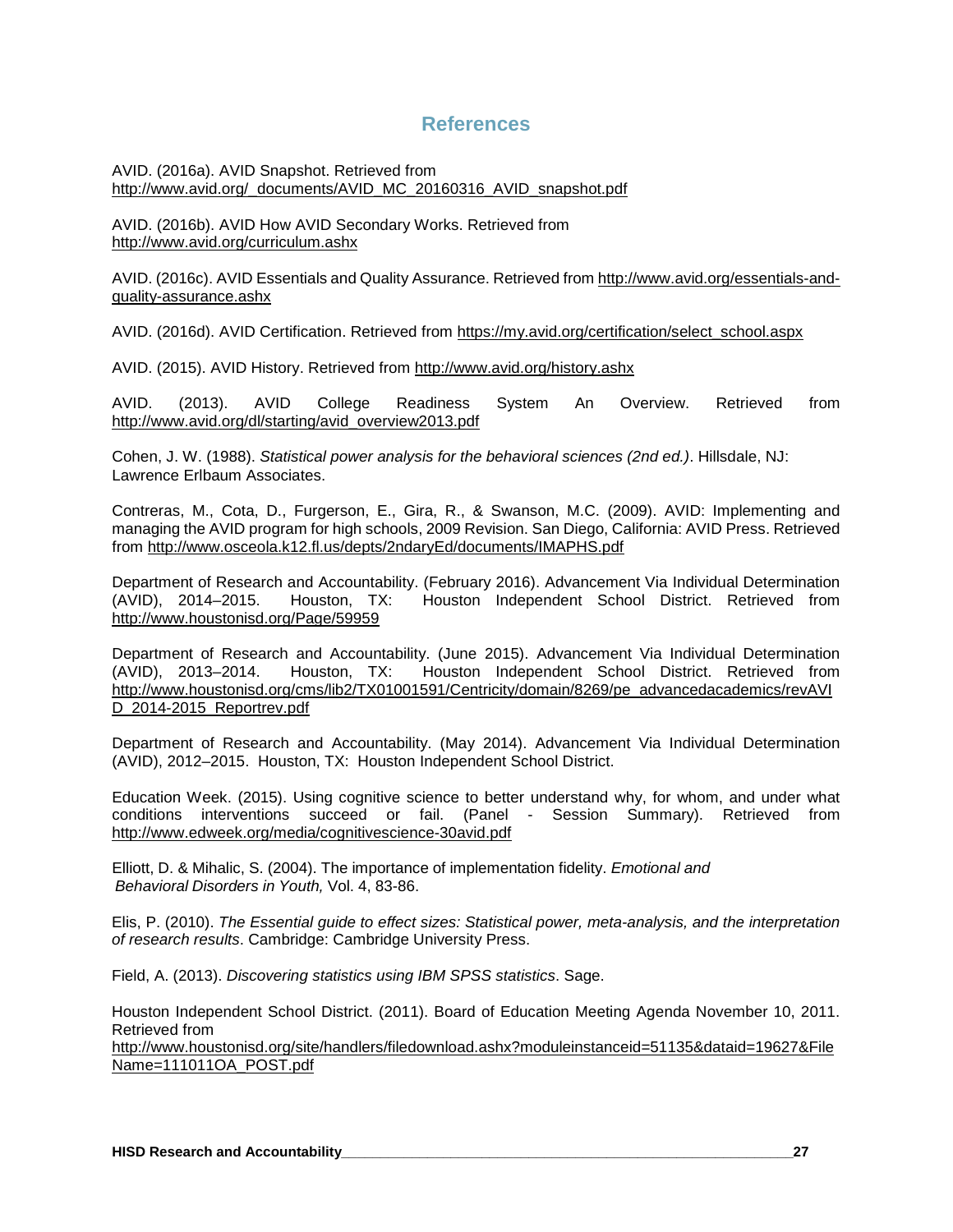# References

AVID. (2016a). AVID Snapshot. Retrieved from http://www.avid.org/_documents/AVID_MC_20160316_AVID_snapshot.pdf

AVID. (2016b). AVID How AVID Secondary Works. Retrieved from http://www.avid.org/curriculum.ashx

AVID. (2016c). AVID Essentials and Quality Assurance. Retrieved from http://www.avid.org/essentials-and-quality-assurance.ashx

AVID. (2016d). AVID Certification. Retrieved from https://my.avid.org/certification/select_school.aspx

AVID. (2015). AVID History. Retrieved from http://www.avid.org/history.ashx

AVID. (2013). AVID College Readiness System An Overview. Retrieved from http://www.avid.org/dl/starting/avid_overview2013.pdf

Cohen, J. W. (1988). *Statistical power analysis for the behavioral sciences (2nd ed.)*. Hillsdale, NJ: Lawrence Erlbaum Associates.

Contreras, M., Cota, D., Furgerson, E., Gira, R., & Swanson, M.C. (2009). AVID: Implementing and managing the AVID program for high schools, 2009 Revision. San Diego, California: AVID Press. Retrieved from http://www.osceola.k12.fl.us/depts/2ndaryEd/documents/IMAPHS.pdf

Department of Research and Accountability. (February 2016). Advancement Via Individual Determination (AVID), 2014–2015. Houston, TX: Houston Independent School District. Retrieved from http://www.houstonisd.org/Page/59959

Department of Research and Accountability. (June 2015). Advancement Via Individual Determination (AVID), 2013–2014. Houston, TX: Houston Independent School District. Retrieved from http://www.houstonisd.org/cms/lib2/TX01001591/Centricity/domain/8269/pe_advancedacademics/revAVID_2014-2015_Reportrev.pdf

Department of Research and Accountability. (May 2014). Advancement Via Individual Determination (AVID), 2012–2015. Houston, TX: Houston Independent School District.

Education Week. (2015). Using cognitive science to better understand why, for whom, and under what conditions interventions succeed or fail. (Panel - Session Summary). Retrieved from http://www.edweek.org/media/cognitivescience-30avid.pdf

Elliott, D. & Mihalic, S. (2004). The importance of implementation fidelity. *Emotional and Behavioral Disorders in Youth,* Vol. 4, 83-86.

Elis, P. (2010). *The Essential guide to effect sizes: Statistical power, meta-analysis, and the interpretation of research results*. Cambridge: Cambridge University Press.

Field, A. (2013). *Discovering statistics using IBM SPSS statistics*. Sage.

Houston Independent School District. (2011). Board of Education Meeting Agenda November 10, 2011. Retrieved from http://www.houstonisd.org/site/handlers/filedownload.ashx?moduleinstanceid=51135&dataid=19627&FileName=111011OA_POST.pdf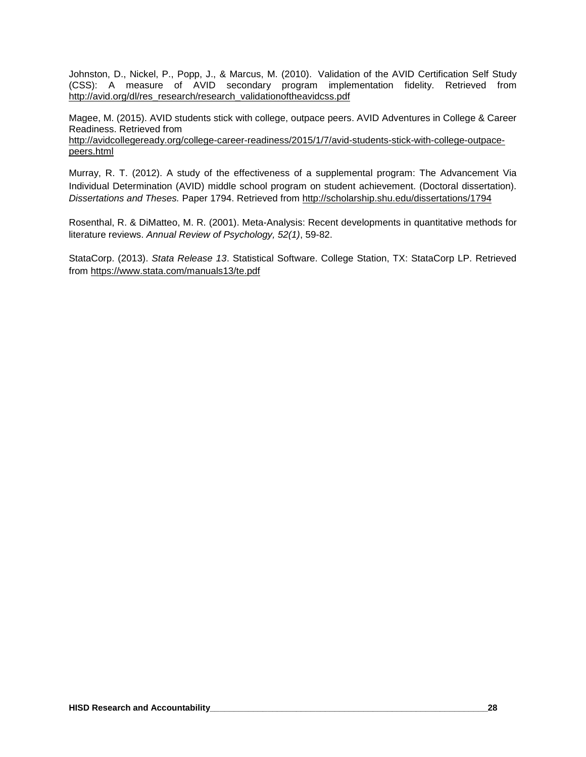Johnston, D., Nickel, P., Popp, J., & Marcus, M. (2010). Validation of the AVID Certification Self Study (CSS): A measure of AVID secondary program implementation fidelity. Retrieved from http://avid.org/dl/res_research/research_validationoftheavidcss.pdf

Magee, M. (2015). AVID students stick with college, outpace peers. AVID Adventures in College & Career Readiness. Retrieved from http://avidcollegeready.org/college-career-readiness/2015/1/7/avid-students-stick-with-college-outpace-peers.html

Murray, R. T. (2012). A study of the effectiveness of a supplemental program: The Advancement Via Individual Determination (AVID) middle school program on student achievement. (Doctoral dissertation). *Dissertations and Theses.* Paper 1794. Retrieved from http://scholarship.shu.edu/dissertations/1794

Rosenthal, R. & DiMatteo, M. R. (2001). Meta-Analysis: Recent developments in quantitative methods for literature reviews. *Annual Review of Psychology, 52(1)*, 59-82.

StataCorp. (2013). *Stata Release 13*. Statistical Software. College Station, TX: StataCorp LP. Retrieved from https://www.stata.com/manuals13/te.pdf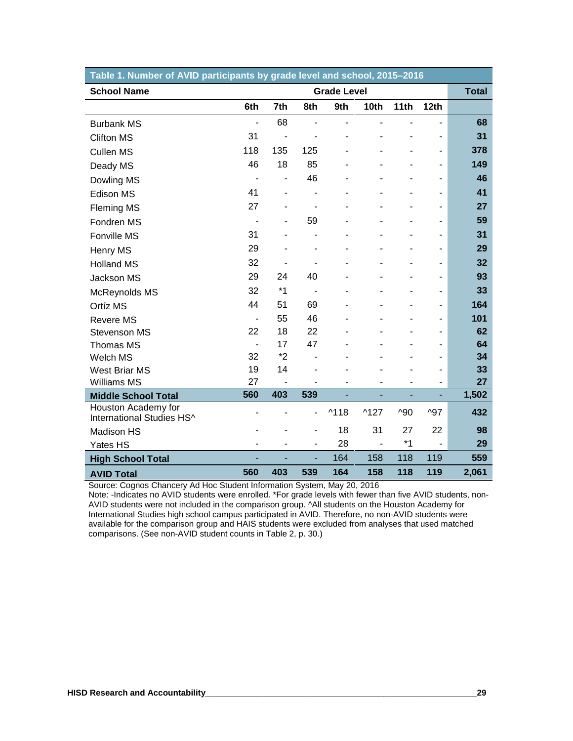| Table 1. Number of AVID participants by grade level and school, 2015–2016 | | | | | | | | |
|---|---|---|---|---|---|---|---|---|
| **School Name** | **Grade Level** | | | | | | | **Total** |
| | **6th** | **7th** | **8th** | **9th** | **10th** | **11th** | **12th** | |
| Burbank MS | - | 68 | - | - | - | - | - | **68** |
| Clifton MS | 31 | - | - | - | - | - | - | **31** |
| Cullen MS | 118 | 135 | 125 | - | - | - | - | **378** |
| Deady MS | 46 | 18 | 85 | - | - | - | - | **149** |
| Dowling MS | - | - | 46 | - | - | - | - | **46** |
| Edison MS | 41 | - | - | - | - | - | - | **41** |
| Fleming MS | 27 | - | - | - | - | - | - | **27** |
| Fondren MS | - | - | 59 | - | - | - | - | **59** |
| Fonville MS | 31 | - | - | - | - | - | - | **31** |
| Henry MS | 29 | - | - | - | - | - | - | **29** |
| Holland MS | 32 | - | - | - | - | - | - | **32** |
| Jackson MS | 29 | 24 | 40 | - | - | - | - | **93** |
| McReynolds MS | 32 | *1 | - | - | - | - | - | **33** |
| Ortíz MS | 44 | 51 | 69 | - | - | - | - | **164** |
| Revere MS | - | 55 | 46 | - | - | - | - | **101** |
| Stevenson MS | 22 | 18 | 22 | - | - | - | - | **62** |
| Thomas MS | - | 17 | 47 | - | - | - | - | **64** |
| Welch MS | 32 | *2 | - | - | - | - | - | **34** |
| West Briar MS | 19 | 14 | - | - | - | - | - | **33** |
| Williams MS | 27 | - | - | - | - | - | - | **27** |
| **Middle School Total** | **560** | **403** | **539** | - | - | - | - | **1,502** |
| Houston Academy for International Studies HS^ | - | - | - | ^118 | ^127 | ^90 | ^97 | **432** |
| Madison HS | - | - | - | 18 | 31 | 27 | 22 | **98** |
| Yates HS | - | - | - | 28 | - | *1 | - | **29** |
| **High School Total** | - | - | - | 164 | 158 | 118 | 119 | **559** |
| **AVID Total** | **560** | **403** | **539** | **164** | **158** | **118** | **119** | **2,061** |

Source: Cognos Chancery Ad Hoc Student Information System, May 20, 2016
Note: -Indicates no AVID students were enrolled. *For grade levels with fewer than five AVID students, non-AVID students were not included in the comparison group. ^All students on the Houston Academy for International Studies high school campus participated in AVID. Therefore, no non-AVID students were available for the comparison group and HAIS students were excluded from analyses that used matched comparisons. (See non-AVID student counts in Table 2, p. 30.)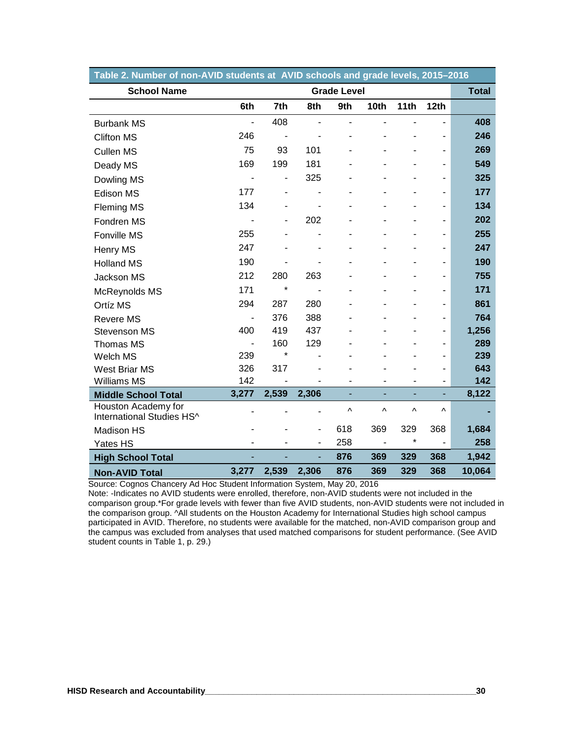**Table 2. Number of non-AVID students at AVID schools and grade levels, 2015–2016**

| School Name | Grade Level | | | | | | | Total |
|---|---|---|---|---|---|---|---|---|
| | 6th | 7th | 8th | 9th | 10th | 11th | 12th | |
| Burbank MS | - | 408 | - | - | - | - | - | **408** |
| Clifton MS | 246 | - | - | - | - | - | - | **246** |
| Cullen MS | 75 | 93 | 101 | - | - | - | - | **269** |
| Deady MS | 169 | 199 | 181 | - | - | - | - | **549** |
| Dowling MS | - | - | 325 | - | - | - | - | **325** |
| Edison MS | 177 | - | - | - | - | - | - | **177** |
| Fleming MS | 134 | - | - | - | - | - | - | **134** |
| Fondren MS | - | - | 202 | - | - | - | - | **202** |
| Fonville MS | 255 | - | - | - | - | - | - | **255** |
| Henry MS | 247 | - | - | - | - | - | - | **247** |
| Holland MS | 190 | - | - | - | - | - | - | **190** |
| Jackson MS | 212 | 280 | 263 | - | - | - | - | **755** |
| McReynolds MS | 171 | * | - | - | - | - | - | **171** |
| Ortíz MS | 294 | 287 | 280 | - | - | - | - | **861** |
| Revere MS | - | 376 | 388 | - | - | - | - | **764** |
| Stevenson MS | 400 | 419 | 437 | - | - | - | - | **1,256** |
| Thomas MS | - | 160 | 129 | - | - | - | - | **289** |
| Welch MS | 239 | * | - | - | - | - | - | **239** |
| West Briar MS | 326 | 317 | - | - | - | - | - | **643** |
| Williams MS | 142 | - | - | - | - | - | - | **142** |
| **Middle School Total** | **3,277** | **2,539** | **2,306** | - | - | - | - | **8,122** |
| Houston Academy for International Studies HS^ | - | - | - | ^ | ^ | ^ | ^ | **-** |
| Madison HS | - | - | - | 618 | 369 | 329 | 368 | **1,684** |
| Yates HS | - | - | - | 258 | - | * | - | **258** |
| **High School Total** | - | - | - | **876** | **369** | **329** | **368** | **1,942** |
| **Non-AVID Total** | **3,277** | **2,539** | **2,306** | **876** | **369** | **329** | **368** | **10,064** |

Source: Cognos Chancery Ad Hoc Student Information System, May 20, 2016
Note: -Indicates no AVID students were enrolled, therefore, non-AVID students were not included in the comparison group.*For grade levels with fewer than five AVID students, non-AVID students were not included in the comparison group. ^All students on the Houston Academy for International Studies high school campus participated in AVID. Therefore, no students were available for the matched, non-AVID comparison group and the campus was excluded from analyses that used matched comparisons for student performance. (See AVID student counts in Table 1, p. 29.)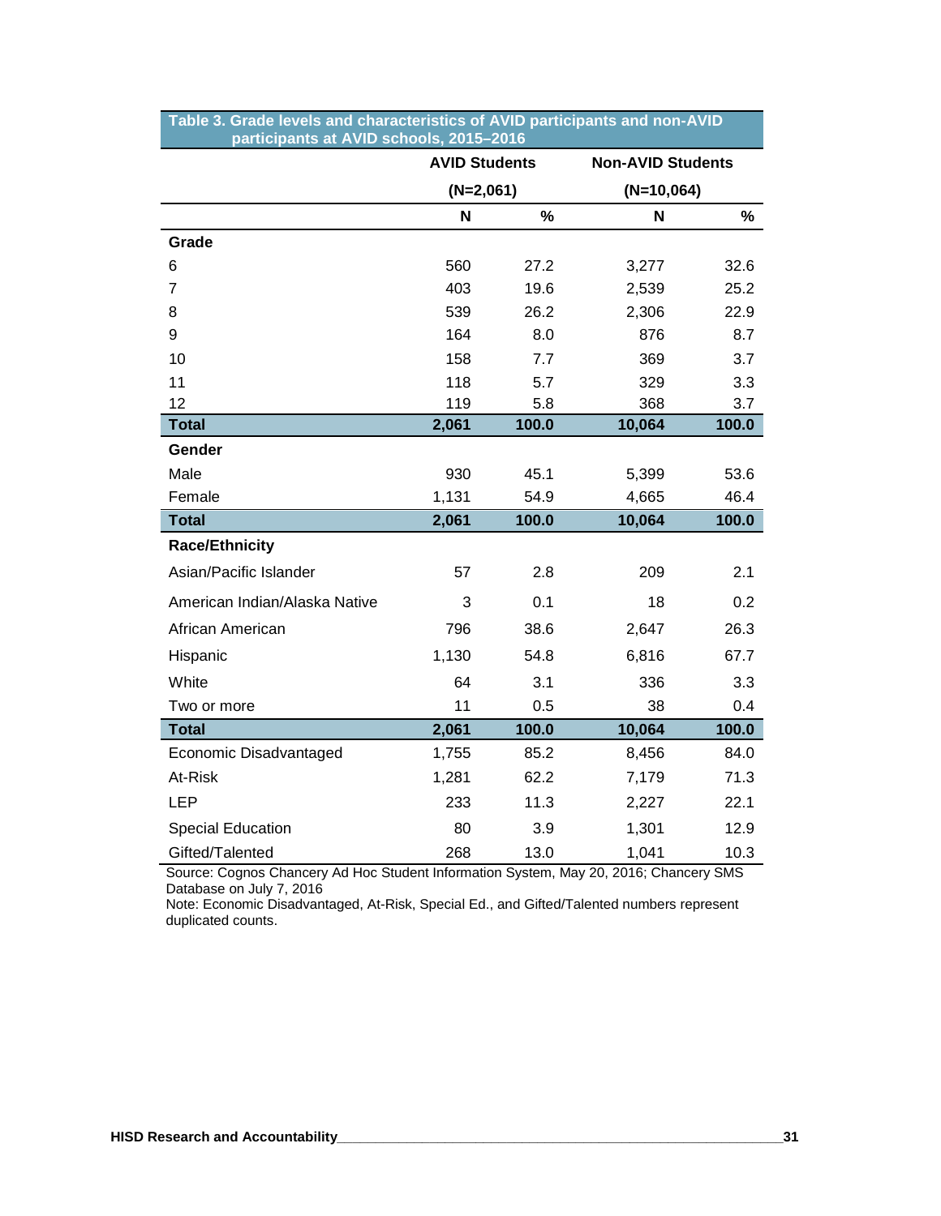**Table 3. Grade levels and characteristics of AVID participants and non-AVID participants at AVID schools, 2015–2016**

| | AVID Students (N=2,061) | | Non-AVID Students (N=10,064) | |
|---|---|---|---|---|
| | N | % | N | % |
| **Grade** | | | | |
| 6 | 560 | 27.2 | 3,277 | 32.6 |
| 7 | 403 | 19.6 | 2,539 | 25.2 |
| 8 | 539 | 26.2 | 2,306 | 22.9 |
| 9 | 164 | 8.0 | 876 | 8.7 |
| 10 | 158 | 7.7 | 369 | 3.7 |
| 11 | 118 | 5.7 | 329 | 3.3 |
| 12 | 119 | 5.8 | 368 | 3.7 |
| **Total** | **2,061** | **100.0** | **10,064** | **100.0** |
| **Gender** | | | | |
| Male | 930 | 45.1 | 5,399 | 53.6 |
| Female | 1,131 | 54.9 | 4,665 | 46.4 |
| **Total** | **2,061** | **100.0** | **10,064** | **100.0** |
| **Race/Ethnicity** | | | | |
| Asian/Pacific Islander | 57 | 2.8 | 209 | 2.1 |
| American Indian/Alaska Native | 3 | 0.1 | 18 | 0.2 |
| African American | 796 | 38.6 | 2,647 | 26.3 |
| Hispanic | 1,130 | 54.8 | 6,816 | 67.7 |
| White | 64 | 3.1 | 336 | 3.3 |
| Two or more | 11 | 0.5 | 38 | 0.4 |
| **Total** | **2,061** | **100.0** | **10,064** | **100.0** |
| Economic Disadvantaged | 1,755 | 85.2 | 8,456 | 84.0 |
| At-Risk | 1,281 | 62.2 | 7,179 | 71.3 |
| LEP | 233 | 11.3 | 2,227 | 22.1 |
| Special Education | 80 | 3.9 | 1,301 | 12.9 |
| Gifted/Talented | 268 | 13.0 | 1,041 | 10.3 |

Source: Cognos Chancery Ad Hoc Student Information System, May 20, 2016; Chancery SMS Database on July 7, 2016

Note: Economic Disadvantaged, At-Risk, Special Ed., and Gifted/Talented numbers represent duplicated counts.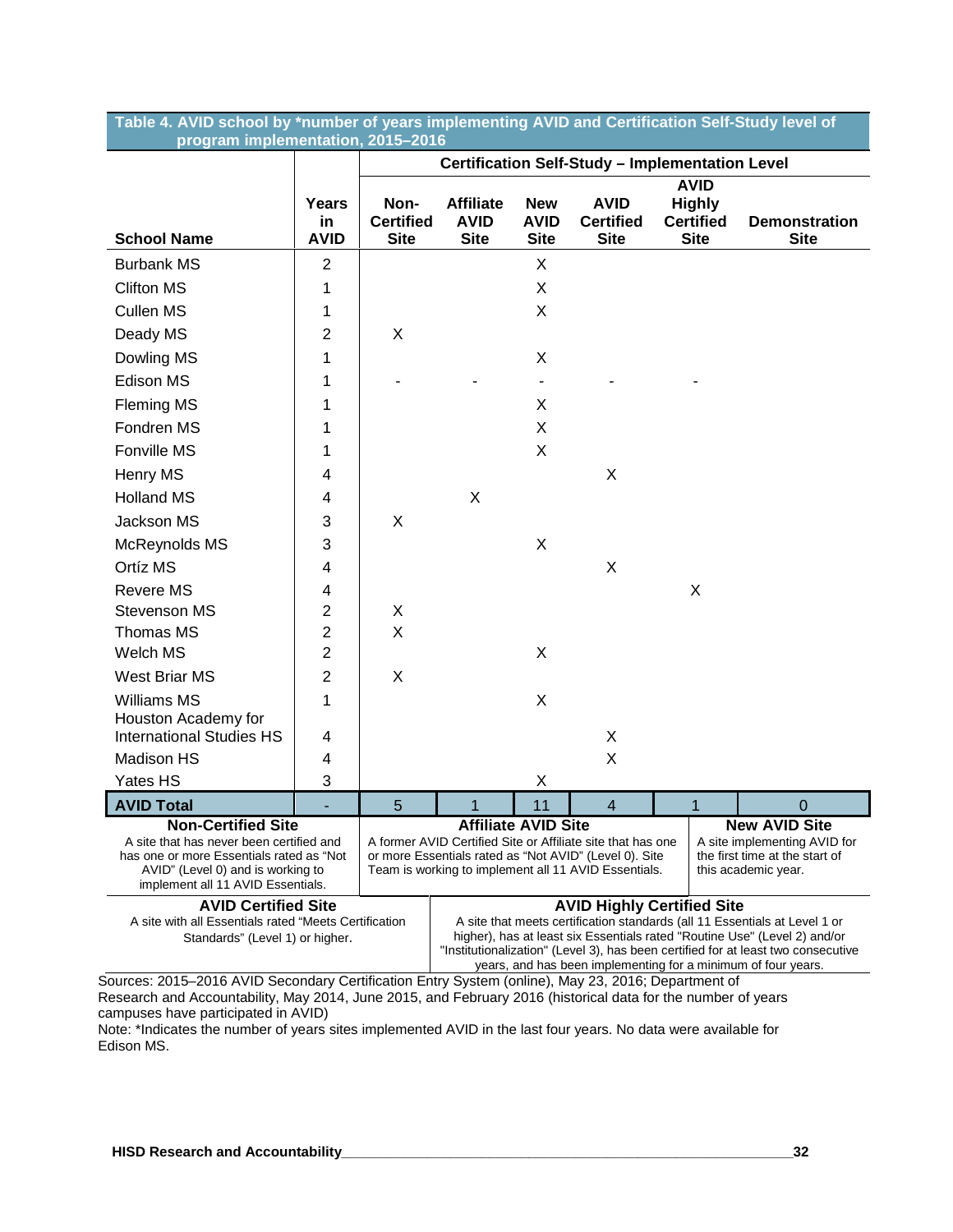**Table 4. AVID school by *number of years implementing AVID and Certification Self-Study level of program implementation, 2015–2016**

| School Name | Years in AVID | Certification Self-Study – Implementation Level | | | | | |
|---|---|---|---|---|---|---|---|
| | | Non-Certified Site | Affiliate AVID Site | New AVID Site | AVID Certified Site | AVID Highly Certified Site | Demonstration Site |
| Burbank MS | 2 | | | X | | | |
| Clifton MS | 1 | | | X | | | |
| Cullen MS | 1 | | | X | | | |
| Deady MS | 2 | X | | | | | |
| Dowling MS | 1 | | | X | | | |
| Edison MS | 1 | - | - | - | - | - | |
| Fleming MS | 1 | | | X | | | |
| Fondren MS | 1 | | | X | | | |
| Fonville MS | 1 | | | X | | | |
| Henry MS | 4 | | | | X | | |
| Holland MS | 4 | | X | | | | |
| Jackson MS | 3 | X | | | | | |
| McReynolds MS | 3 | | | X | | | |
| Ortíz MS | 4 | | | | X | | |
| Revere MS | 4 | | | | | X | |
| Stevenson MS | 2 | X | | | | | |
| Thomas MS | 2 | X | | | | | |
| Welch MS | 2 | | | X | | | |
| West Briar MS | 2 | X | | | | | |
| Williams MS | 1 | | | X | | | |
| Houston Academy for International Studies HS | 4 | | | | X | | |
| Madison HS | 4 | | | | X | | |
| Yates HS | 3 | | | X | | | |
| **AVID Total** | - | 5 | 1 | 11 | 4 | 1 | 0 |

**Non-Certified Site**
A site that has never been certified and has one or more Essentials rated as "Not AVID" (Level 0) and is working to implement all 11 AVID Essentials.

**Affiliate AVID Site**
A former AVID Certified Site or Affiliate site that has one or more Essentials rated as "Not AVID" (Level 0). Site Team is working to implement all 11 AVID Essentials.

**New AVID Site**
A site implementing AVID for the first time at the start of this academic year.

**AVID Certified Site**
A site with all Essentials rated "Meets Certification Standards" (Level 1) or higher.

**AVID Highly Certified Site**
A site that meets certification standards (all 11 Essentials at Level 1 or higher), has at least six Essentials rated "Routine Use" (Level 2) and/or "Institutionalization" (Level 3), has been certified for at least two consecutive years, and has been implementing for a minimum of four years.

Sources: 2015–2016 AVID Secondary Certification Entry System (online), May 23, 2016; Department of Research and Accountability, May 2014, June 2015, and February 2016 (historical data for the number of years campuses have participated in AVID)

Note: *Indicates the number of years sites implemented AVID in the last four years. No data were available for Edison MS.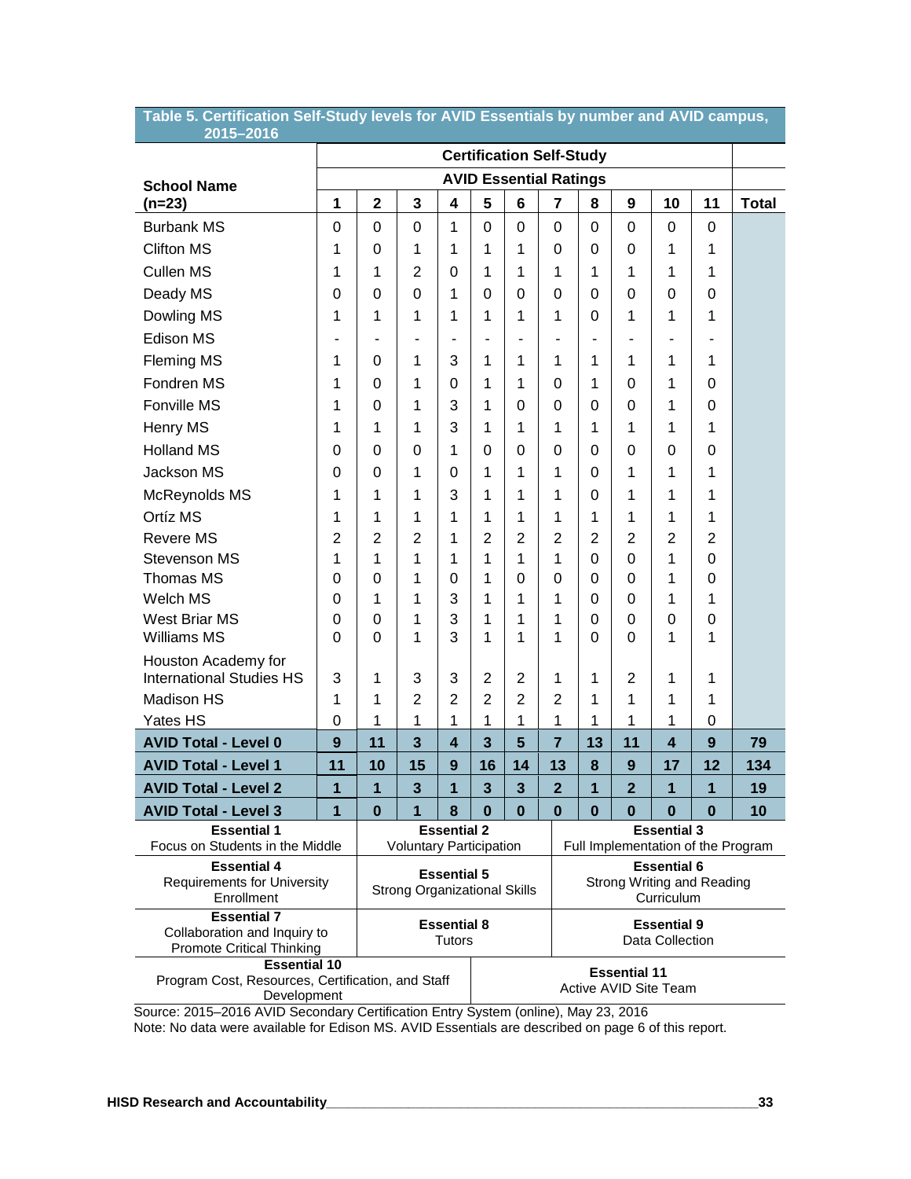**Table 5. Certification Self-Study levels for AVID Essentials by number and AVID campus, 2015–2016**

| School Name (n=23) | Certification Self-Study AVID Essential Ratings 1 | 2 | 3 | 4 | 5 | 6 | 7 | 8 | 9 | 10 | 11 | Total |
|---|---|---|---|---|---|---|---|---|---|---|---|---|
| Burbank MS | 0 | 0 | 0 | 1 | 0 | 0 | 0 | 0 | 0 | 0 | 0 | |
| Clifton MS | 1 | 0 | 1 | 1 | 1 | 1 | 0 | 0 | 0 | 1 | 1 | |
| Cullen MS | 1 | 1 | 2 | 0 | 1 | 1 | 1 | 1 | 1 | 1 | 1 | |
| Deady MS | 0 | 0 | 0 | 1 | 0 | 0 | 0 | 0 | 0 | 0 | 0 | |
| Dowling MS | 1 | 1 | 1 | 1 | 1 | 1 | 1 | 0 | 1 | 1 | 1 | |
| Edison MS | - | - | - | - | - | - | - | - | - | - | - | |
| Fleming MS | 1 | 0 | 1 | 3 | 1 | 1 | 1 | 1 | 1 | 1 | 1 | |
| Fondren MS | 1 | 0 | 1 | 0 | 1 | 1 | 0 | 1 | 0 | 1 | 0 | |
| Fonville MS | 1 | 0 | 1 | 3 | 1 | 0 | 0 | 0 | 0 | 1 | 0 | |
| Henry MS | 1 | 1 | 1 | 3 | 1 | 1 | 1 | 1 | 1 | 1 | 1 | |
| Holland MS | 0 | 0 | 0 | 1 | 0 | 0 | 0 | 0 | 0 | 0 | 0 | |
| Jackson MS | 0 | 0 | 1 | 0 | 1 | 1 | 1 | 0 | 1 | 1 | 1 | |
| McReynolds MS | 1 | 1 | 1 | 3 | 1 | 1 | 1 | 0 | 1 | 1 | 1 | |
| Ortíz MS | 1 | 1 | 1 | 1 | 1 | 1 | 1 | 1 | 1 | 1 | 1 | |
| Revere MS | 2 | 2 | 2 | 1 | 2 | 2 | 2 | 2 | 2 | 2 | 2 | |
| Stevenson MS | 1 | 1 | 1 | 1 | 1 | 1 | 1 | 0 | 0 | 1 | 0 | |
| Thomas MS | 0 | 0 | 1 | 0 | 1 | 0 | 0 | 0 | 0 | 1 | 0 | |
| Welch MS | 0 | 1 | 1 | 3 | 1 | 1 | 1 | 0 | 0 | 1 | 1 | |
| West Briar MS | 0 | 0 | 1 | 3 | 1 | 1 | 1 | 0 | 0 | 0 | 0 | |
| Williams MS | 0 | 0 | 1 | 3 | 1 | 1 | 1 | 0 | 0 | 1 | 1 | |
| Houston Academy for International Studies HS | 3 | 1 | 3 | 3 | 2 | 2 | 1 | 1 | 2 | 1 | 1 | |
| Madison HS | 1 | 1 | 2 | 2 | 2 | 2 | 2 | 1 | 1 | 1 | 1 | |
| Yates HS | 0 | 1 | 1 | 1 | 1 | 1 | 1 | 1 | 1 | 1 | 0 | |
| **AVID Total - Level 0** | **9** | **11** | **3** | **4** | **3** | **5** | **7** | **13** | **11** | **4** | **9** | **79** |
| **AVID Total - Level 1** | **11** | **10** | **15** | **9** | **16** | **14** | **13** | **8** | **9** | **17** | **12** | **134** |
| **AVID Total - Level 2** | **1** | **1** | **3** | **1** | **3** | **3** | **2** | **1** | **2** | **1** | **1** | **19** |
| **AVID Total - Level 3** | **1** | **0** | **1** | **8** | **0** | **0** | **0** | **0** | **0** | **0** | **0** | **10** |

| | | |
|---|---|---|
| **Essential 1** Focus on Students in the Middle | **Essential 2** Voluntary Participation | **Essential 3** Full Implementation of the Program |
| **Essential 4** Requirements for University Enrollment | **Essential 5** Strong Organizational Skills | **Essential 6** Strong Writing and Reading Curriculum |
| **Essential 7** Collaboration and Inquiry to Promote Critical Thinking | **Essential 8** Tutors | **Essential 9** Data Collection |
| **Essential 10** Program Cost, Resources, Certification, and Staff Development | **Essential 11** Active AVID Site Team | |

Source: 2015–2016 AVID Secondary Certification Entry System (online), May 23, 2016

Note: No data were available for Edison MS. AVID Essentials are described on page 6 of this report.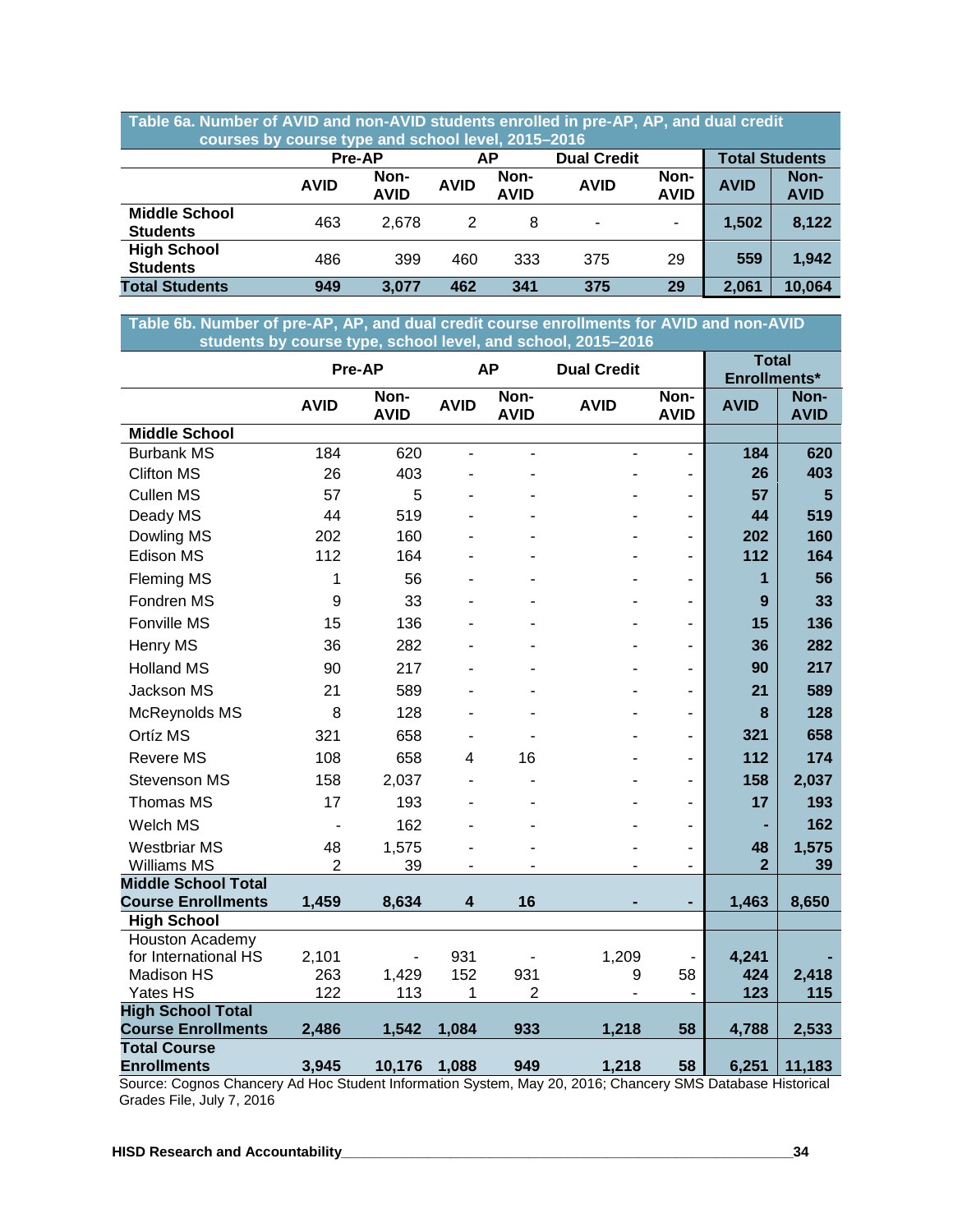**Table 6a. Number of AVID and non-AVID students enrolled in pre-AP, AP, and dual credit courses by course type and school level, 2015–2016**

| | Pre-AP | | AP | | Dual Credit | | Total Students | |
|---|---|---|---|---|---|---|---|---|
| | AVID | Non-AVID | AVID | Non-AVID | AVID | Non-AVID | AVID | Non-AVID |
| **Middle School Students** | 463 | 2,678 | 2 | 8 | - | - | **1,502** | **8,122** |
| **High School Students** | 486 | 399 | 460 | 333 | 375 | 29 | **559** | **1,942** |
| **Total Students** | **949** | **3,077** | **462** | **341** | **375** | **29** | **2,061** | **10,064** |

**Table 6b. Number of pre-AP, AP, and dual credit course enrollments for AVID and non-AVID students by course type, school level, and school, 2015–2016**

| | Pre-AP | | AP | | Dual Credit | | Total Enrollments* | |
|---|---|---|---|---|---|---|---|---|
| | AVID | Non-AVID | AVID | Non-AVID | AVID | Non-AVID | AVID | Non-AVID |
| **Middle School** | | | | | | | | |
| Burbank MS | 184 | 620 | - | - | - | - | **184** | **620** |
| Clifton MS | 26 | 403 | - | - | - | - | **26** | **403** |
| Cullen MS | 57 | 5 | - | - | - | - | **57** | **5** |
| Deady MS | 44 | 519 | - | - | - | - | **44** | **519** |
| Dowling MS | 202 | 160 | - | - | - | - | **202** | **160** |
| Edison MS | 112 | 164 | - | - | - | - | **112** | **164** |
| Fleming MS | 1 | 56 | - | - | - | - | **1** | **56** |
| Fondren MS | 9 | 33 | - | - | - | - | **9** | **33** |
| Fonville MS | 15 | 136 | - | - | - | - | **15** | **136** |
| Henry MS | 36 | 282 | - | - | - | - | **36** | **282** |
| Holland MS | 90 | 217 | - | - | - | - | **90** | **217** |
| Jackson MS | 21 | 589 | - | - | - | - | **21** | **589** |
| McReynolds MS | 8 | 128 | - | - | - | - | **8** | **128** |
| Ortíz MS | 321 | 658 | - | - | - | - | **321** | **658** |
| Revere MS | 108 | 658 | 4 | 16 | - | - | **112** | **174** |
| Stevenson MS | 158 | 2,037 | - | - | - | - | **158** | **2,037** |
| Thomas MS | 17 | 193 | - | - | - | - | **17** | **193** |
| Welch MS | - | 162 | - | - | - | - | **-** | **162** |
| Westbriar MS | 48 | 1,575 | - | - | - | - | **48** | **1,575** |
| Williams MS | 2 | 39 | - | - | - | - | **2** | **39** |
| **Middle School Total Course Enrollments** | **1,459** | **8,634** | **4** | **16** | **-** | **-** | **1,463** | **8,650** |
| **High School** | | | | | | | | |
| Houston Academy for International HS | 2,101 | - | 931 | - | 1,209 | - | **4,241** | **-** |
| Madison HS | 263 | 1,429 | 152 | 931 | 9 | 58 | **424** | **2,418** |
| Yates HS | 122 | 113 | 1 | 2 | - | - | **123** | **115** |
| **High School Total Course Enrollments** | **2,486** | **1,542** | **1,084** | **933** | **1,218** | **58** | **4,788** | **2,533** |
| **Total Course Enrollments** | **3,945** | **10,176** | **1,088** | **949** | **1,218** | **58** | **6,251** | **11,183** |

Source: Cognos Chancery Ad Hoc Student Information System, May 20, 2016; Chancery SMS Database Historical Grades File, July 7, 2016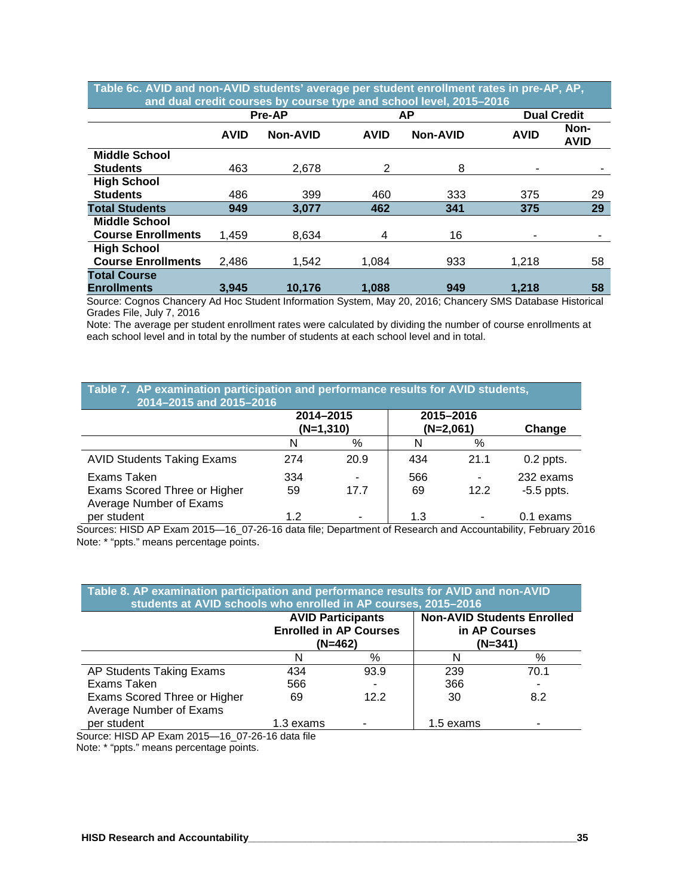**Table 6c. AVID and non-AVID students' average per student enrollment rates in pre-AP, AP, and dual credit courses by course type and school level, 2015–2016**

| | Pre-AP | | AP | | Dual Credit | |
|---|---|---|---|---|---|---|
| | AVID | Non-AVID | AVID | Non-AVID | AVID | Non-AVID |
| Middle School Students | 463 | 2,678 | 2 | 8 | - | - |
| High School Students | 486 | 399 | 460 | 333 | 375 | 29 |
| **Total Students** | **949** | **3,077** | **462** | **341** | **375** | **29** |
| Middle School Course Enrollments | 1,459 | 8,634 | 4 | 16 | - | - |
| High School Course Enrollments | 2,486 | 1,542 | 1,084 | 933 | 1,218 | 58 |
| **Total Course Enrollments** | **3,945** | **10,176** | **1,088** | **949** | **1,218** | **58** |

Source: Cognos Chancery Ad Hoc Student Information System, May 20, 2016; Chancery SMS Database Historical Grades File, July 7, 2016

Note: The average per student enrollment rates were calculated by dividing the number of course enrollments at each school level and in total by the number of students at each school level and in total.

**Table 7. AP examination participation and performance results for AVID students, 2014–2015 and 2015–2016**

| | 2014–2015 (N=1,310) | | 2015–2016 (N=2,061) | | Change |
|---|---|---|---|---|---|
| | N | % | N | % | |
| AVID Students Taking Exams | 274 | 20.9 | 434 | 21.1 | 0.2 ppts. |
| Exams Taken | 334 | - | 566 | - | 232 exams |
| Exams Scored Three or Higher | 59 | 17.7 | 69 | 12.2 | -5.5 ppts. |
| Average Number of Exams per student | 1.2 | - | 1.3 | - | 0.1 exams |

Sources: HISD AP Exam 2015—16_07-26-16 data file; Department of Research and Accountability, February 2016

Note: * "ppts." means percentage points.

**Table 8. AP examination participation and performance results for AVID and non-AVID students at AVID schools who enrolled in AP courses, 2015–2016**

| | AVID Participants Enrolled in AP Courses (N=462) | | Non-AVID Students Enrolled in AP Courses (N=341) | |
|---|---|---|---|---|
| | N | % | N | % |
| AP Students Taking Exams | 434 | 93.9 | 239 | 70.1 |
| Exams Taken | 566 | - | 366 | - |
| Exams Scored Three or Higher | 69 | 12.2 | 30 | 8.2 |
| Average Number of Exams per student | 1.3 exams | - | 1.5 exams | - |

Source: HISD AP Exam 2015—16_07-26-16 data file

Note: * "ppts." means percentage points.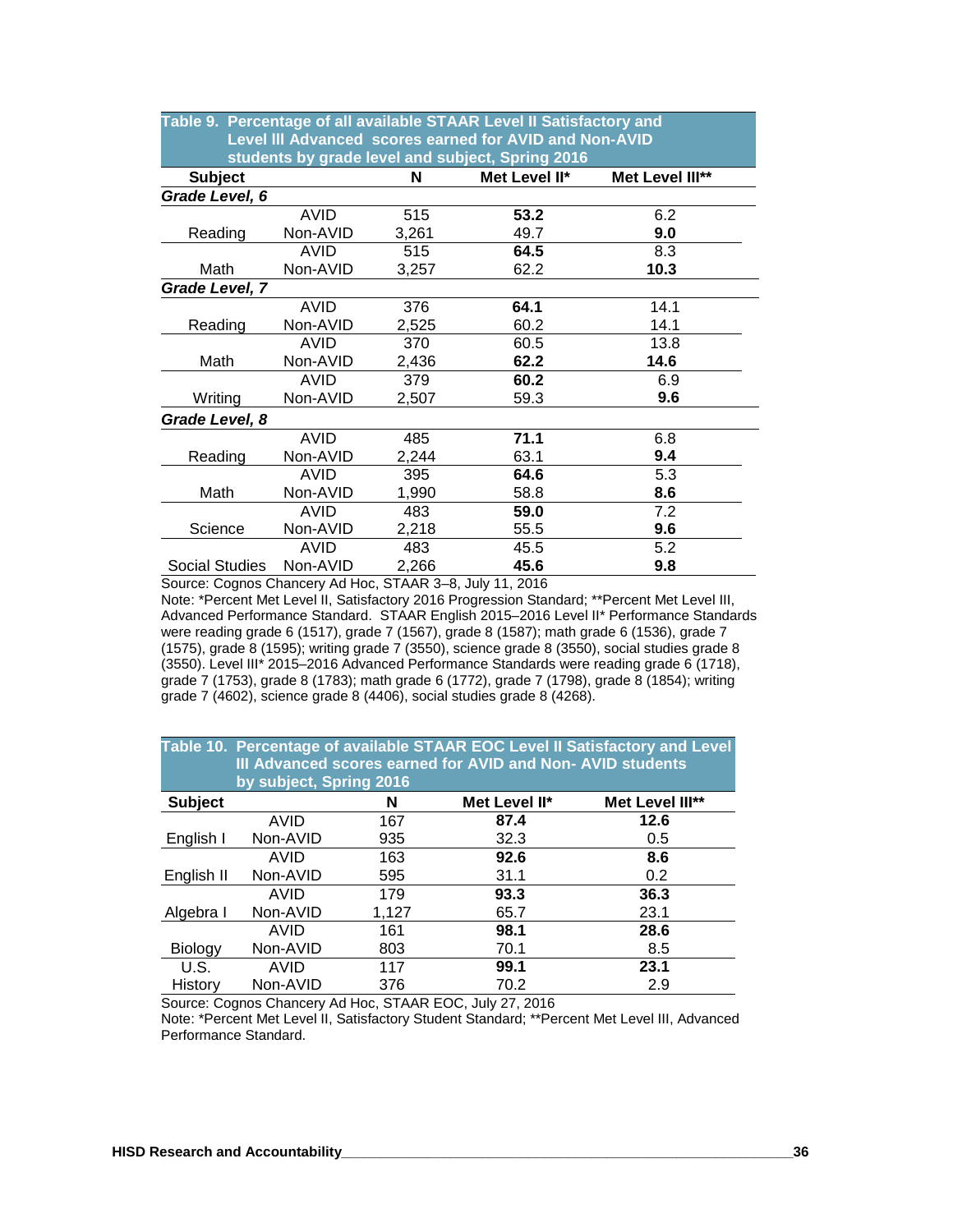**Table 9. Percentage of all available STAAR Level II Satisfactory and Level III Advanced scores earned for AVID and Non-AVID students by grade level and subject, Spring 2016**

| Subject | | N | Met Level II* | Met Level III** |
|---|---|---|---|---|
| ***Grade Level, 6*** | | | | |
| Reading | AVID | 515 | **53.2** | 6.2 |
| | Non-AVID | 3,261 | 49.7 | **9.0** |
| Math | AVID | 515 | **64.5** | 8.3 |
| | Non-AVID | 3,257 | 62.2 | **10.3** |
| ***Grade Level, 7*** | | | | |
| Reading | AVID | 376 | **64.1** | 14.1 |
| | Non-AVID | 2,525 | 60.2 | 14.1 |
| Math | AVID | 370 | 60.5 | 13.8 |
| | Non-AVID | 2,436 | **62.2** | **14.6** |
| Writing | AVID | 379 | **60.2** | 6.9 |
| | Non-AVID | 2,507 | 59.3 | **9.6** |
| ***Grade Level, 8*** | | | | |
| Reading | AVID | 485 | **71.1** | 6.8 |
| | Non-AVID | 2,244 | 63.1 | **9.4** |
| Math | AVID | 395 | **64.6** | 5.3 |
| | Non-AVID | 1,990 | 58.8 | **8.6** |
| Science | AVID | 483 | **59.0** | 7.2 |
| | Non-AVID | 2,218 | 55.5 | **9.6** |
| Social Studies | AVID | 483 | 45.5 | 5.2 |
| | Non-AVID | 2,266 | **45.6** | **9.8** |

Source: Cognos Chancery Ad Hoc, STAAR 3–8, July 11, 2016

Note: *Percent Met Level II, Satisfactory 2016 Progression Standard; **Percent Met Level III, Advanced Performance Standard. STAAR English 2015–2016 Level II* Performance Standards were reading grade 6 (1517), grade 7 (1567), grade 8 (1587); math grade 6 (1536), grade 7 (1575), grade 8 (1595); writing grade 7 (3550), science grade 8 (3550), social studies grade 8 (3550). Level III* 2015–2016 Advanced Performance Standards were reading grade 6 (1718), grade 7 (1753), grade 8 (1783); math grade 6 (1772), grade 7 (1798), grade 8 (1854); writing grade 7 (4602), science grade 8 (4406), social studies grade 8 (4268).

**Table 10. Percentage of available STAAR EOC Level II Satisfactory and Level III Advanced scores earned for AVID and Non- AVID students by subject, Spring 2016**

| Subject | | N | Met Level II* | Met Level III** |
|---|---|---|---|---|
| English I | AVID | 167 | **87.4** | **12.6** |
| | Non-AVID | 935 | 32.3 | 0.5 |
| English II | AVID | 163 | **92.6** | **8.6** |
| | Non-AVID | 595 | 31.1 | 0.2 |
| Algebra I | AVID | 179 | **93.3** | **36.3** |
| | Non-AVID | 1,127 | 65.7 | 23.1 |
| Biology | AVID | 161 | **98.1** | **28.6** |
| | Non-AVID | 803 | 70.1 | 8.5 |
| U.S. History | AVID | 117 | **99.1** | **23.1** |
| | Non-AVID | 376 | 70.2 | 2.9 |

Source: Cognos Chancery Ad Hoc, STAAR EOC, July 27, 2016

Note: *Percent Met Level II, Satisfactory Student Standard; **Percent Met Level III, Advanced Performance Standard.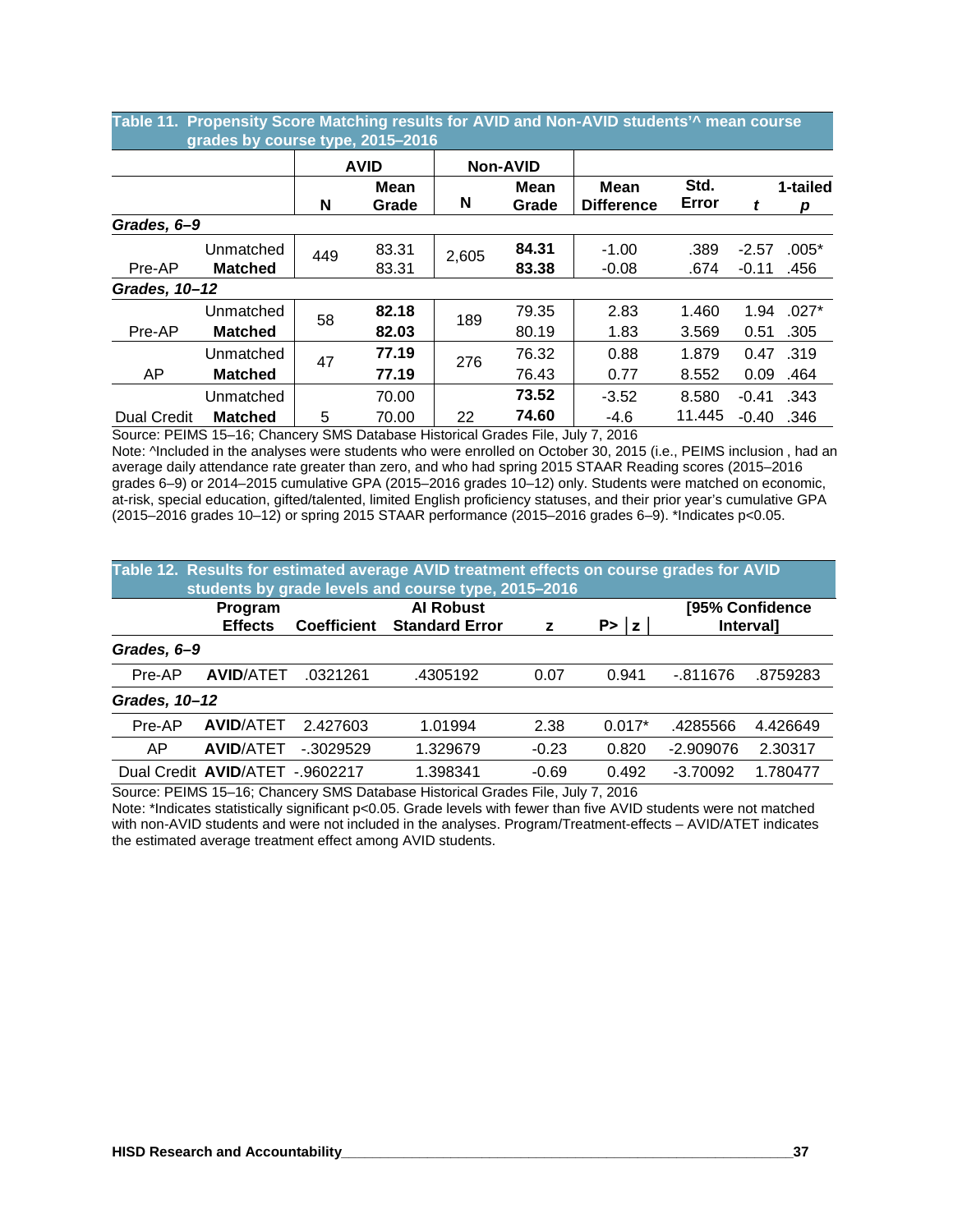**Table 11. Propensity Score Matching results for AVID and Non-AVID students'^ mean course grades by course type, 2015–2016**

| | | AVID | | Non-AVID | | | | | |
|---|---|---|---|---|---|---|---|---|---|
| | | N | Mean Grade | N | Mean Grade | Mean Difference | Std. Error | *t* | 1-tailed *p* |
| ***Grades, 6–9*** | | | | | | | | | |
| Pre-AP | Unmatched | 449 | 83.31 | 2,605 | **84.31** | -1.00 | .389 | -2.57 | .005* |
| | **Matched** | | 83.31 | | **83.38** | -0.08 | .674 | -0.11 | .456 |
| ***Grades, 10–12*** | | | | | | | | | |
| Pre-AP | Unmatched | 58 | **82.18** | 189 | 79.35 | 2.83 | 1.460 | 1.94 | .027* |
| | **Matched** | | **82.03** | | 80.19 | 1.83 | 3.569 | 0.51 | .305 |
| AP | Unmatched | 47 | **77.19** | 276 | 76.32 | 0.88 | 1.879 | 0.47 | .319 |
| | **Matched** | | **77.19** | | 76.43 | 0.77 | 8.552 | 0.09 | .464 |
| Dual Credit | Unmatched | 5 | 70.00 | 22 | **73.52** | -3.52 | 8.580 | -0.41 | .343 |
| | **Matched** | | 70.00 | | **74.60** | -4.6 | 11.445 | -0.40 | .346 |

Source: PEIMS 15–16; Chancery SMS Database Historical Grades File, July 7, 2016

Note: ^Included in the analyses were students who were enrolled on October 30, 2015 (i.e., PEIMS inclusion , had an average daily attendance rate greater than zero, and who had spring 2015 STAAR Reading scores (2015–2016 grades 6–9) or 2014–2015 cumulative GPA (2015–2016 grades 10–12) only. Students were matched on economic, at-risk, special education, gifted/talented, limited English proficiency statuses, and their prior year's cumulative GPA (2015–2016 grades 10–12) or spring 2015 STAAR performance (2015–2016 grades 6–9). *Indicates p<0.05.

**Table 12. Results for estimated average AVID treatment effects on course grades for AVID students by grade levels and course type, 2015–2016**

| | Program Effects | Coefficient | AI Robust Standard Error | z | P>\|z\| | [95% Confidence | Interval] |
|---|---|---|---|---|---|---|---|
| ***Grades, 6–9*** | | | | | | | |
| Pre-AP | **AVID**/ATET | .0321261 | .4305192 | 0.07 | 0.941 | -.811676 | .8759283 |
| ***Grades, 10–12*** | | | | | | | |
| Pre-AP | **AVID**/ATET | 2.427603 | 1.01994 | 2.38 | 0.017* | .4285566 | 4.426649 |
| AP | **AVID**/ATET | -.3029529 | 1.329679 | -0.23 | 0.820 | -2.909076 | 2.30317 |
| Dual Credit | **AVID**/ATET | -.9602217 | 1.398341 | -0.69 | 0.492 | -3.70092 | 1.780477 |

Source: PEIMS 15–16; Chancery SMS Database Historical Grades File, July 7, 2016

Note: *Indicates statistically significant p<0.05. Grade levels with fewer than five AVID students were not matched with non-AVID students and were not included in the analyses. Program/Treatment-effects – AVID/ATET indicates the estimated average treatment effect among AVID students.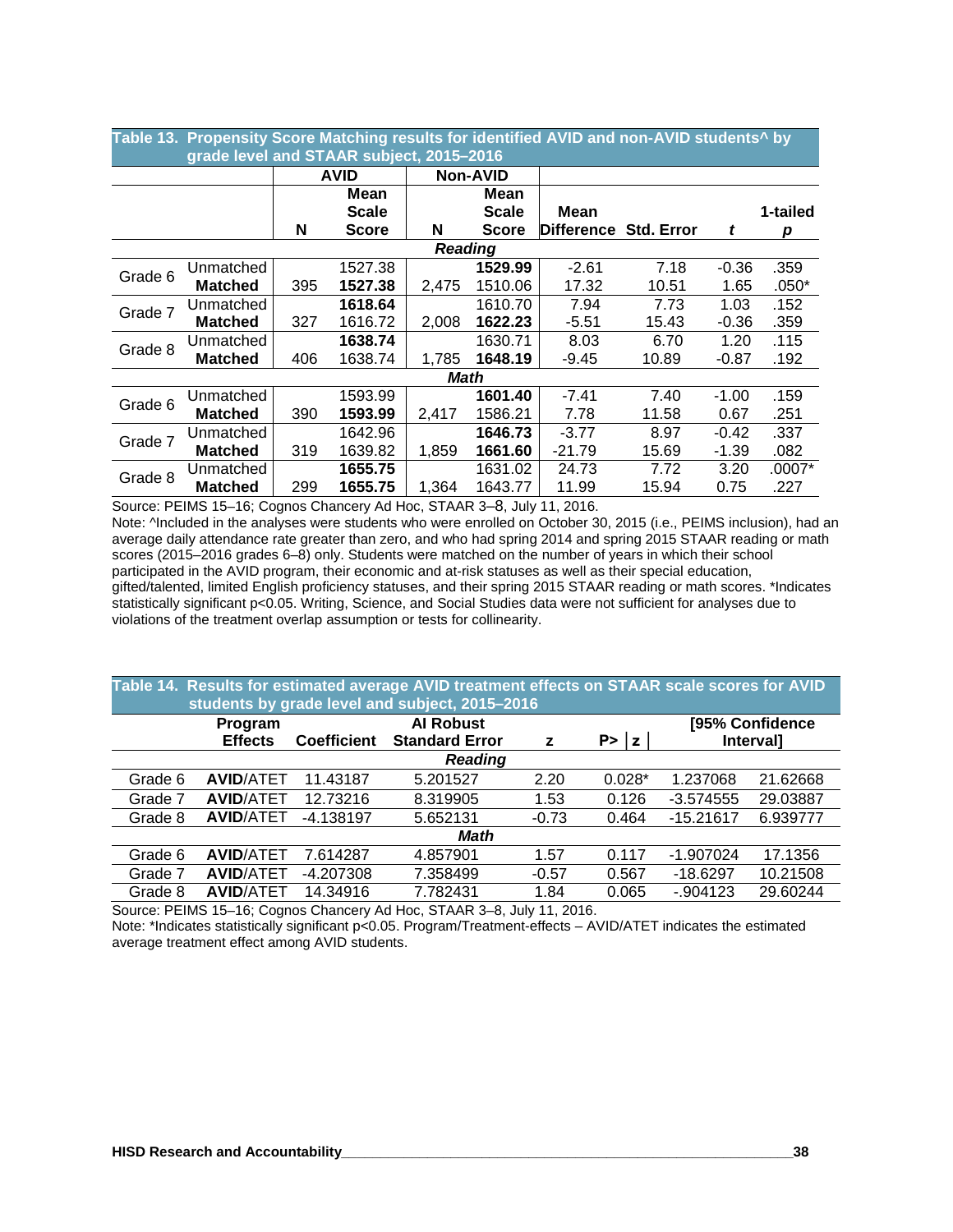**Table 13. Propensity Score Matching results for identified AVID and non-AVID students^ by grade level and STAAR subject, 2015–2016**

| | | AVID | | Non-AVID | | | | | |
|---|---|---|---|---|---|---|---|---|---|
| | | N | Mean Scale Score | N | Mean Scale Score | Mean Difference | Std. Error | *t* | 1-tailed *p* |
| | | | | ***Reading*** | | | | | |
| Grade 6 | Unmatched | | 1527.38 | | **1529.99** | -2.61 | 7.18 | -0.36 | .359 |
| | **Matched** | 395 | **1527.38** | 2,475 | 1510.06 | 17.32 | 10.51 | 1.65 | .050* |
| Grade 7 | Unmatched | | **1618.64** | | 1610.70 | 7.94 | 7.73 | 1.03 | .152 |
| | **Matched** | 327 | 1616.72 | 2,008 | **1622.23** | -5.51 | 15.43 | -0.36 | .359 |
| Grade 8 | Unmatched | | **1638.74** | | 1630.71 | 8.03 | 6.70 | 1.20 | .115 |
| | **Matched** | 406 | 1638.74 | 1,785 | **1648.19** | -9.45 | 10.89 | -0.87 | .192 |
| | | | | ***Math*** | | | | | |
| Grade 6 | Unmatched | | 1593.99 | | **1601.40** | -7.41 | 7.40 | -1.00 | .159 |
| | **Matched** | 390 | **1593.99** | 2,417 | 1586.21 | 7.78 | 11.58 | 0.67 | .251 |
| Grade 7 | Unmatched | | 1642.96 | | **1646.73** | -3.77 | 8.97 | -0.42 | .337 |
| | **Matched** | 319 | 1639.82 | 1,859 | **1661.60** | -21.79 | 15.69 | -1.39 | .082 |
| Grade 8 | Unmatched | | **1655.75** | | 1631.02 | 24.73 | 7.72 | 3.20 | .0007* |
| | **Matched** | 299 | **1655.75** | 1,364 | 1643.77 | 11.99 | 15.94 | 0.75 | .227 |

Source: PEIMS 15–16; Cognos Chancery Ad Hoc, STAAR 3–8, July 11, 2016.
Note: ^Included in the analyses were students who were enrolled on October 30, 2015 (i.e., PEIMS inclusion), had an average daily attendance rate greater than zero, and who had spring 2014 and spring 2015 STAAR reading or math scores (2015–2016 grades 6–8) only. Students were matched on the number of years in which their school participated in the AVID program, their economic and at-risk statuses as well as their special education, gifted/talented, limited English proficiency statuses, and their spring 2015 STAAR reading or math scores. *Indicates statistically significant p<0.05. Writing, Science, and Social Studies data were not sufficient for analyses due to violations of the treatment overlap assumption or tests for collinearity.

**Table 14. Results for estimated average AVID treatment effects on STAAR scale scores for AVID students by grade level and subject, 2015–2016**

| | Program Effects | Coefficient | AI Robust Standard Error | z | P>\|z\| | [95% Confidence | Interval] |
|---|---|---|---|---|---|---|---|
| | | | ***Reading*** | | | | |
| Grade 6 | **AVID**/ATET | 11.43187 | 5.201527 | 2.20 | 0.028* | 1.237068 | 21.62668 |
| Grade 7 | **AVID**/ATET | 12.73216 | 8.319905 | 1.53 | 0.126 | -3.574555 | 29.03887 |
| Grade 8 | **AVID**/ATET | -4.138197 | 5.652131 | -0.73 | 0.464 | -15.21617 | 6.939777 |
| | | | ***Math*** | | | | |
| Grade 6 | **AVID**/ATET | 7.614287 | 4.857901 | 1.57 | 0.117 | -1.907024 | 17.1356 |
| Grade 7 | **AVID**/ATET | -4.207308 | 7.358499 | -0.57 | 0.567 | -18.6297 | 10.21508 |
| Grade 8 | **AVID**/ATET | 14.34916 | 7.782431 | 1.84 | 0.065 | -.904123 | 29.60244 |

Source: PEIMS 15–16; Cognos Chancery Ad Hoc, STAAR 3–8, July 11, 2016.
Note: *Indicates statistically significant p<0.05. Program/Treatment-effects – AVID/ATET indicates the estimated average treatment effect among AVID students.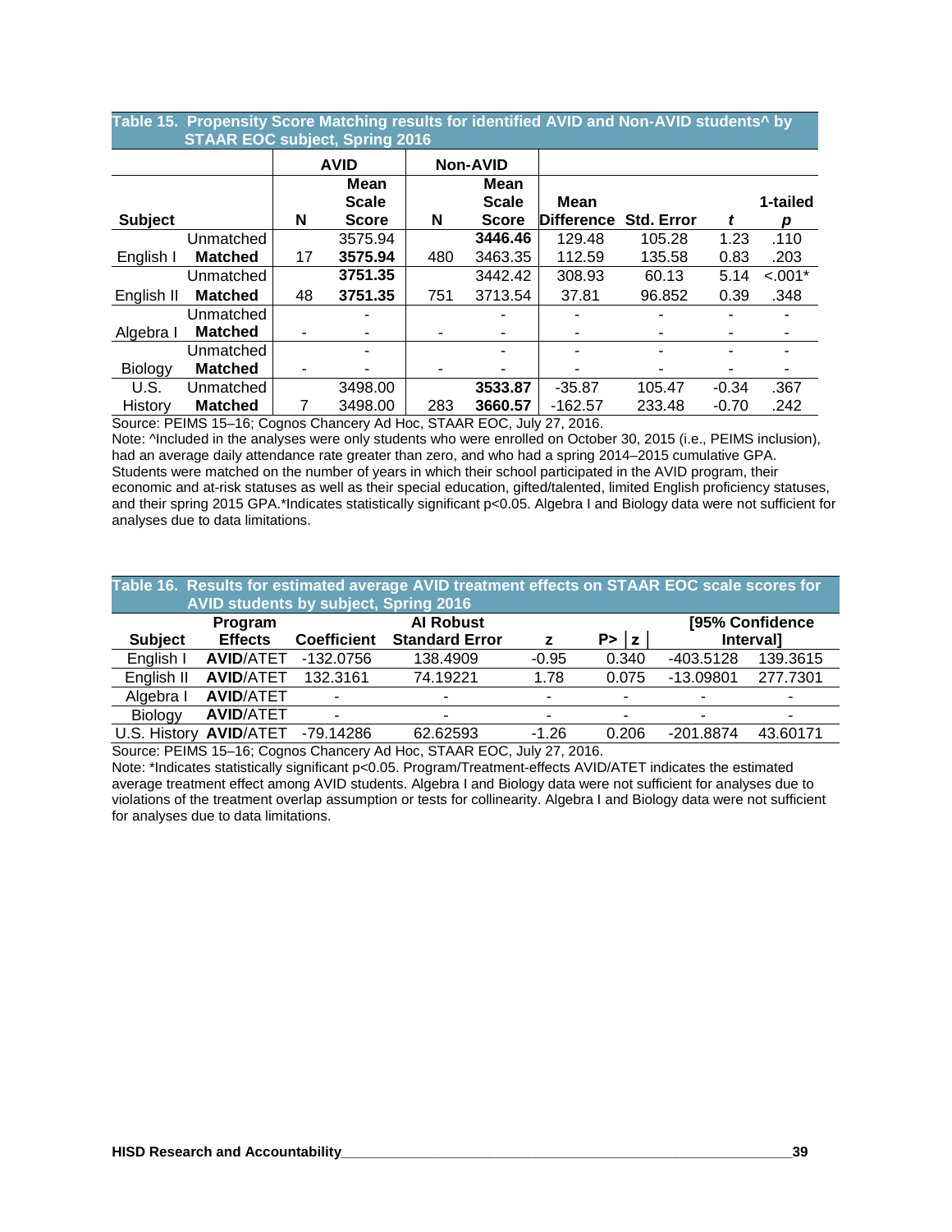**Table 15. Propensity Score Matching results for identified AVID and Non-AVID students^ by STAAR EOC subject, Spring 2016**

| Subject | | AVID N | AVID Mean Scale Score | Non-AVID N | Non-AVID Mean Scale Score | Mean Difference | Std. Error | *t* | 1-tailed *p* |
|---|---|---|---|---|---|---|---|---|---|
| English I | Unmatched | | 3575.94 | | **3446.46** | 129.48 | 105.28 | 1.23 | .110 |
| | **Matched** | 17 | **3575.94** | 480 | 3463.35 | 112.59 | 135.58 | 0.83 | .203 |
| English II | Unmatched | | **3751.35** | | 3442.42 | 308.93 | 60.13 | 5.14 | <.001* |
| | **Matched** | 48 | **3751.35** | 751 | 3713.54 | 37.81 | 96.852 | 0.39 | .348 |
| Algebra I | Unmatched | | - | | - | - | - | - | - |
| | **Matched** | - | - | - | - | - | - | - | - |
| Biology | Unmatched | | - | | - | - | - | - | - |
| | **Matched** | - | - | - | - | - | - | - | - |
| U.S. History | Unmatched | | 3498.00 | | **3533.87** | -35.87 | 105.47 | -0.34 | .367 |
| | **Matched** | 7 | 3498.00 | 283 | **3660.57** | -162.57 | 233.48 | -0.70 | .242 |

Source: PEIMS 15–16; Cognos Chancery Ad Hoc, STAAR EOC, July 27, 2016.
Note: ^Included in the analyses were only students who were enrolled on October 30, 2015 (i.e., PEIMS inclusion), had an average daily attendance rate greater than zero, and who had a spring 2014–2015 cumulative GPA. Students were matched on the number of years in which their school participated in the AVID program, their economic and at-risk statuses as well as their special education, gifted/talented, limited English proficiency statuses, and their spring 2015 GPA.*Indicates statistically significant p<0.05. Algebra I and Biology data were not sufficient for analyses due to data limitations.

**Table 16. Results for estimated average AVID treatment effects on STAAR EOC scale scores for AVID students by subject, Spring 2016**

| Subject | Program Effects | Coefficient | AI Robust Standard Error | z | P> \|z\| | [95% Confidence | Interval] |
|---|---|---|---|---|---|---|---|
| English I | **AVID**/ATET | -132.0756 | 138.4909 | -0.95 | 0.340 | -403.5128 | 139.3615 |
| English II | **AVID**/ATET | 132.3161 | 74.19221 | 1.78 | 0.075 | -13.09801 | 277.7301 |
| Algebra I | **AVID**/ATET | - | - | - | - | - | - |
| Biology | **AVID**/ATET | - | - | - | - | - | - |
| U.S. History | **AVID**/ATET | -79.14286 | 62.62593 | -1.26 | 0.206 | -201.8874 | 43.60171 |

Source: PEIMS 15–16; Cognos Chancery Ad Hoc, STAAR EOC, July 27, 2016.
Note: *Indicates statistically significant p<0.05. Program/Treatment-effects AVID/ATET indicates the estimated average treatment effect among AVID students. Algebra I and Biology data were not sufficient for analyses due to violations of the treatment overlap assumption or tests for collinearity. Algebra I and Biology data were not sufficient for analyses due to data limitations.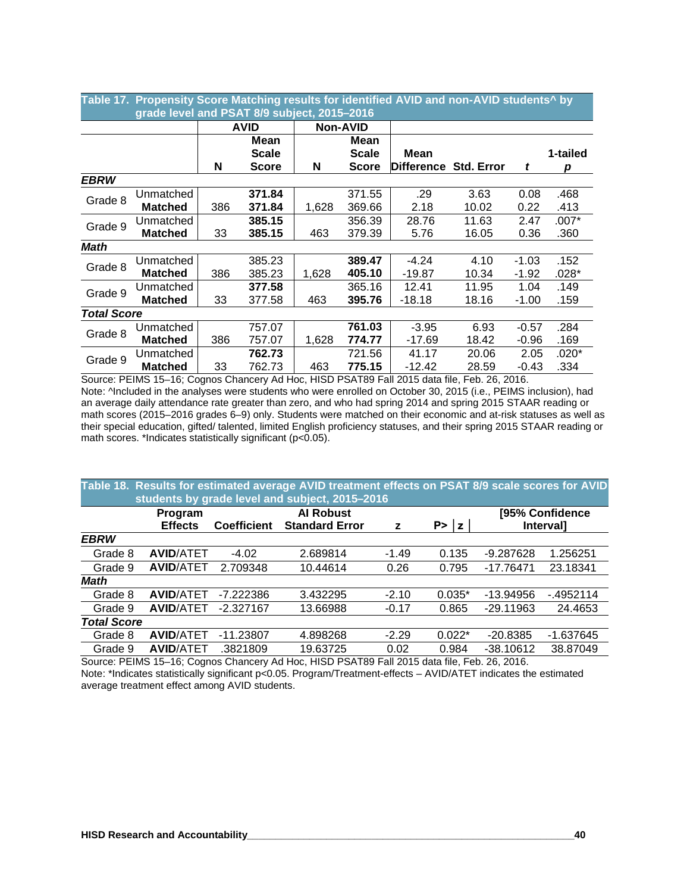**Table 17. Propensity Score Matching results for identified AVID and non-AVID students^ by grade level and PSAT 8/9 subject, 2015–2016**

| | | AVID | | Non-AVID | | | | | |
|---|---|---|---|---|---|---|---|---|---|
| | | N | Mean Scale Score | N | Mean Scale Score | Mean Difference | Std. Error | *t* | 1-tailed *p* |
| ***EBRW*** | | | | | | | | | |
| Grade 8 | Unmatched | | **371.84** | | 371.55 | .29 | 3.63 | 0.08 | .468 |
| | **Matched** | 386 | **371.84** | 1,628 | 369.66 | 2.18 | 10.02 | 0.22 | .413 |
| Grade 9 | Unmatched | | **385.15** | | 356.39 | 28.76 | 11.63 | 2.47 | .007* |
| | **Matched** | 33 | **385.15** | 463 | 379.39 | 5.76 | 16.05 | 0.36 | .360 |
| ***Math*** | | | | | | | | | |
| Grade 8 | Unmatched | | 385.23 | | **389.47** | -4.24 | 4.10 | -1.03 | .152 |
| | **Matched** | 386 | 385.23 | 1,628 | **405.10** | -19.87 | 10.34 | -1.92 | .028* |
| Grade 9 | Unmatched | | **377.58** | | 365.16 | 12.41 | 11.95 | 1.04 | .149 |
| | **Matched** | 33 | 377.58 | 463 | **395.76** | -18.18 | 18.16 | -1.00 | .159 |
| ***Total Score*** | | | | | | | | | |
| Grade 8 | Unmatched | | 757.07 | | **761.03** | -3.95 | 6.93 | -0.57 | .284 |
| | **Matched** | 386 | 757.07 | 1,628 | **774.77** | -17.69 | 18.42 | -0.96 | .169 |
| Grade 9 | Unmatched | | **762.73** | | 721.56 | 41.17 | 20.06 | 2.05 | .020* |
| | **Matched** | 33 | 762.73 | 463 | **775.15** | -12.42 | 28.59 | -0.43 | .334 |

Source: PEIMS 15–16; Cognos Chancery Ad Hoc, HISD PSAT89 Fall 2015 data file, Feb. 26, 2016.
Note: ^Included in the analyses were students who were enrolled on October 30, 2015 (i.e., PEIMS inclusion), had an average daily attendance rate greater than zero, and who had spring 2014 and spring 2015 STAAR reading or math scores (2015–2016 grades 6–9) only. Students were matched on their economic and at-risk statuses as well as their special education, gifted/ talented, limited English proficiency statuses, and their spring 2015 STAAR reading or math scores. *Indicates statistically significant (p<0.05).

**Table 18. Results for estimated average AVID treatment effects on PSAT 8/9 scale scores for AVID students by grade level and subject, 2015–2016**

| | Program Effects | Coefficient | AI Robust Standard Error | z | P> \|z\| | [95% Confidence | Interval] |
|---|---|---|---|---|---|---|---|
| ***EBRW*** | | | | | | | |
| Grade 8 | **AVID**/ATET | -4.02 | 2.689814 | -1.49 | 0.135 | -9.287628 | 1.256251 |
| Grade 9 | **AVID**/ATET | 2.709348 | 10.44614 | 0.26 | 0.795 | -17.76471 | 23.18341 |
| ***Math*** | | | | | | | |
| Grade 8 | **AVID**/ATET | -7.222386 | 3.432295 | -2.10 | 0.035* | -13.94956 | -.4952114 |
| Grade 9 | **AVID**/ATET | -2.327167 | 13.66988 | -0.17 | 0.865 | -29.11963 | 24.4653 |
| ***Total Score*** | | | | | | | |
| Grade 8 | **AVID**/ATET | -11.23807 | 4.898268 | -2.29 | 0.022* | -20.8385 | -1.637645 |
| Grade 9 | **AVID**/ATET | .3821809 | 19.63725 | 0.02 | 0.984 | -38.10612 | 38.87049 |

Source: PEIMS 15–16; Cognos Chancery Ad Hoc, HISD PSAT89 Fall 2015 data file, Feb. 26, 2016.
Note: *Indicates statistically significant p<0.05. Program/Treatment-effects – AVID/ATET indicates the estimated average treatment effect among AVID students.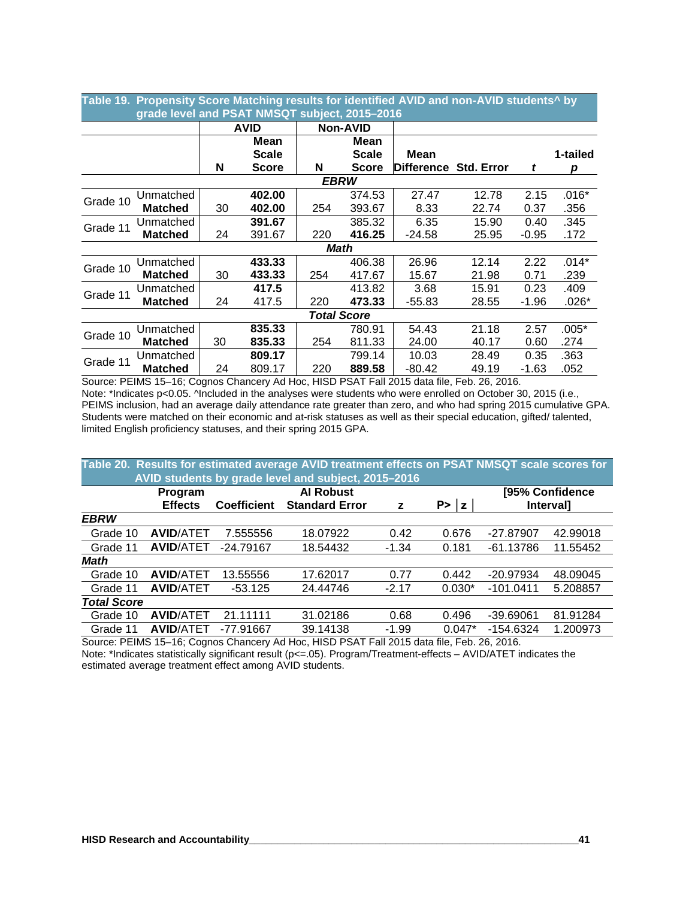**Table 19. Propensity Score Matching results for identified AVID and non-AVID students^ by grade level and PSAT NMSQT subject, 2015–2016**

| | | AVID | | Non-AVID | | | | | |
|---|---|---|---|---|---|---|---|---|---|
| | | N | Mean Scale Score | N | Mean Scale Score | Mean Difference | Std. Error | *t* | 1-tailed *p* |
| | | | | ***EBRW*** | | | | | |
| Grade 10 | Unmatched | | **402.00** | | 374.53 | 27.47 | 12.78 | 2.15 | .016* |
| | **Matched** | 30 | **402.00** | 254 | 393.67 | 8.33 | 22.74 | 0.37 | .356 |
| Grade 11 | Unmatched | | **391.67** | | 385.32 | 6.35 | 15.90 | 0.40 | .345 |
| | **Matched** | 24 | 391.67 | 220 | **416.25** | -24.58 | 25.95 | -0.95 | .172 |
| | | | | ***Math*** | | | | | |
| Grade 10 | Unmatched | | **433.33** | | 406.38 | 26.96 | 12.14 | 2.22 | .014* |
| | **Matched** | 30 | **433.33** | 254 | 417.67 | 15.67 | 21.98 | 0.71 | .239 |
| Grade 11 | Unmatched | | **417.5** | | 413.82 | 3.68 | 15.91 | 0.23 | .409 |
| | **Matched** | 24 | 417.5 | 220 | **473.33** | -55.83 | 28.55 | -1.96 | .026* |
| | | | | ***Total Score*** | | | | | |
| Grade 10 | Unmatched | | **835.33** | | 780.91 | 54.43 | 21.18 | 2.57 | .005* |
| | **Matched** | 30 | **835.33** | 254 | 811.33 | 24.00 | 40.17 | 0.60 | .274 |
| Grade 11 | Unmatched | | **809.17** | | 799.14 | 10.03 | 28.49 | 0.35 | .363 |
| | **Matched** | 24 | 809.17 | 220 | **889.58** | -80.42 | 49.19 | -1.63 | .052 |

Source: PEIMS 15–16; Cognos Chancery Ad Hoc, HISD PSAT Fall 2015 data file, Feb. 26, 2016.
Note: *Indicates p<0.05. ^Included in the analyses were students who were enrolled on October 30, 2015 (i.e., PEIMS inclusion, had an average daily attendance rate greater than zero, and who had spring 2015 cumulative GPA. Students were matched on their economic and at-risk statuses as well as their special education, gifted/ talented, limited English proficiency statuses, and their spring 2015 GPA.

**Table 20. Results for estimated average AVID treatment effects on PSAT NMSQT scale scores for AVID students by grade level and subject, 2015–2016**

| | Program Effects | Coefficient | AI Robust Standard Error | z | P>\|z\| | [95% Confidence | Interval] |
|---|---|---|---|---|---|---|---|
| ***EBRW*** | | | | | | | |
| Grade 10 | **AVID**/ATET | 7.555556 | 18.07922 | 0.42 | 0.676 | -27.87907 | 42.99018 |
| Grade 11 | **AVID**/ATET | -24.79167 | 18.54432 | -1.34 | 0.181 | -61.13786 | 11.55452 |
| ***Math*** | | | | | | | |
| Grade 10 | **AVID**/ATET | 13.55556 | 17.62017 | 0.77 | 0.442 | -20.97934 | 48.09045 |
| Grade 11 | **AVID**/ATET | -53.125 | 24.44746 | -2.17 | 0.030* | -101.0411 | 5.208857 |
| ***Total Score*** | | | | | | | |
| Grade 10 | **AVID**/ATET | 21.11111 | 31.02186 | 0.68 | 0.496 | -39.69061 | 81.91284 |
| Grade 11 | **AVID**/ATET | -77.91667 | 39.14138 | -1.99 | 0.047* | -154.6324 | 1.200973 |

Source: PEIMS 15–16; Cognos Chancery Ad Hoc, HISD PSAT Fall 2015 data file, Feb. 26, 2016.
Note: *Indicates statistically significant result (p<=.05). Program/Treatment-effects – AVID/ATET indicates the estimated average treatment effect among AVID students.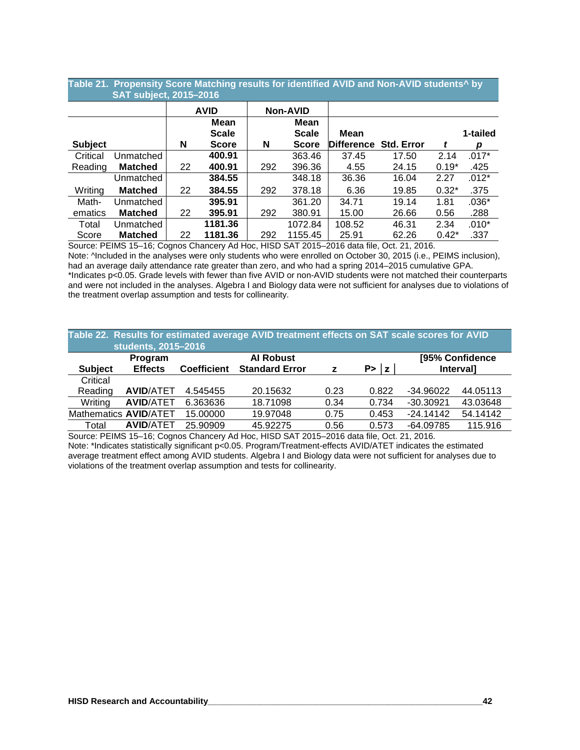**Table 21. Propensity Score Matching results for identified AVID and Non-AVID students^ by SAT subject, 2015–2016**

| Subject | | AVID | | Non-AVID | | | | | |
|---|---|---|---|---|---|---|---|---|---|
| | | N | Mean Scale Score | N | Mean Scale Score | Mean Difference | Std. Error | t | 1-tailed p |
| Critical Reading | Unmatched | | **400.91** | | 363.46 | 37.45 | 17.50 | 2.14 | .017* |
| | **Matched** | 22 | **400.91** | 292 | 396.36 | 4.55 | 24.15 | 0.19* | .425 |
| Writing | Unmatched | | **384.55** | | 348.18 | 36.36 | 16.04 | 2.27 | .012* |
| | **Matched** | 22 | **384.55** | 292 | 378.18 | 6.36 | 19.85 | 0.32* | .375 |
| Mathematics | Unmatched | | **395.91** | | 361.20 | 34.71 | 19.14 | 1.81 | .036* |
| | **Matched** | 22 | **395.91** | 292 | 380.91 | 15.00 | 26.66 | 0.56 | .288 |
| Total Score | Unmatched | | **1181.36** | | 1072.84 | 108.52 | 46.31 | 2.34 | .010* |
| | **Matched** | 22 | **1181.36** | 292 | 1155.45 | 25.91 | 62.26 | 0.42* | .337 |

Source: PEIMS 15–16; Cognos Chancery Ad Hoc, HISD SAT 2015–2016 data file, Oct. 21, 2016.
Note: ^Included in the analyses were only students who were enrolled on October 30, 2015 (i.e., PEIMS inclusion), had an average daily attendance rate greater than zero, and who had a spring 2014–2015 cumulative GPA. *Indicates p<0.05. Grade levels with fewer than five AVID or non-AVID students were not matched their counterparts and were not included in the analyses. Algebra I and Biology data were not sufficient for analyses due to violations of the treatment overlap assumption and tests for collinearity.

**Table 22. Results for estimated average AVID treatment effects on SAT scale scores for AVID students, 2015–2016**

| Subject | Program Effects | Coefficient | AI Robust Standard Error | z | P> \|z\| | [95% Confidence | Interval] |
|---|---|---|---|---|---|---|---|
| Critical Reading | **AVID**/ATET | 4.545455 | 20.15632 | 0.23 | 0.822 | -34.96022 | 44.05113 |
| Writing | **AVID**/ATET | 6.363636 | 18.71098 | 0.34 | 0.734 | -30.30921 | 43.03648 |
| Mathematics | **AVID**/ATET | 15.00000 | 19.97048 | 0.75 | 0.453 | -24.14142 | 54.14142 |
| Total | **AVID**/ATET | 25.90909 | 45.92275 | 0.56 | 0.573 | -64.09785 | 115.916 |

Source: PEIMS 15–16; Cognos Chancery Ad Hoc, HISD SAT 2015–2016 data file, Oct. 21, 2016.
Note: *Indicates statistically significant p<0.05. Program/Treatment-effects AVID/ATET indicates the estimated average treatment effect among AVID students. Algebra I and Biology data were not sufficient for analyses due to violations of the treatment overlap assumption and tests for collinearity.